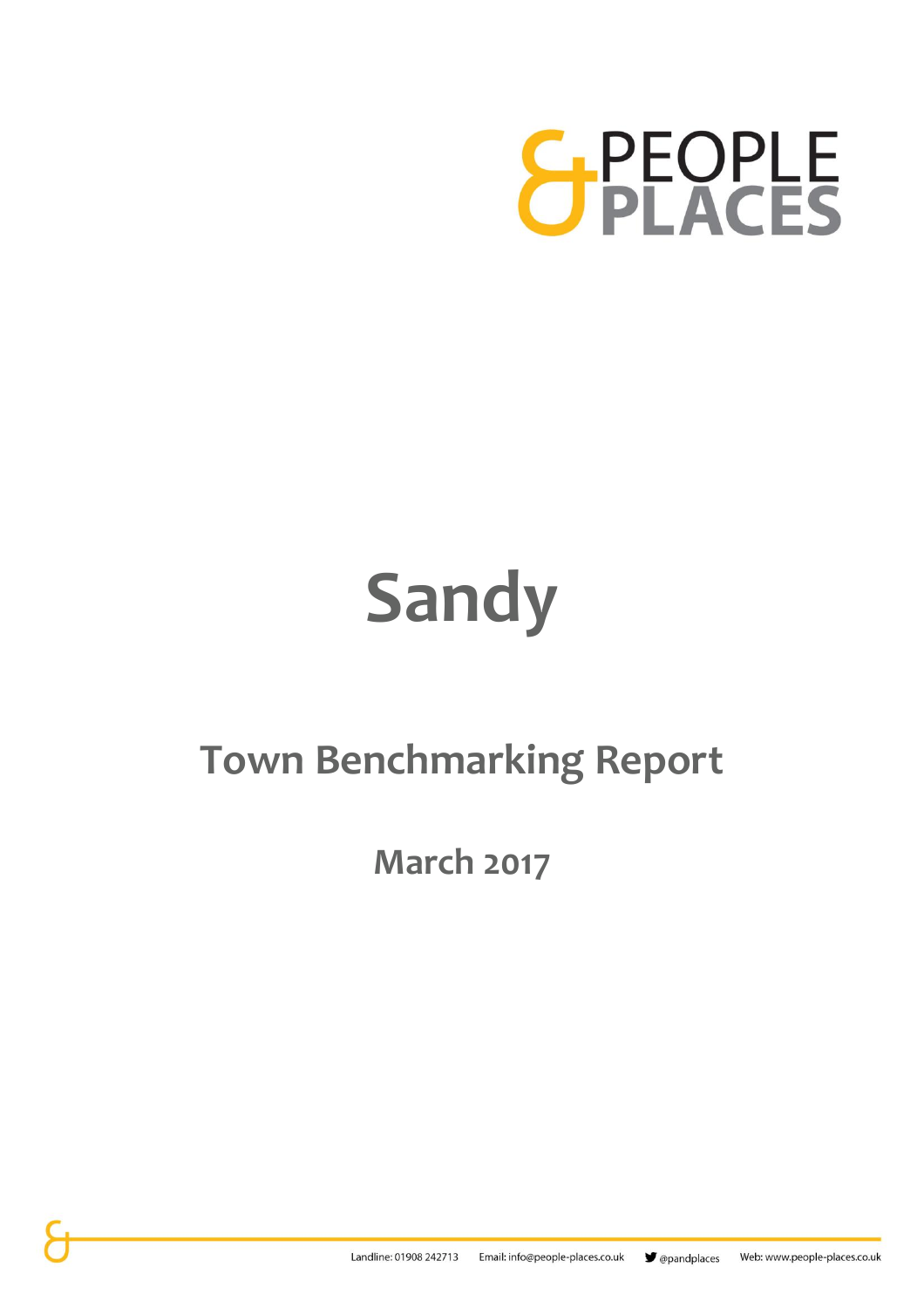# Sandy

## Town Benchmarking Report

### March 2017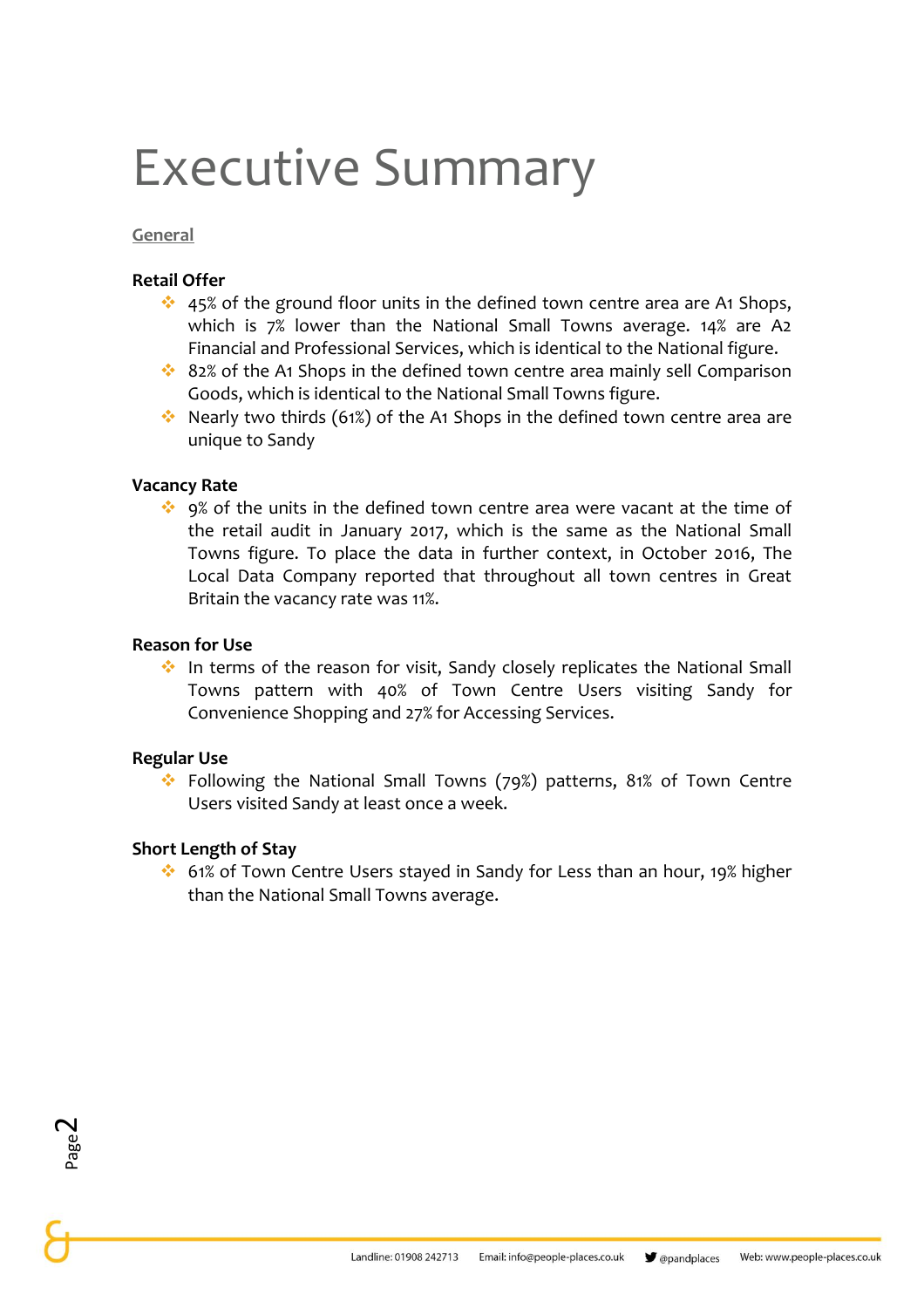# Executive Summary

## General

**Retail Offer**

- 45% of the ground floor units in the defined town centre area are A1 Shops, which is 7% lower than the National Small Towns average. 14% are A2 Financial and Professional Services, which is identical to the National figure.
- 82% of the A1 Shops in the defined town centre area mainly sell Comparison Goods, which is identical to the National Small Towns figure.
- Nearly two thirds (61%) of the A1 Shops in the defined town centre area are unique to Sandy

**Vacancy Rate**

- 9% of the units in the defined town centre area were vacant at the time of the retail audit in January 2017, which is the same as the National Small Towns figure. To place the data in further context, in October 2016, The Local Data Company reported that throughout all town centres in Great Britain the vacancy rate was 11%.

**Reason for Use**

- In terms of the reason for visit, Sandy closely replicates the National Small Towns pattern with 40% of Town Centre Users visiting Sandy for Convenience Shopping and 27% for Accessing Services.

**Regular Use**

- Following the National Small Towns (79%) patterns, 81% of Town Centre Users visited Sandy at least once a week.

**Short Length of Stay**

- 61% of Town Centre Users stayed in Sandy for Less than an hour, 19% higher than the National Small Towns average.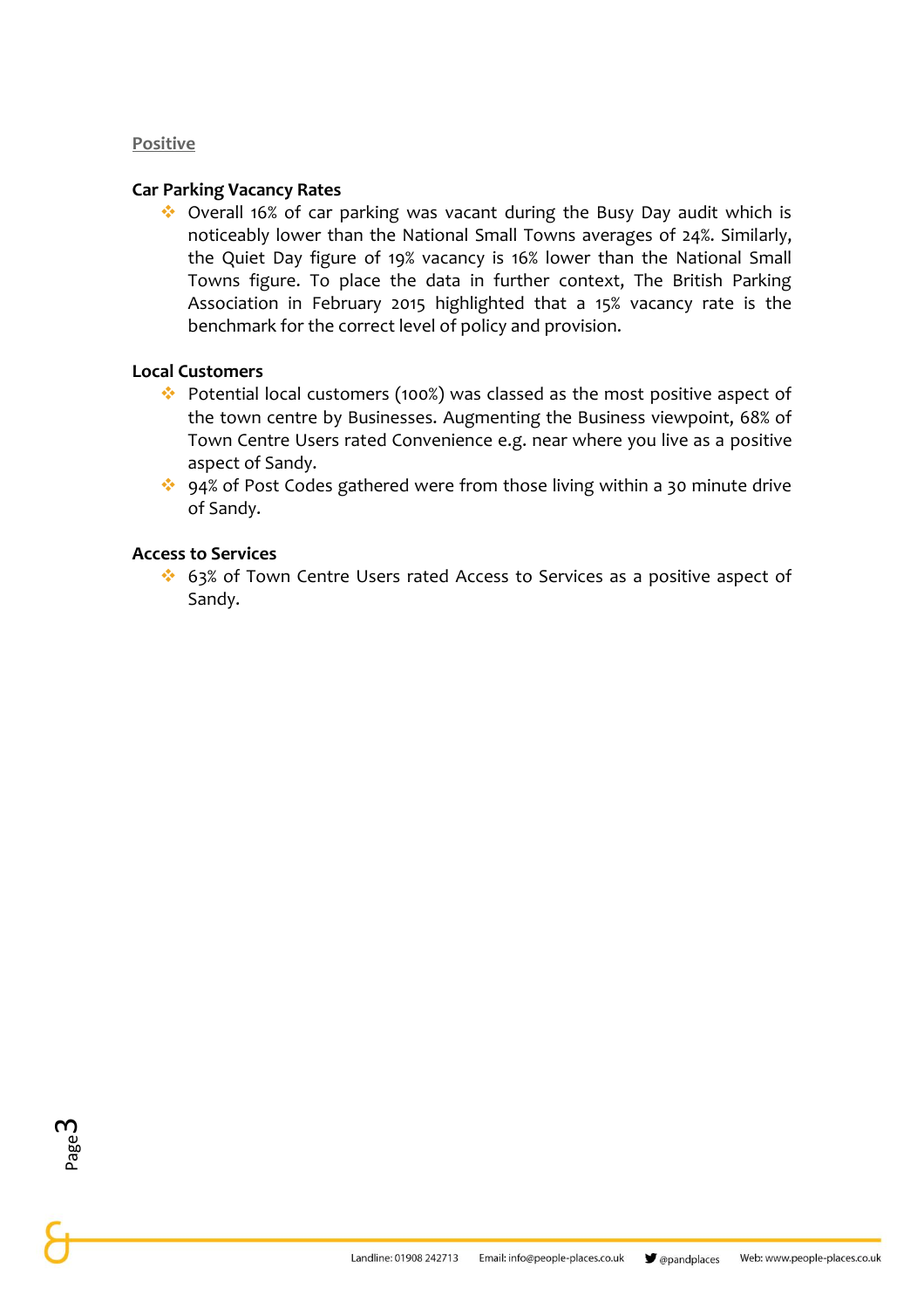## Positive

### Car Parking Vacancy Rates

- Overall 16% of car parking was vacant during the Busy Day audit which is noticeably lower than the National Small Towns averages of 24%. Similarly, the Quiet Day figure of 19% vacancy is 16% lower than the National Small Towns figure. To place the data in further context, The British Parking Association in February 2015 highlighted that a 15% vacancy rate is the benchmark for the correct level of policy and provision.

### Local Customers

- Potential local customers (100%) was classed as the most positive aspect of the town centre by Businesses. Augmenting the Business viewpoint, 68% of Town Centre Users rated Convenience e.g. near where you live as a positive aspect of Sandy.
- 94% of Post Codes gathered were from those living within a 30 minute drive of Sandy.

### Access to Services

- 63% of Town Centre Users rated Access to Services as a positive aspect of Sandy.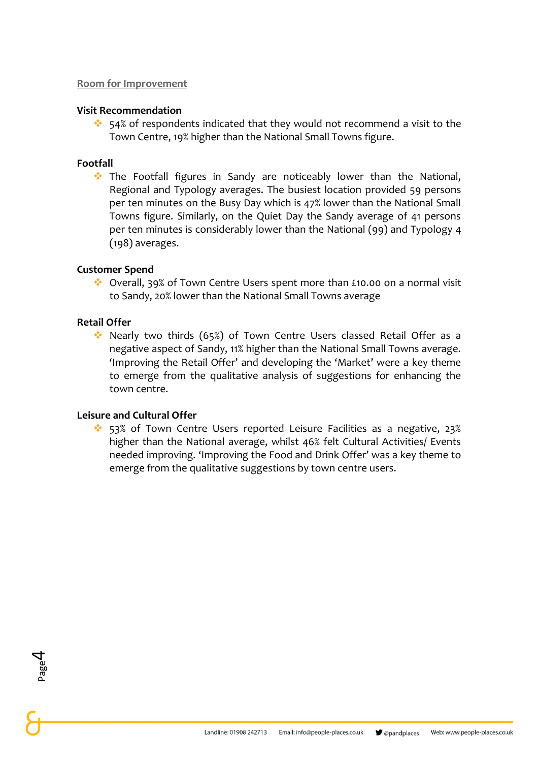## Room for Improvement

### Visit Recommendation

- 54% of respondents indicated that they would not recommend a visit to the Town Centre, 19% higher than the National Small Towns figure.

### Footfall

- The Footfall figures in Sandy are noticeably lower than the National, Regional and Typology averages. The busiest location provided 59 persons per ten minutes on the Busy Day which is 47% lower than the National Small Towns figure. Similarly, on the Quiet Day the Sandy average of 41 persons per ten minutes is considerably lower than the National (99) and Typology 4 (198) averages.

### Customer Spend

- Overall, 39% of Town Centre Users spent more than £10.00 on a normal visit to Sandy, 20% lower than the National Small Towns average

### Retail Offer

- Nearly two thirds (65%) of Town Centre Users classed Retail Offer as a negative aspect of Sandy, 11% higher than the National Small Towns average. 'Improving the Retail Offer' and developing the 'Market' were a key theme to emerge from the qualitative analysis of suggestions for enhancing the town centre.

### Leisure and Cultural Offer

- 53% of Town Centre Users reported Leisure Facilities as a negative, 23% higher than the National average, whilst 46% felt Cultural Activities/ Events needed improving. 'Improving the Food and Drink Offer' was a key theme to emerge from the qualitative suggestions by town centre users.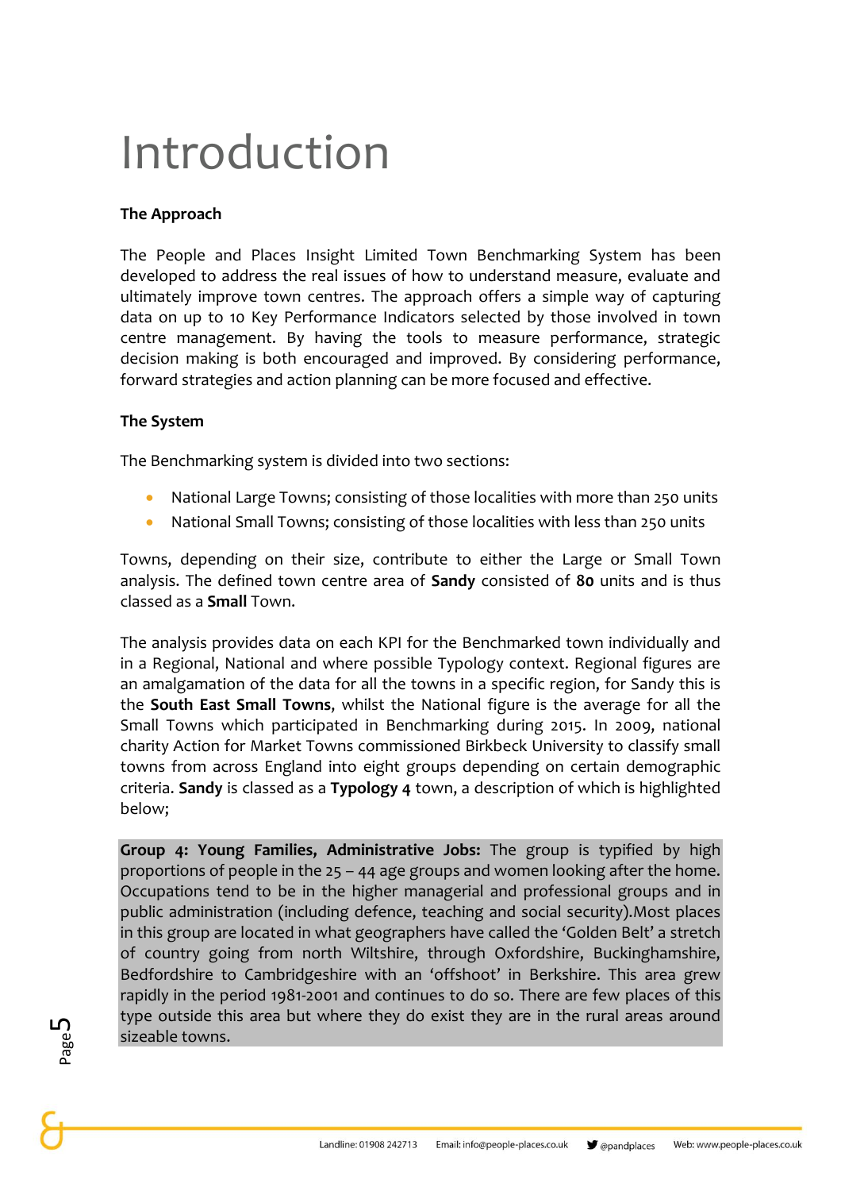# Introduction

**The Approach**

The People and Places Insight Limited Town Benchmarking System has been developed to address the real issues of how to understand measure, evaluate and ultimately improve town centres. The approach offers a simple way of capturing data on up to 10 Key Performance Indicators selected by those involved in town centre management. By having the tools to measure performance, strategic decision making is both encouraged and improved. By considering performance, forward strategies and action planning can be more focused and effective.

**The System**

The Benchmarking system is divided into two sections:

- National Large Towns; consisting of those localities with more than 250 units
- National Small Towns; consisting of those localities with less than 250 units

Towns, depending on their size, contribute to either the Large or Small Town analysis. The defined town centre area of **Sandy** consisted of **80** units and is thus classed as a **Small** Town.

The analysis provides data on each KPI for the Benchmarked town individually and in a Regional, National and where possible Typology context. Regional figures are an amalgamation of the data for all the towns in a specific region, for Sandy this is the **South East Small Towns**, whilst the National figure is the average for all the Small Towns which participated in Benchmarking during 2015. In 2009, national charity Action for Market Towns commissioned Birkbeck University to classify small towns from across England into eight groups depending on certain demographic criteria. **Sandy** is classed as a **Typology 4** town, a description of which is highlighted below;

**Group 4: Young Families, Administrative Jobs:** The group is typified by high proportions of people in the 25 – 44 age groups and women looking after the home. Occupations tend to be in the higher managerial and professional groups and in public administration (including defence, teaching and social security).Most places in this group are located in what geographers have called the 'Golden Belt' a stretch of country going from north Wiltshire, through Oxfordshire, Buckinghamshire, Bedfordshire to Cambridgeshire with an 'offshoot' in Berkshire. This area grew rapidly in the period 1981-2001 and continues to do so. There are few places of this type outside this area but where they do exist they are in the rural areas around sizeable towns.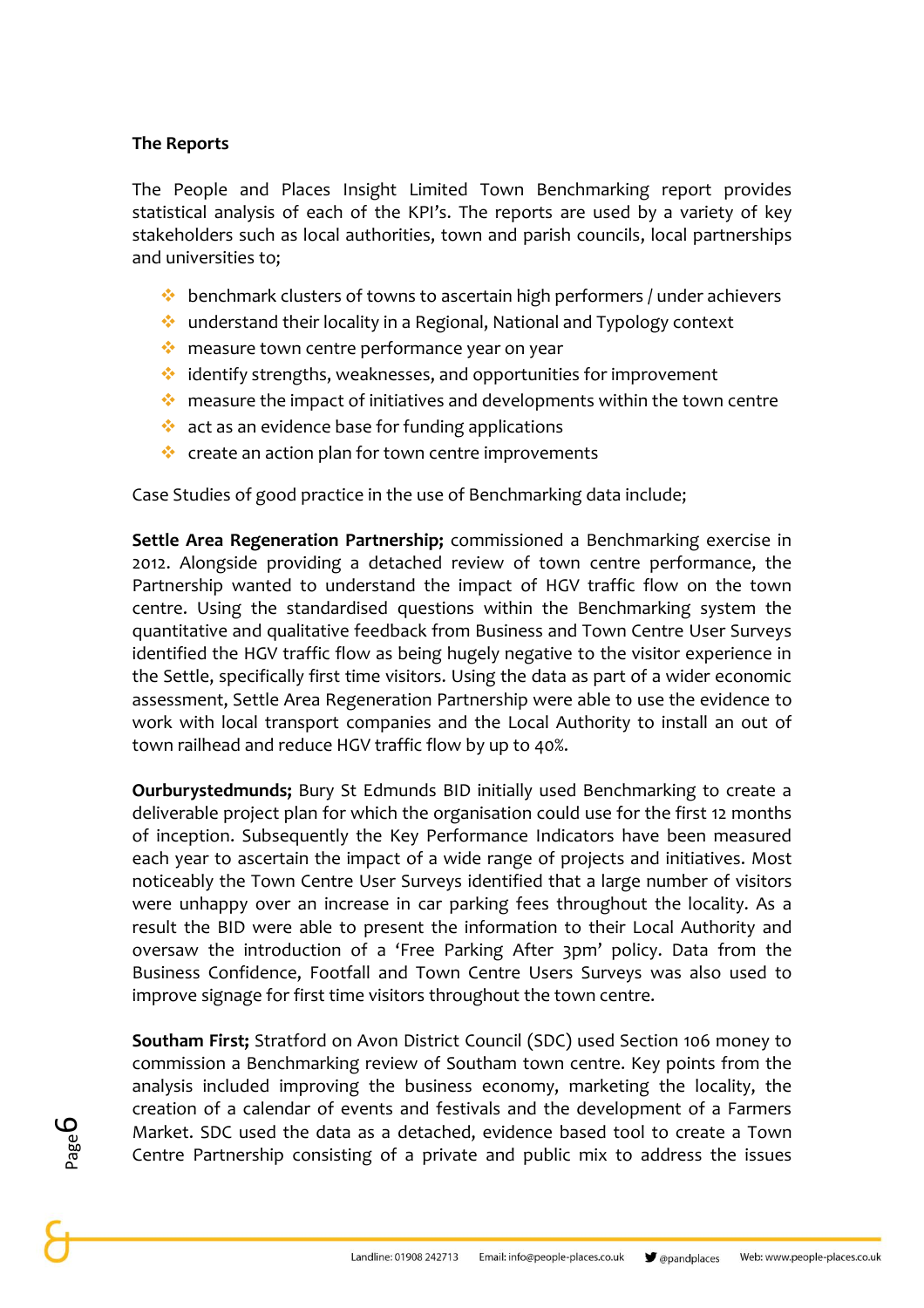**The Reports**

The People and Places Insight Limited Town Benchmarking report provides statistical analysis of each of the KPI's. The reports are used by a variety of key stakeholders such as local authorities, town and parish councils, local partnerships and universities to;

- benchmark clusters of towns to ascertain high performers / under achievers
- understand their locality in a Regional, National and Typology context
- measure town centre performance year on year
- identify strengths, weaknesses, and opportunities for improvement
- measure the impact of initiatives and developments within the town centre
- act as an evidence base for funding applications
- create an action plan for town centre improvements

Case Studies of good practice in the use of Benchmarking data include;

**Settle Area Regeneration Partnership;** commissioned a Benchmarking exercise in 2012. Alongside providing a detached review of town centre performance, the Partnership wanted to understand the impact of HGV traffic flow on the town centre. Using the standardised questions within the Benchmarking system the quantitative and qualitative feedback from Business and Town Centre User Surveys identified the HGV traffic flow as being hugely negative to the visitor experience in the Settle, specifically first time visitors. Using the data as part of a wider economic assessment, Settle Area Regeneration Partnership were able to use the evidence to work with local transport companies and the Local Authority to install an out of town railhead and reduce HGV traffic flow by up to 40%.

**Ourburystedmunds;** Bury St Edmunds BID initially used Benchmarking to create a deliverable project plan for which the organisation could use for the first 12 months of inception. Subsequently the Key Performance Indicators have been measured each year to ascertain the impact of a wide range of projects and initiatives. Most noticeably the Town Centre User Surveys identified that a large number of visitors were unhappy over an increase in car parking fees throughout the locality. As a result the BID were able to present the information to their Local Authority and oversaw the introduction of a 'Free Parking After 3pm' policy. Data from the Business Confidence, Footfall and Town Centre Users Surveys was also used to improve signage for first time visitors throughout the town centre.

**Southam First;** Stratford on Avon District Council (SDC) used Section 106 money to commission a Benchmarking review of Southam town centre. Key points from the analysis included improving the business economy, marketing the locality, the creation of a calendar of events and festivals and the development of a Farmers Market. SDC used the data as a detached, evidence based tool to create a Town Centre Partnership consisting of a private and public mix to address the issues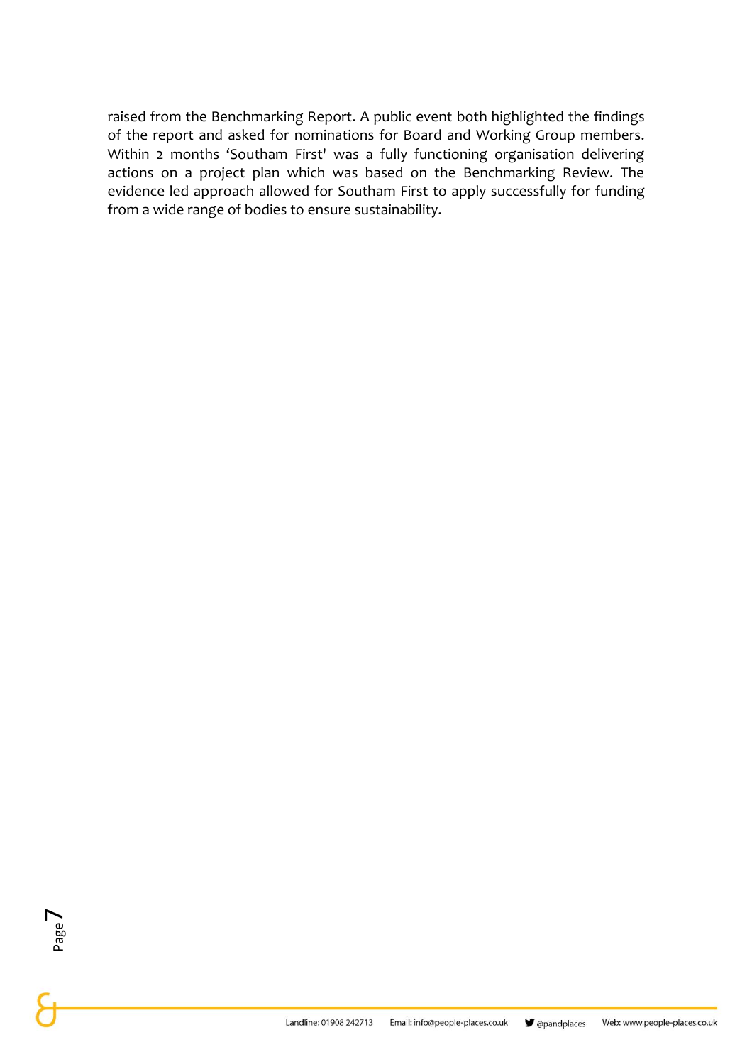raised from the Benchmarking Report. A public event both highlighted the findings of the report and asked for nominations for Board and Working Group members. Within 2 months 'Southam First' was a fully functioning organisation delivering actions on a project plan which was based on the Benchmarking Review. The evidence led approach allowed for Southam First to apply successfully for funding from a wide range of bodies to ensure sustainability.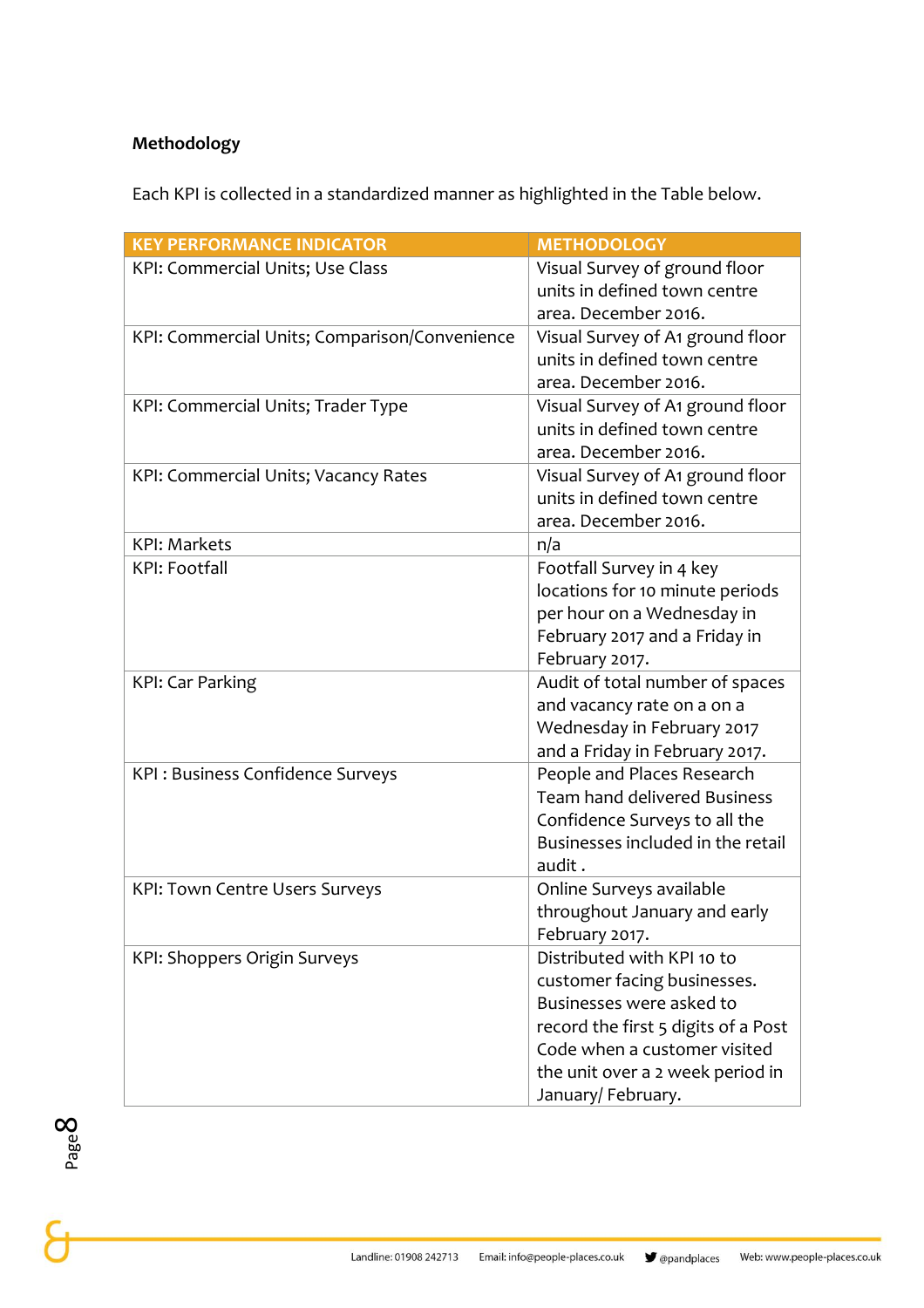**Methodology**

Each KPI is collected in a standardized manner as highlighted in the Table below.

| KEY PERFORMANCE INDICATOR | METHODOLOGY |
|---|---|
| KPI: Commercial Units; Use Class | Visual Survey of ground floor units in defined town centre area. December 2016. |
| KPI: Commercial Units; Comparison/Convenience | Visual Survey of A1 ground floor units in defined town centre area. December 2016. |
| KPI: Commercial Units; Trader Type | Visual Survey of A1 ground floor units in defined town centre area. December 2016. |
| KPI: Commercial Units; Vacancy Rates | Visual Survey of A1 ground floor units in defined town centre area. December 2016. |
| KPI: Markets | n/a |
| KPI: Footfall | Footfall Survey in 4 key locations for 10 minute periods per hour on a Wednesday in February 2017 and a Friday in February 2017. |
| KPI: Car Parking | Audit of total number of spaces and vacancy rate on a on a Wednesday in February 2017 and a Friday in February 2017. |
| KPI : Business Confidence Surveys | People and Places Research Team hand delivered Business Confidence Surveys to all the Businesses included in the retail audit . |
| KPI: Town Centre Users Surveys | Online Surveys available throughout January and early February 2017. |
| KPI: Shoppers Origin Surveys | Distributed with KPI 10 to customer facing businesses. Businesses were asked to record the first 5 digits of a Post Code when a customer visited the unit over a 2 week period in January/ February. |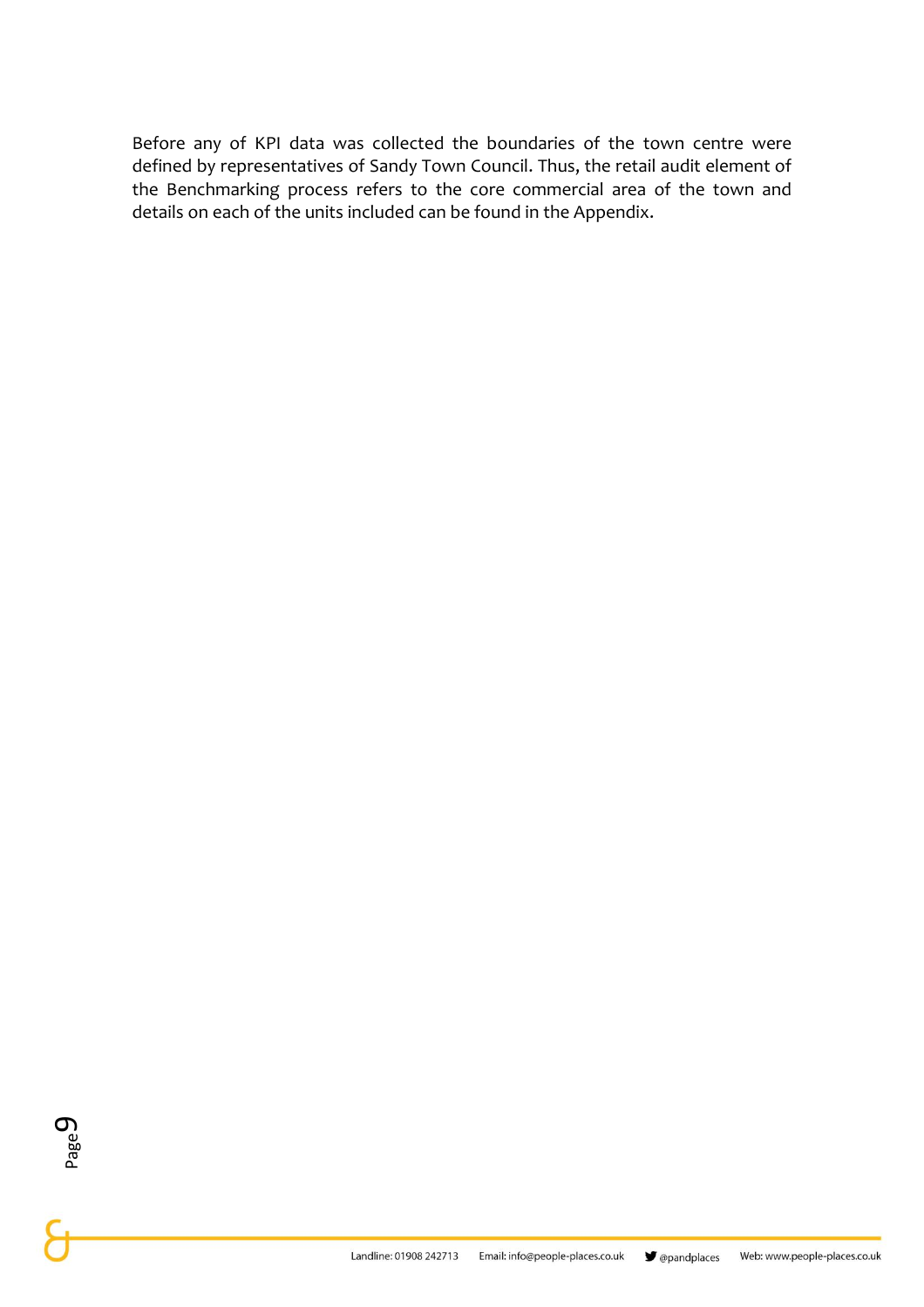Before any of KPI data was collected the boundaries of the town centre were defined by representatives of Sandy Town Council. Thus, the retail audit element of the Benchmarking process refers to the core commercial area of the town and details on each of the units included can be found in the Appendix.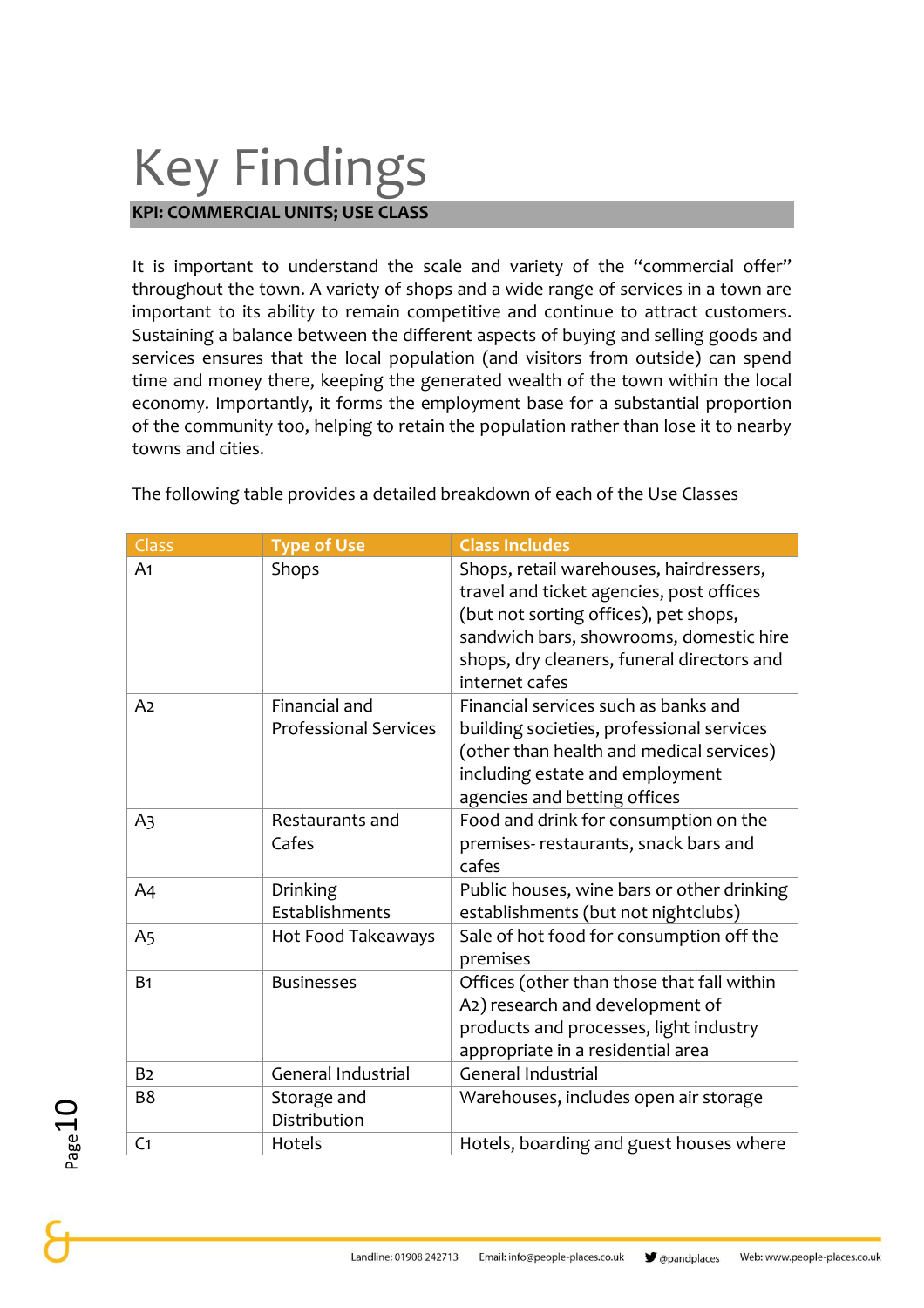# Key Findings

**KPI: COMMERCIAL UNITS; USE CLASS**

It is important to understand the scale and variety of the "commercial offer" throughout the town. A variety of shops and a wide range of services in a town are important to its ability to remain competitive and continue to attract customers. Sustaining a balance between the different aspects of buying and selling goods and services ensures that the local population (and visitors from outside) can spend time and money there, keeping the generated wealth of the town within the local economy. Importantly, it forms the employment base for a substantial proportion of the community too, helping to retain the population rather than lose it to nearby towns and cities.

The following table provides a detailed breakdown of each of the Use Classes

| Class | Type of Use | Class Includes |
|---|---|---|
| A1 | Shops | Shops, retail warehouses, hairdressers, travel and ticket agencies, post offices (but not sorting offices), pet shops, sandwich bars, showrooms, domestic hire shops, dry cleaners, funeral directors and internet cafes |
| A2 | Financial and Professional Services | Financial services such as banks and building societies, professional services (other than health and medical services) including estate and employment agencies and betting offices |
| A3 | Restaurants and Cafes | Food and drink for consumption on the premises- restaurants, snack bars and cafes |
| A4 | Drinking Establishments | Public houses, wine bars or other drinking establishments (but not nightclubs) |
| A5 | Hot Food Takeaways | Sale of hot food for consumption off the premises |
| B1 | Businesses | Offices (other than those that fall within A2) research and development of products and processes, light industry appropriate in a residential area |
| B2 | General Industrial | General Industrial |
| B8 | Storage and Distribution | Warehouses, includes open air storage |
| C1 | Hotels | Hotels, boarding and guest houses where |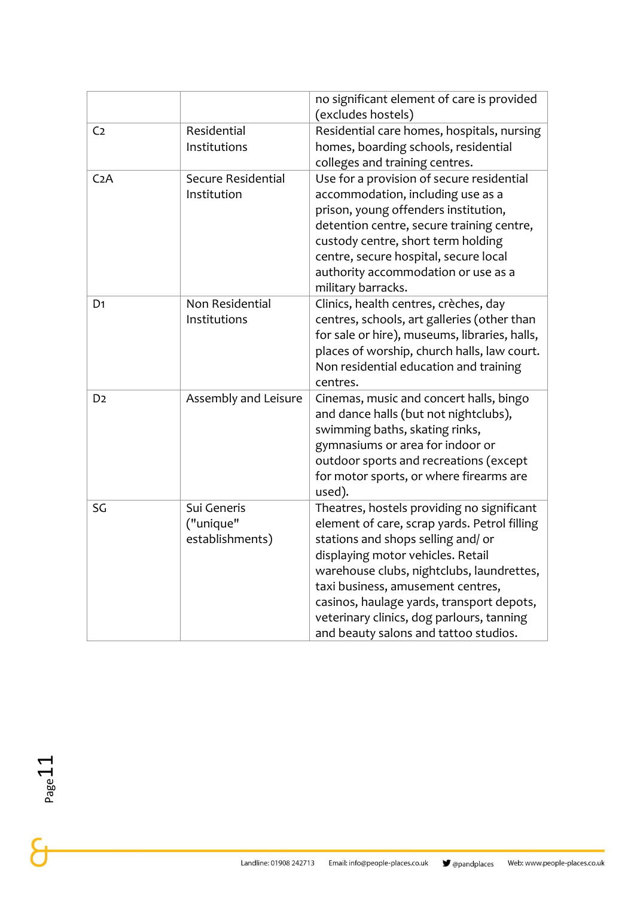| | | |
|---|---|---|
| | | no significant element of care is provided (excludes hostels) |
| C2 | Residential Institutions | Residential care homes, hospitals, nursing homes, boarding schools, residential colleges and training centres. |
| C2A | Secure Residential Institution | Use for a provision of secure residential accommodation, including use as a prison, young offenders institution, detention centre, secure training centre, custody centre, short term holding centre, secure hospital, secure local authority accommodation or use as a military barracks. |
| D1 | Non Residential Institutions | Clinics, health centres, crèches, day centres, schools, art galleries (other than for sale or hire), museums, libraries, halls, places of worship, church halls, law court. Non residential education and training centres. |
| D2 | Assembly and Leisure | Cinemas, music and concert halls, bingo and dance halls (but not nightclubs), swimming baths, skating rinks, gymnasiums or area for indoor or outdoor sports and recreations (except for motor sports, or where firearms are used). |
| SG | Sui Generis ("unique" establishments) | Theatres, hostels providing no significant element of care, scrap yards. Petrol filling stations and shops selling and/ or displaying motor vehicles. Retail warehouse clubs, nightclubs, laundrettes, taxi business, amusement centres, casinos, haulage yards, transport depots, veterinary clinics, dog parlours, tanning and beauty salons and tattoo studios. |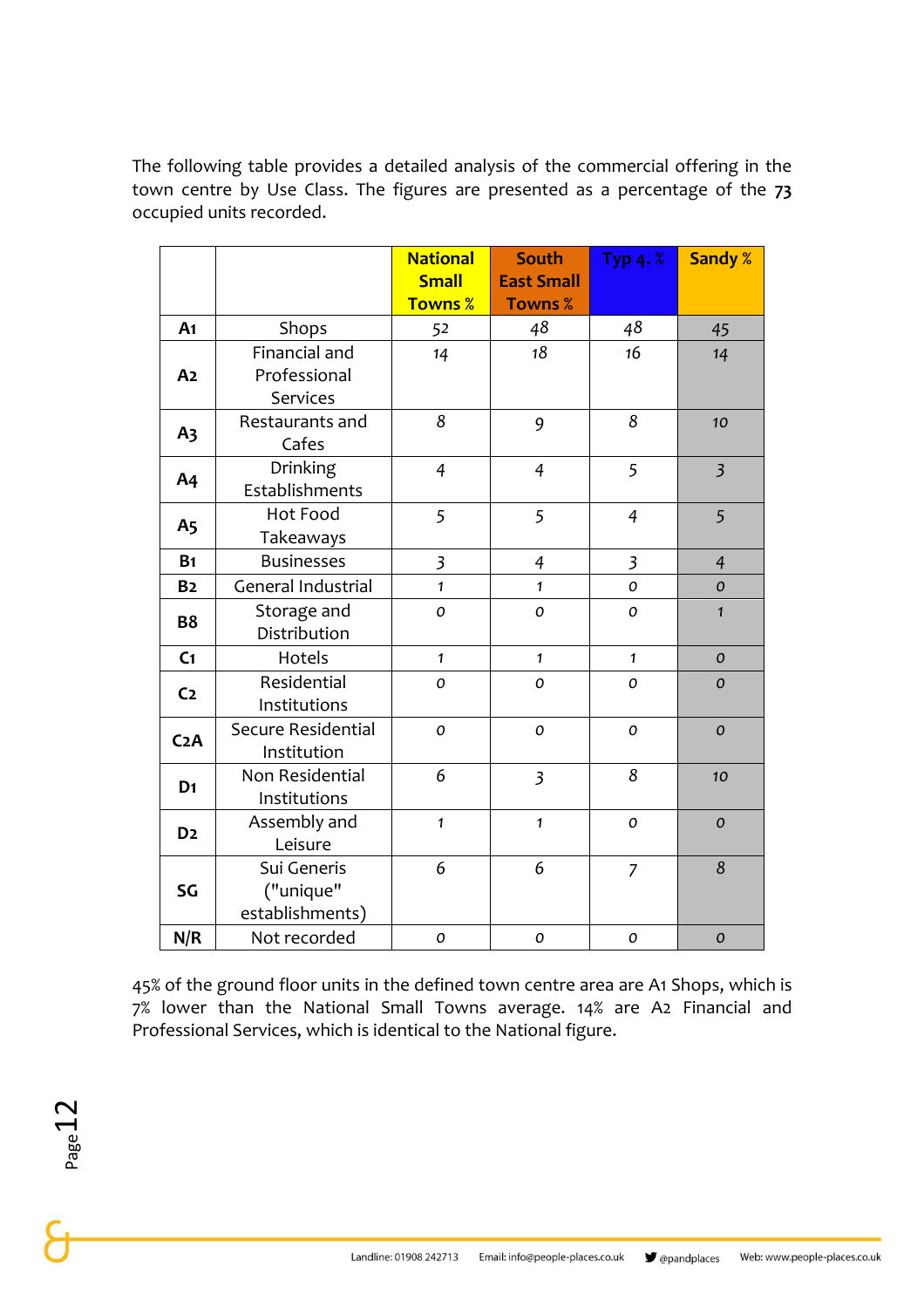The following table provides a detailed analysis of the commercial offering in the town centre by Use Class. The figures are presented as a percentage of the **73** occupied units recorded.

| | | National Small Towns % | South East Small Towns % | Typ 4. % | Sandy % |
|---|---|---|---|---|---|
| **A1** | Shops | 52 | 48 | 48 | 45 |
| **A2** | Financial and Professional Services | 14 | 18 | 16 | 14 |
| **A3** | Restaurants and Cafes | 8 | 9 | 8 | 10 |
| **A4** | Drinking Establishments | 4 | 4 | 5 | 3 |
| **A5** | Hot Food Takeaways | 5 | 5 | 4 | 5 |
| **B1** | Businesses | 3 | 4 | 3 | 4 |
| **B2** | General Industrial | 1 | 1 | 0 | 0 |
| **B8** | Storage and Distribution | 0 | 0 | 0 | 1 |
| **C1** | Hotels | 1 | 1 | 1 | 0 |
| **C2** | Residential Institutions | 0 | 0 | 0 | 0 |
| **C2A** | Secure Residential Institution | 0 | 0 | 0 | 0 |
| **D1** | Non Residential Institutions | 6 | 3 | 8 | 10 |
| **D2** | Assembly and Leisure | 1 | 1 | 0 | 0 |
| **SG** | Sui Generis ("unique" establishments) | 6 | 6 | 7 | 8 |
| **N/R** | Not recorded | 0 | 0 | 0 | 0 |

45% of the ground floor units in the defined town centre area are A1 Shops, which is 7% lower than the National Small Towns average. 14% are A2 Financial and Professional Services, which is identical to the National figure.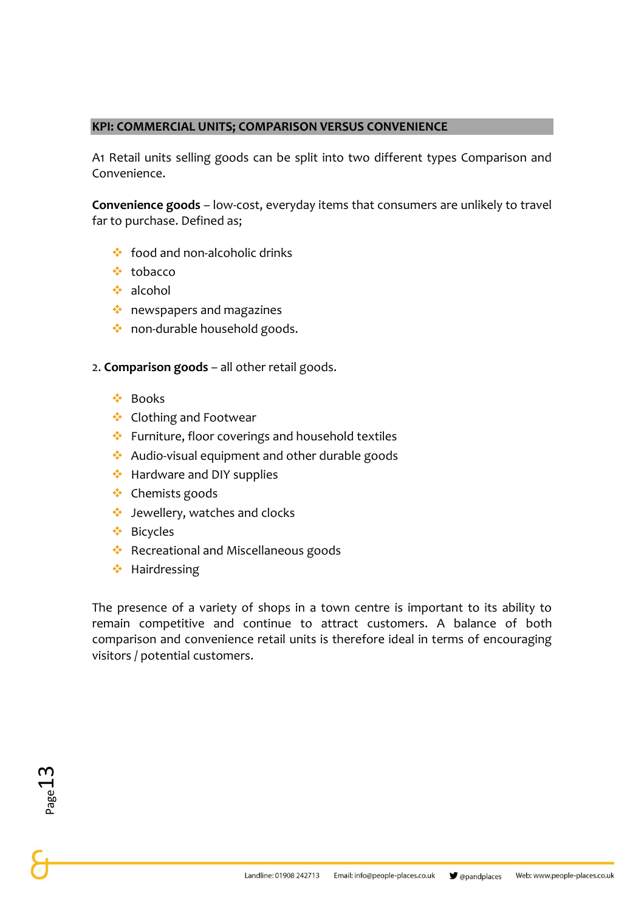## KPI: COMMERCIAL UNITS; COMPARISON VERSUS CONVENIENCE

A1 Retail units selling goods can be split into two different types Comparison and Convenience.

**Convenience goods** – low-cost, everyday items that consumers are unlikely to travel far to purchase. Defined as;

- food and non-alcoholic drinks
- tobacco
- alcohol
- newspapers and magazines
- non-durable household goods.

2. **Comparison goods** – all other retail goods.

- Books
- Clothing and Footwear
- Furniture, floor coverings and household textiles
- Audio-visual equipment and other durable goods
- Hardware and DIY supplies
- Chemists goods
- Jewellery, watches and clocks
- Bicycles
- Recreational and Miscellaneous goods
- Hairdressing

The presence of a variety of shops in a town centre is important to its ability to remain competitive and continue to attract customers. A balance of both comparison and convenience retail units is therefore ideal in terms of encouraging visitors / potential customers.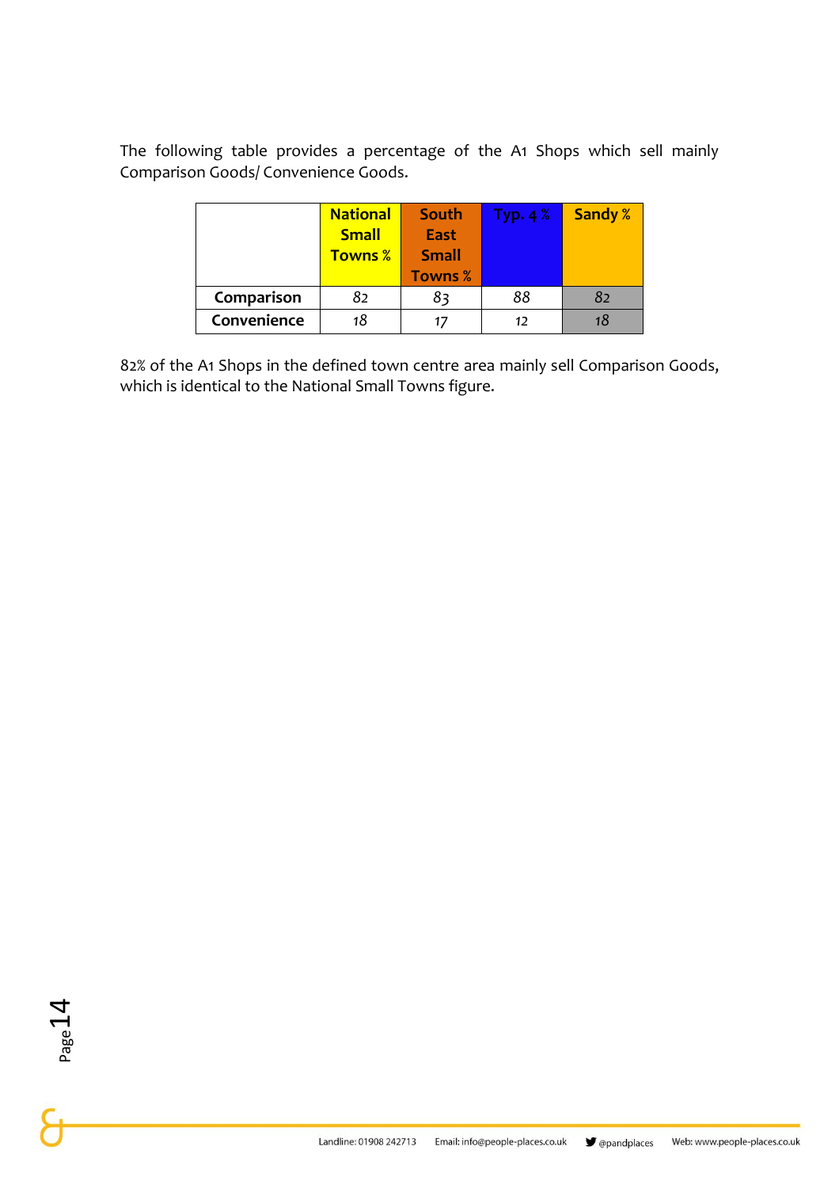The following table provides a percentage of the A1 Shops which sell mainly Comparison Goods/ Convenience Goods.

| | National Small Towns % | South East Small Towns % | Typ. 4 % | Sandy % |
|---|---|---|---|---|
| **Comparison** | 82 | 83 | 88 | 82 |
| **Convenience** | 18 | 17 | 12 | 18 |

82% of the A1 Shops in the defined town centre area mainly sell Comparison Goods, which is identical to the National Small Towns figure.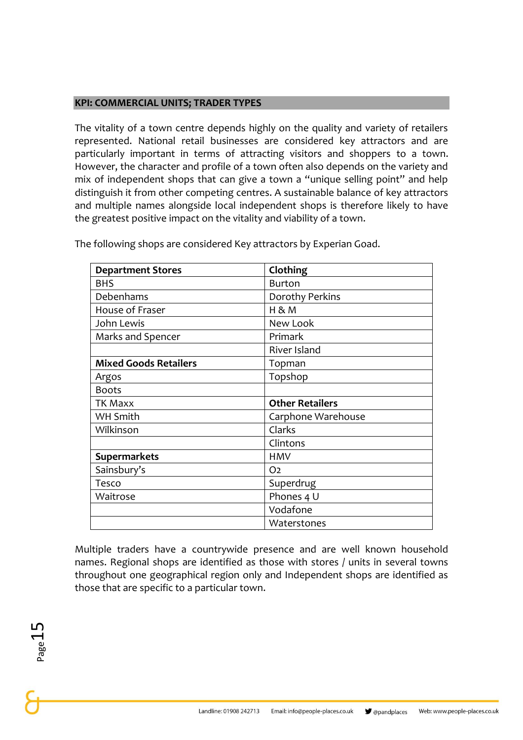## KPI: COMMERCIAL UNITS; TRADER TYPES

The vitality of a town centre depends highly on the quality and variety of retailers represented. National retail businesses are considered key attractors and are particularly important in terms of attracting visitors and shoppers to a town. However, the character and profile of a town often also depends on the variety and mix of independent shops that can give a town a "unique selling point" and help distinguish it from other competing centres. A sustainable balance of key attractors and multiple names alongside local independent shops is therefore likely to have the greatest positive impact on the vitality and viability of a town.

The following shops are considered Key attractors by Experian Goad.

| **Department Stores** | **Clothing** |
|---|---|
| BHS | Burton |
| Debenhams | Dorothy Perkins |
| House of Fraser | H & M |
| John Lewis | New Look |
| Marks and Spencer | Primark |
| | River Island |
| **Mixed Goods Retailers** | Topman |
| Argos | Topshop |
| Boots | |
| TK Maxx | **Other Retailers** |
| WH Smith | Carphone Warehouse |
| Wilkinson | Clarks |
| | Clintons |
| **Supermarkets** | HMV |
| Sainsbury's | O2 |
| Tesco | Superdrug |
| Waitrose | Phones 4 U |
| | Vodafone |
| | Waterstones |

Multiple traders have a countrywide presence and are well known household names. Regional shops are identified as those with stores / units in several towns throughout one geographical region only and Independent shops are identified as those that are specific to a particular town.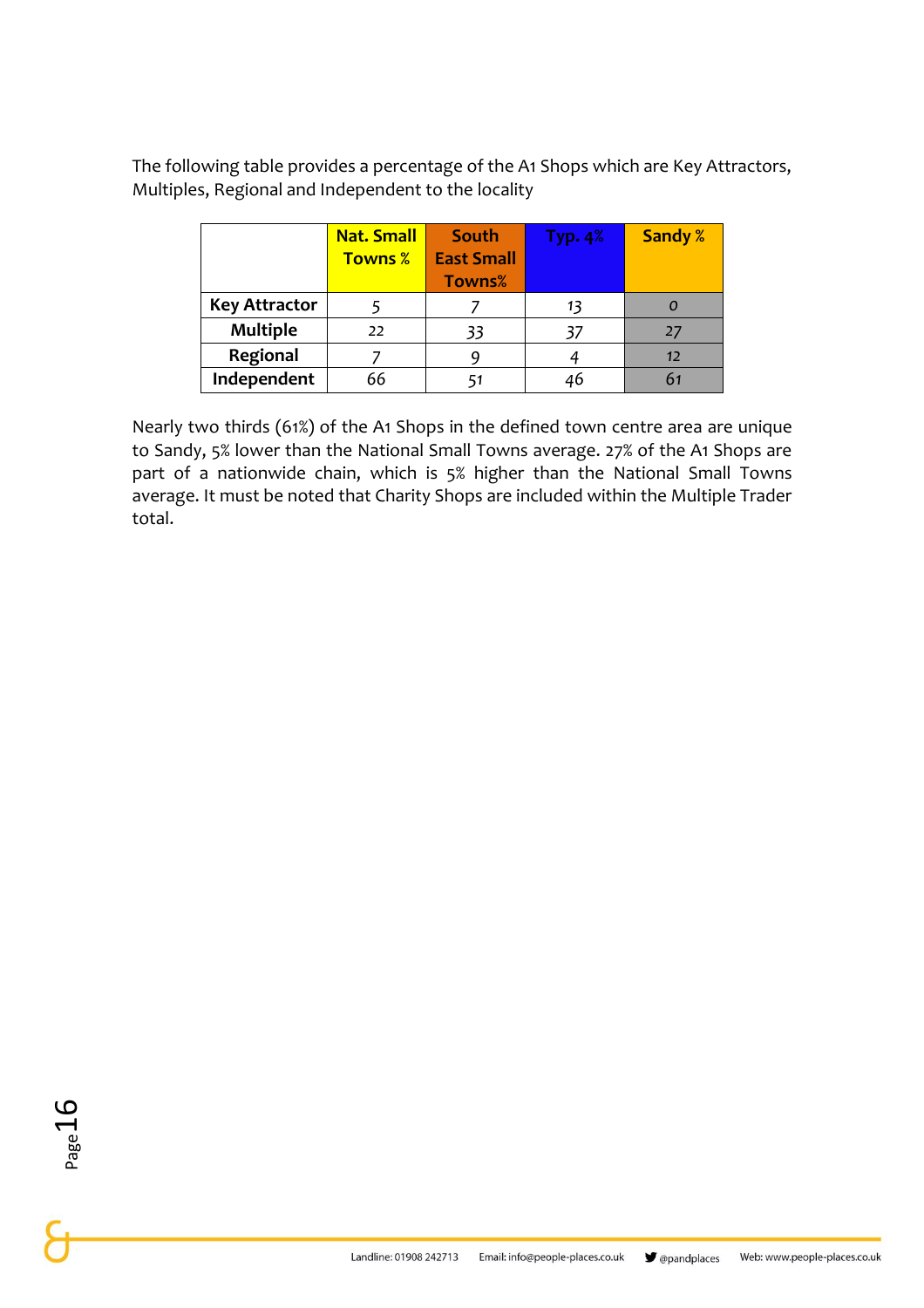The following table provides a percentage of the A1 Shops which are Key Attractors, Multiples, Regional and Independent to the locality

| | Nat. Small Towns % | South East Small Towns% | Typ. 4% | Sandy % |
|---|---|---|---|---|
| Key Attractor | 5 | 7 | 13 | 0 |
| Multiple | 22 | 33 | 37 | 27 |
| Regional | 7 | 9 | 4 | 12 |
| Independent | 66 | 51 | 46 | 61 |

Nearly two thirds (61%) of the A1 Shops in the defined town centre area are unique to Sandy, 5% lower than the National Small Towns average. 27% of the A1 Shops are part of a nationwide chain, which is 5% higher than the National Small Towns average. It must be noted that Charity Shops are included within the Multiple Trader total.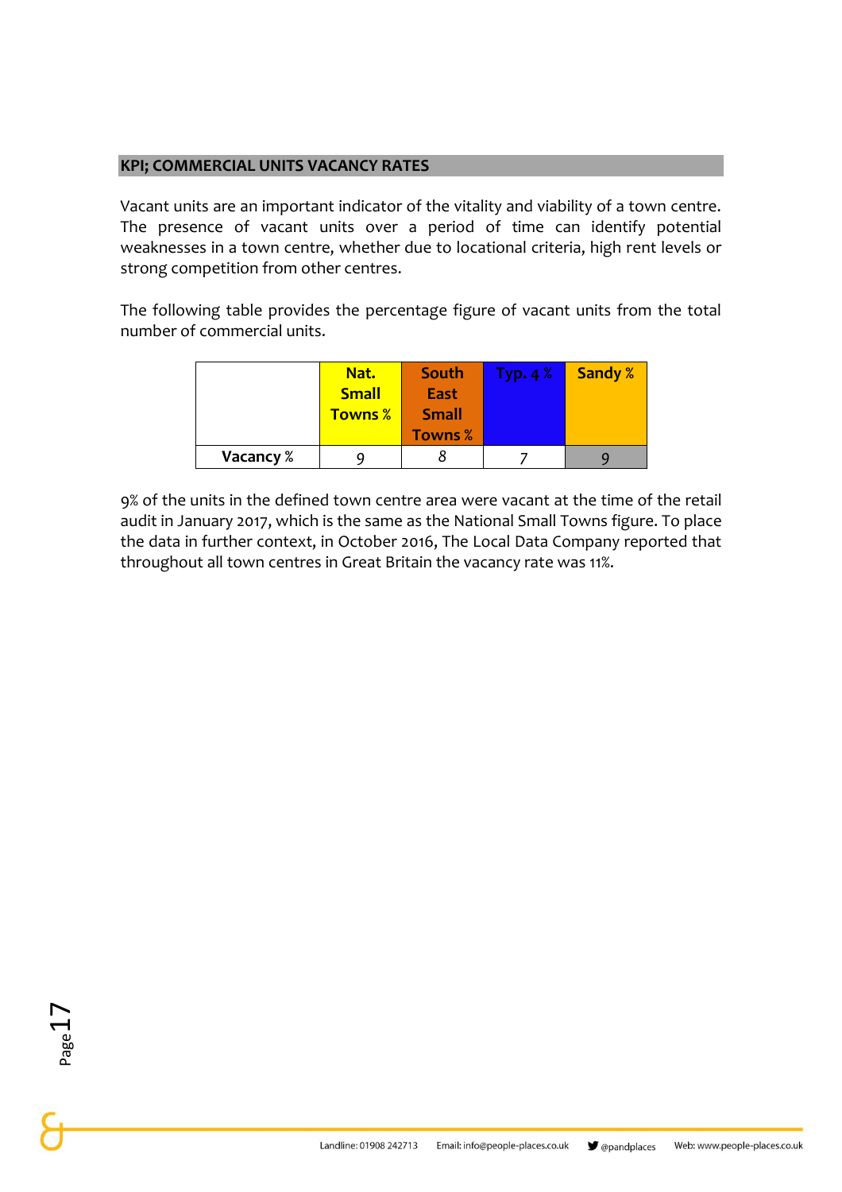## KPI; COMMERCIAL UNITS VACANCY RATES

Vacant units are an important indicator of the vitality and viability of a town centre. The presence of vacant units over a period of time can identify potential weaknesses in a town centre, whether due to locational criteria, high rent levels or strong competition from other centres.

The following table provides the percentage figure of vacant units from the total number of commercial units.

| | Nat. Small Towns % | South East Small Towns % | Typ. 4 % | Sandy % |
|---|---|---|---|---|
| **Vacancy %** | 9 | 8 | 7 | 9 |

9% of the units in the defined town centre area were vacant at the time of the retail audit in January 2017, which is the same as the National Small Towns figure. To place the data in further context, in October 2016, The Local Data Company reported that throughout all town centres in Great Britain the vacancy rate was 11%.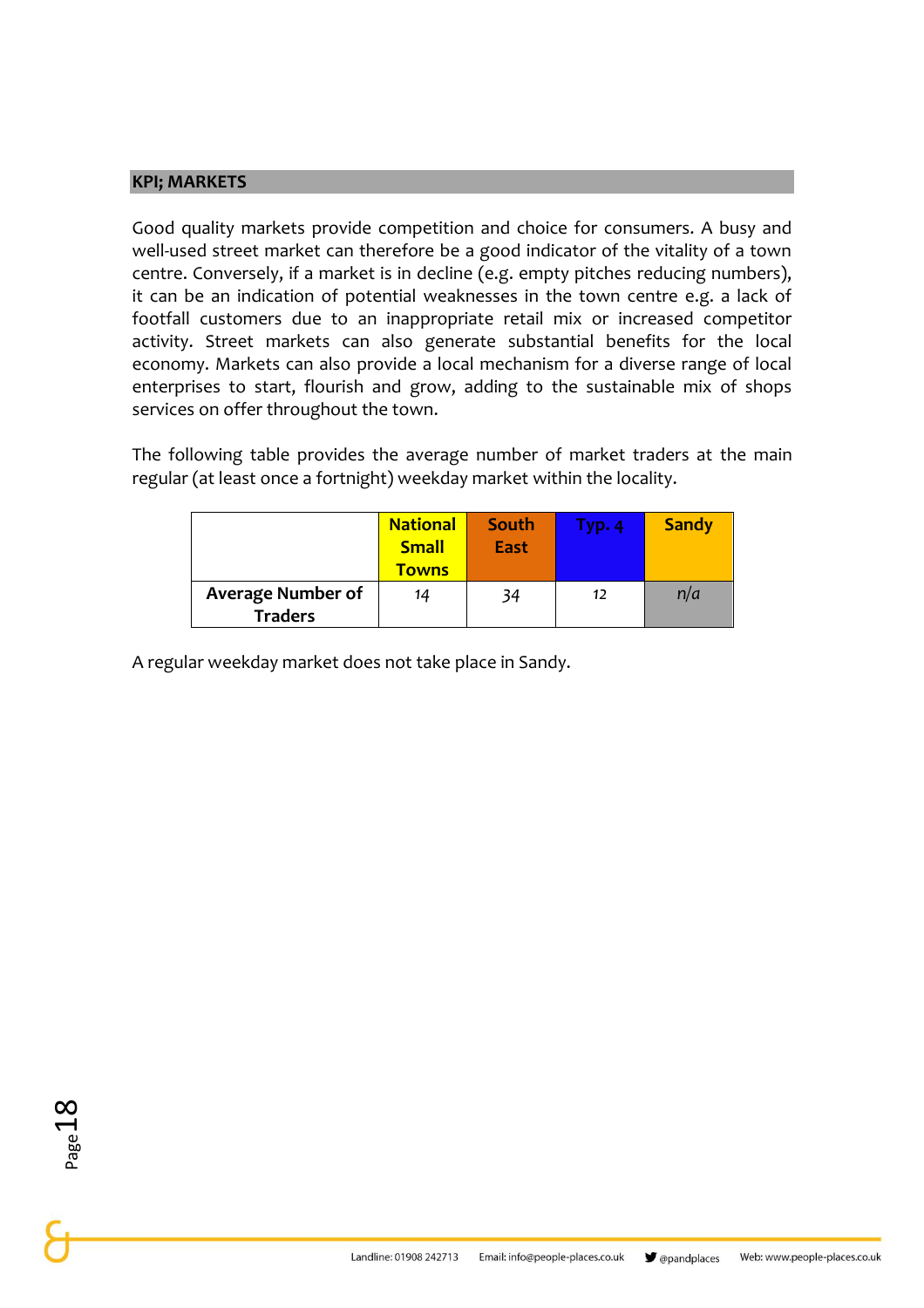## KPI; MARKETS

Good quality markets provide competition and choice for consumers. A busy and well-used street market can therefore be a good indicator of the vitality of a town centre. Conversely, if a market is in decline (e.g. empty pitches reducing numbers), it can be an indication of potential weaknesses in the town centre e.g. a lack of footfall customers due to an inappropriate retail mix or increased competitor activity. Street markets can also generate substantial benefits for the local economy. Markets can also provide a local mechanism for a diverse range of local enterprises to start, flourish and grow, adding to the sustainable mix of shops services on offer throughout the town.

The following table provides the average number of market traders at the main regular (at least once a fortnight) weekday market within the locality.

| | National Small Towns | South East | Typ. 4 | Sandy |
|---|---|---|---|---|
| **Average Number of Traders** | *14* | *34* | 12 | *n/a* |

A regular weekday market does not take place in Sandy.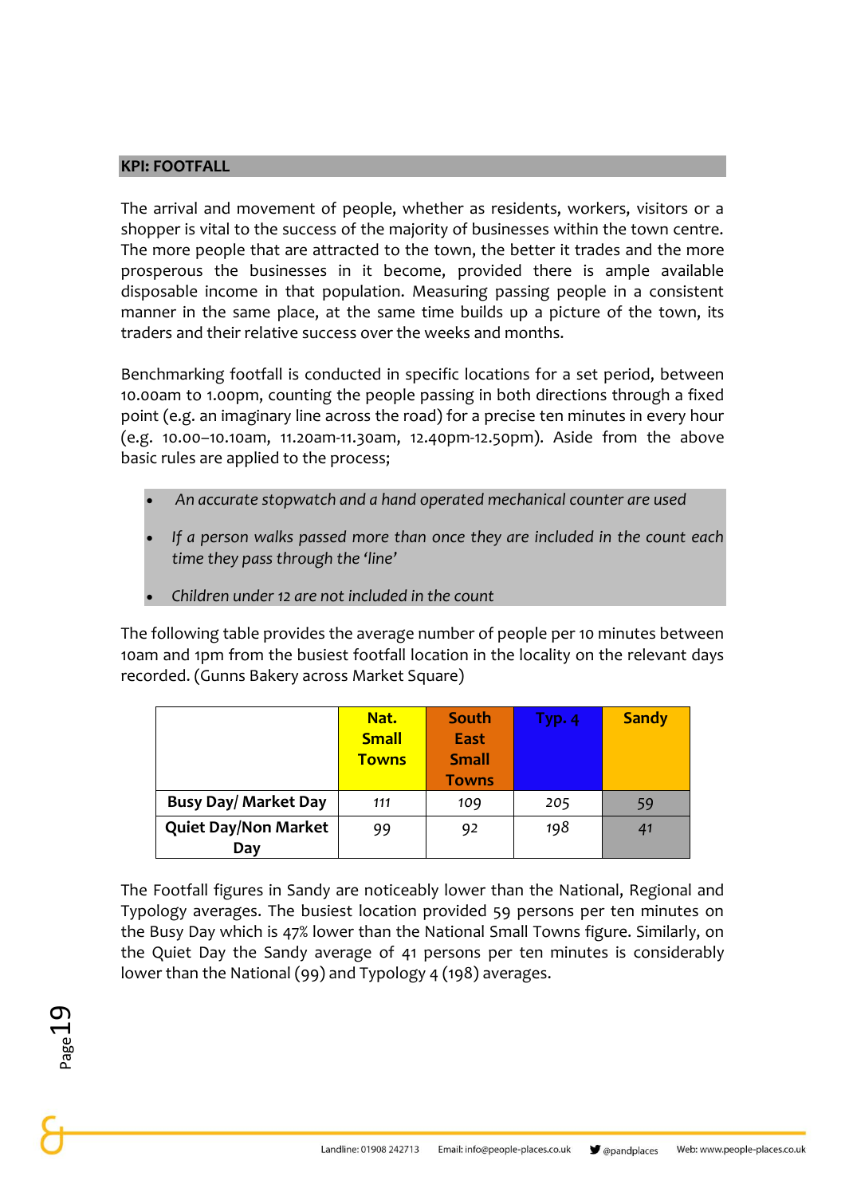## KPI: FOOTFALL

The arrival and movement of people, whether as residents, workers, visitors or a shopper is vital to the success of the majority of businesses within the town centre. The more people that are attracted to the town, the better it trades and the more prosperous the businesses in it become, provided there is ample available disposable income in that population. Measuring passing people in a consistent manner in the same place, at the same time builds up a picture of the town, its traders and their relative success over the weeks and months.

Benchmarking footfall is conducted in specific locations for a set period, between 10.00am to 1.00pm, counting the people passing in both directions through a fixed point (e.g. an imaginary line across the road) for a precise ten minutes in every hour (e.g. 10.00–10.10am, 11.20am-11.30am, 12.40pm-12.50pm). Aside from the above basic rules are applied to the process;

- *An accurate stopwatch and a hand operated mechanical counter are used*
- *If a person walks passed more than once they are included in the count each time they pass through the 'line'*
- *Children under 12 are not included in the count*

The following table provides the average number of people per 10 minutes between 10am and 1pm from the busiest footfall location in the locality on the relevant days recorded. (Gunns Bakery across Market Square)

| | Nat. Small Towns | South East Small Towns | Typ. 4 | Sandy |
|---|---|---|---|---|
| **Busy Day/ Market Day** | 111 | 109 | 205 | 59 |
| **Quiet Day/Non Market Day** | 99 | 92 | 198 | 41 |

The Footfall figures in Sandy are noticeably lower than the National, Regional and Typology averages. The busiest location provided 59 persons per ten minutes on the Busy Day which is 47% lower than the National Small Towns figure. Similarly, on the Quiet Day the Sandy average of 41 persons per ten minutes is considerably lower than the National (99) and Typology 4 (198) averages.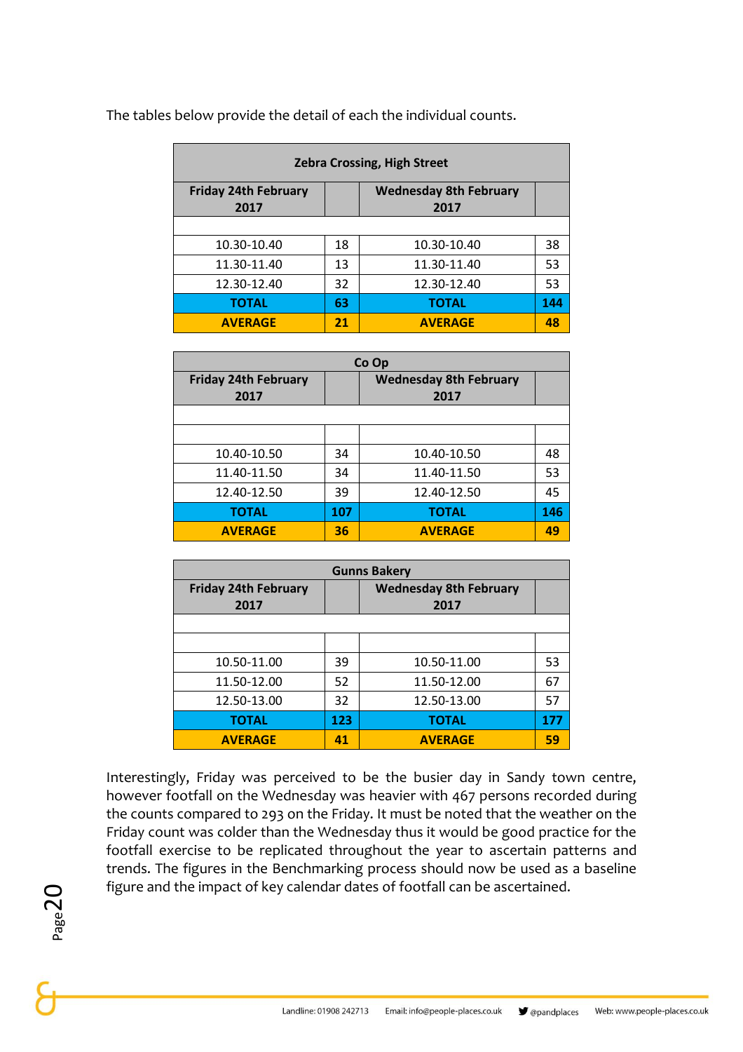The tables below provide the detail of each the individual counts.

| Zebra Crossing, High Street | | | |
|---|---|---|---|
| **Friday 24th February 2017** | | **Wednesday 8th February 2017** | |
| | | | |
| 10.30-10.40 | 18 | 10.30-10.40 | 38 |
| 11.30-11.40 | 13 | 11.30-11.40 | 53 |
| 12.30-12.40 | 32 | 12.30-12.40 | 53 |
| **TOTAL** | **63** | **TOTAL** | **144** |
| **AVERAGE** | **21** | **AVERAGE** | **48** |

| Co Op | | | |
|---|---|---|---|
| **Friday 24th February 2017** | | **Wednesday 8th February 2017** | |
| | | | |
| | | | |
| 10.40-10.50 | 34 | 10.40-10.50 | 48 |
| 11.40-11.50 | 34 | 11.40-11.50 | 53 |
| 12.40-12.50 | 39 | 12.40-12.50 | 45 |
| **TOTAL** | **107** | **TOTAL** | **146** |
| **AVERAGE** | **36** | **AVERAGE** | **49** |

| Gunns Bakery | | | |
|---|---|---|---|
| **Friday 24th February 2017** | | **Wednesday 8th February 2017** | |
| | | | |
| | | | |
| 10.50-11.00 | 39 | 10.50-11.00 | 53 |
| 11.50-12.00 | 52 | 11.50-12.00 | 67 |
| 12.50-13.00 | 32 | 12.50-13.00 | 57 |
| **TOTAL** | **123** | **TOTAL** | **177** |
| **AVERAGE** | **41** | **AVERAGE** | **59** |

Interestingly, Friday was perceived to be the busier day in Sandy town centre, however footfall on the Wednesday was heavier with 467 persons recorded during the counts compared to 293 on the Friday. It must be noted that the weather on the Friday count was colder than the Wednesday thus it would be good practice for the footfall exercise to be replicated throughout the year to ascertain patterns and trends. The figures in the Benchmarking process should now be used as a baseline figure and the impact of key calendar dates of footfall can be ascertained.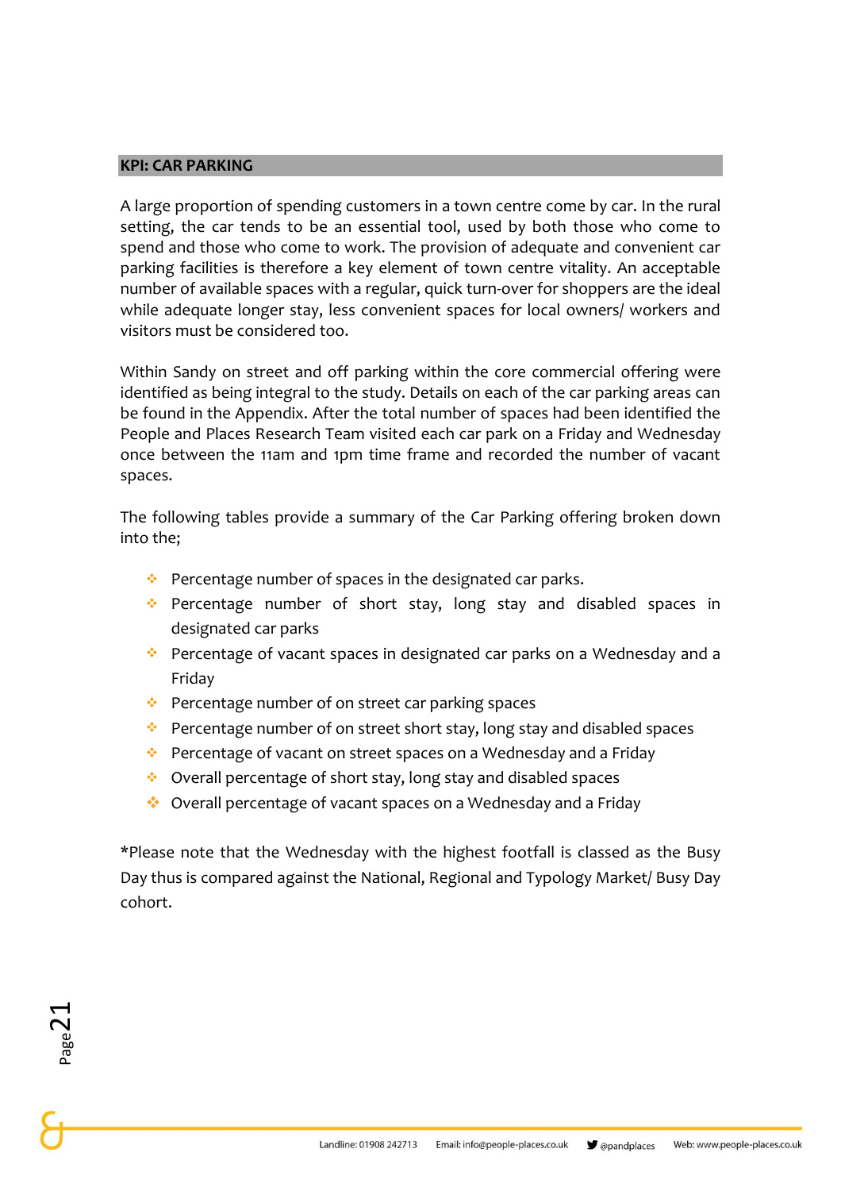## KPI: CAR PARKING

A large proportion of spending customers in a town centre come by car. In the rural setting, the car tends to be an essential tool, used by both those who come to spend and those who come to work. The provision of adequate and convenient car parking facilities is therefore a key element of town centre vitality. An acceptable number of available spaces with a regular, quick turn-over for shoppers are the ideal while adequate longer stay, less convenient spaces for local owners/ workers and visitors must be considered too.

Within Sandy on street and off parking within the core commercial offering were identified as being integral to the study. Details on each of the car parking areas can be found in the Appendix. After the total number of spaces had been identified the People and Places Research Team visited each car park on a Friday and Wednesday once between the 11am and 1pm time frame and recorded the number of vacant spaces.

The following tables provide a summary of the Car Parking offering broken down into the;

- Percentage number of spaces in the designated car parks.
- Percentage number of short stay, long stay and disabled spaces in designated car parks
- Percentage of vacant spaces in designated car parks on a Wednesday and a Friday
- Percentage number of on street car parking spaces
- Percentage number of on street short stay, long stay and disabled spaces
- Percentage of vacant on street spaces on a Wednesday and a Friday
- Overall percentage of short stay, long stay and disabled spaces
- Overall percentage of vacant spaces on a Wednesday and a Friday

*Please note that the Wednesday with the highest footfall is classed as the Busy Day thus is compared against the National, Regional and Typology Market/ Busy Day cohort.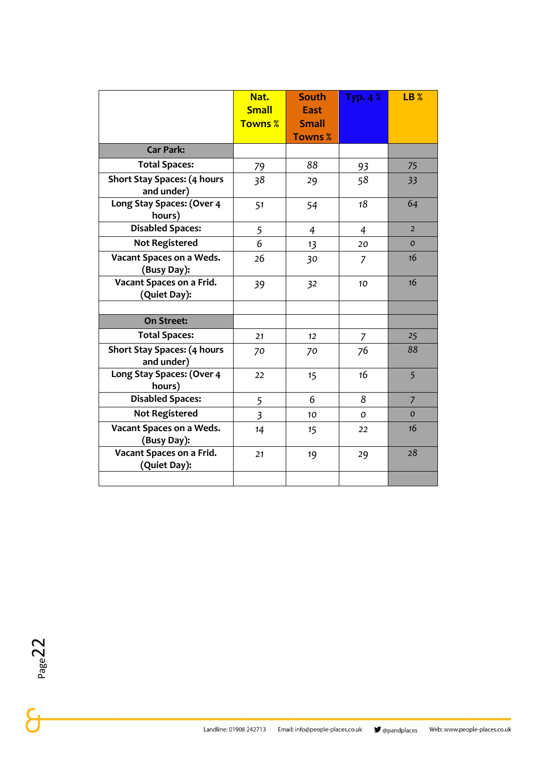|  | Nat. Small Towns % | South East Small Towns % | Typ. 4 % | LB % |
|---|---|---|---|---|
| **Car Park:** |  |  |  |  |
| **Total Spaces:** | 79 | 88 | 93 | 75 |
| **Short Stay Spaces: (4 hours and under)** | 38 | 29 | 58 | 33 |
| **Long Stay Spaces: (Over 4 hours)** | 51 | 54 | 18 | 64 |
| **Disabled Spaces:** | 5 | 4 | 4 | 2 |
| **Not Registered** | 6 | 13 | 20 | 0 |
| **Vacant Spaces on a Weds. (Busy Day):** | 26 | 30 | 7 | 16 |
| **Vacant Spaces on a Frid. (Quiet Day):** | 39 | 32 | 10 | 16 |
|  |  |  |  |  |
| **On Street:** |  |  |  |  |
| **Total Spaces:** | 21 | 12 | 7 | 25 |
| **Short Stay Spaces: (4 hours and under)** | 70 | 70 | 76 | 88 |
| **Long Stay Spaces: (Over 4 hours)** | 22 | 15 | 16 | 5 |
| **Disabled Spaces:** | 5 | 6 | 8 | 7 |
| **Not Registered** | 3 | 10 | 0 | 0 |
| **Vacant Spaces on a Weds. (Busy Day):** | 14 | 15 | 22 | 16 |
| **Vacant Spaces on a Frid. (Quiet Day):** | 21 | 19 | 29 | 28 |
|  |  |  |  |  |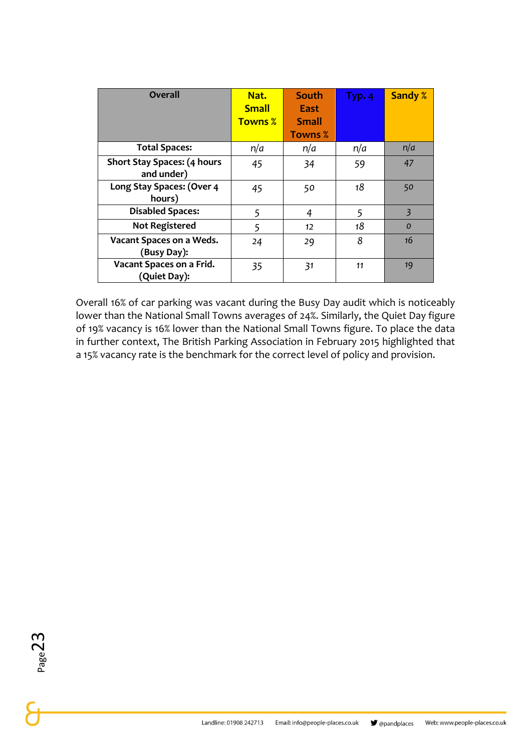| Overall | Nat. Small Towns % | South East Small Towns % | Typ. 4 | Sandy % |
|---|---|---|---|---|
| Total Spaces: | n/a | n/a | n/a | n/a |
| Short Stay Spaces: (4 hours and under) | 45 | 34 | 59 | 47 |
| Long Stay Spaces: (Over 4 hours) | 45 | 50 | 18 | 50 |
| Disabled Spaces: | 5 | 4 | 5 | 3 |
| Not Registered | 5 | 12 | 18 | 0 |
| Vacant Spaces on a Weds. (Busy Day): | 24 | 29 | 8 | 16 |
| Vacant Spaces on a Frid. (Quiet Day): | 35 | 31 | 11 | 19 |

Overall 16% of car parking was vacant during the Busy Day audit which is noticeably lower than the National Small Towns averages of 24%. Similarly, the Quiet Day figure of 19% vacancy is 16% lower than the National Small Towns figure. To place the data in further context, The British Parking Association in February 2015 highlighted that a 15% vacancy rate is the benchmark for the correct level of policy and provision.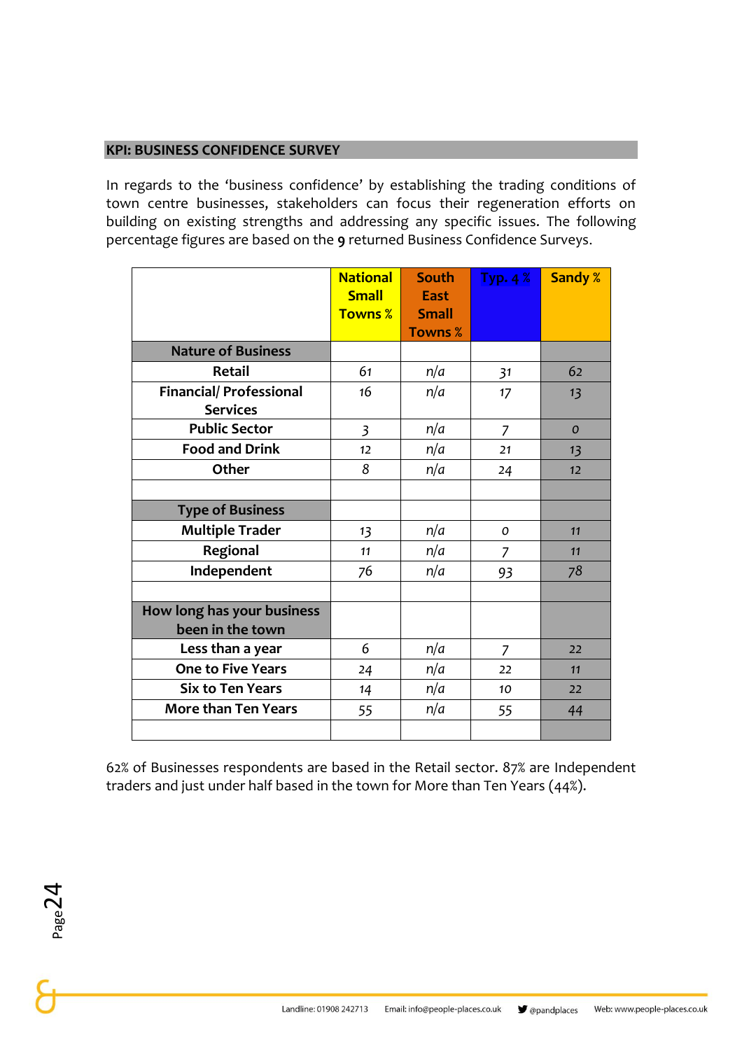## KPI: BUSINESS CONFIDENCE SURVEY

In regards to the 'business confidence' by establishing the trading conditions of town centre businesses, stakeholders can focus their regeneration efforts on building on existing strengths and addressing any specific issues. The following percentage figures are based on the **9** returned Business Confidence Surveys.

| | National Small Towns % | South East Small Towns % | Typ. 4 % | Sandy % |
|---|---|---|---|---|
| **Nature of Business** | | | | |
| **Retail** | 61 | n/a | 31 | 62 |
| **Financial/ Professional Services** | 16 | n/a | 17 | 13 |
| **Public Sector** | 3 | n/a | 7 | 0 |
| **Food and Drink** | 12 | n/a | 21 | 13 |
| **Other** | 8 | n/a | 24 | 12 |
| | | | | |
| **Type of Business** | | | | |
| **Multiple Trader** | 13 | n/a | 0 | 11 |
| **Regional** | 11 | n/a | 7 | 11 |
| **Independent** | 76 | n/a | 93 | 78 |
| | | | | |
| **How long has your business been in the town** | | | | |
| **Less than a year** | 6 | n/a | 7 | 22 |
| **One to Five Years** | 24 | n/a | 22 | 11 |
| **Six to Ten Years** | 14 | n/a | 10 | 22 |
| **More than Ten Years** | 55 | n/a | 55 | 44 |
| | | | | |

62% of Businesses respondents are based in the Retail sector. 87% are Independent traders and just under half based in the town for More than Ten Years (44%).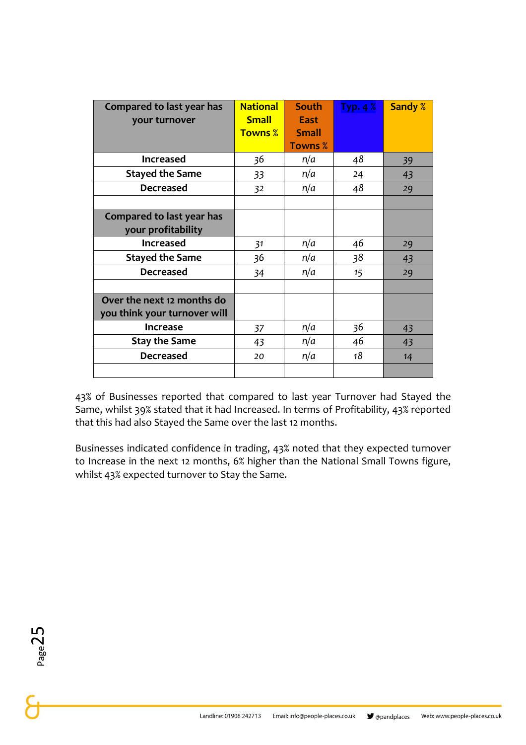| Compared to last year has your turnover | National Small Towns % | South East Small Towns % | Typ. 4 % | Sandy % |
|---|---|---|---|---|
| Increased | 36 | n/a | 48 | 39 |
| Stayed the Same | 33 | n/a | 24 | 43 |
| Decreased | 32 | n/a | 48 | 29 |
| | | | | |
| **Compared to last year has your profitability** | | | | |
| Increased | 31 | n/a | 46 | 29 |
| Stayed the Same | 36 | n/a | 38 | 43 |
| Decreased | 34 | n/a | 15 | 29 |
| | | | | |
| **Over the next 12 months do you think your turnover will** | | | | |
| Increase | 37 | n/a | 36 | 43 |
| Stay the Same | 43 | n/a | 46 | 43 |
| Decreased | 20 | n/a | 18 | 14 |
| | | | | |

43% of Businesses reported that compared to last year Turnover had Stayed the Same, whilst 39% stated that it had Increased. In terms of Profitability, 43% reported that this had also Stayed the Same over the last 12 months.

Businesses indicated confidence in trading, 43% noted that they expected turnover to Increase in the next 12 months, 6% higher than the National Small Towns figure, whilst 43% expected turnover to Stay the Same.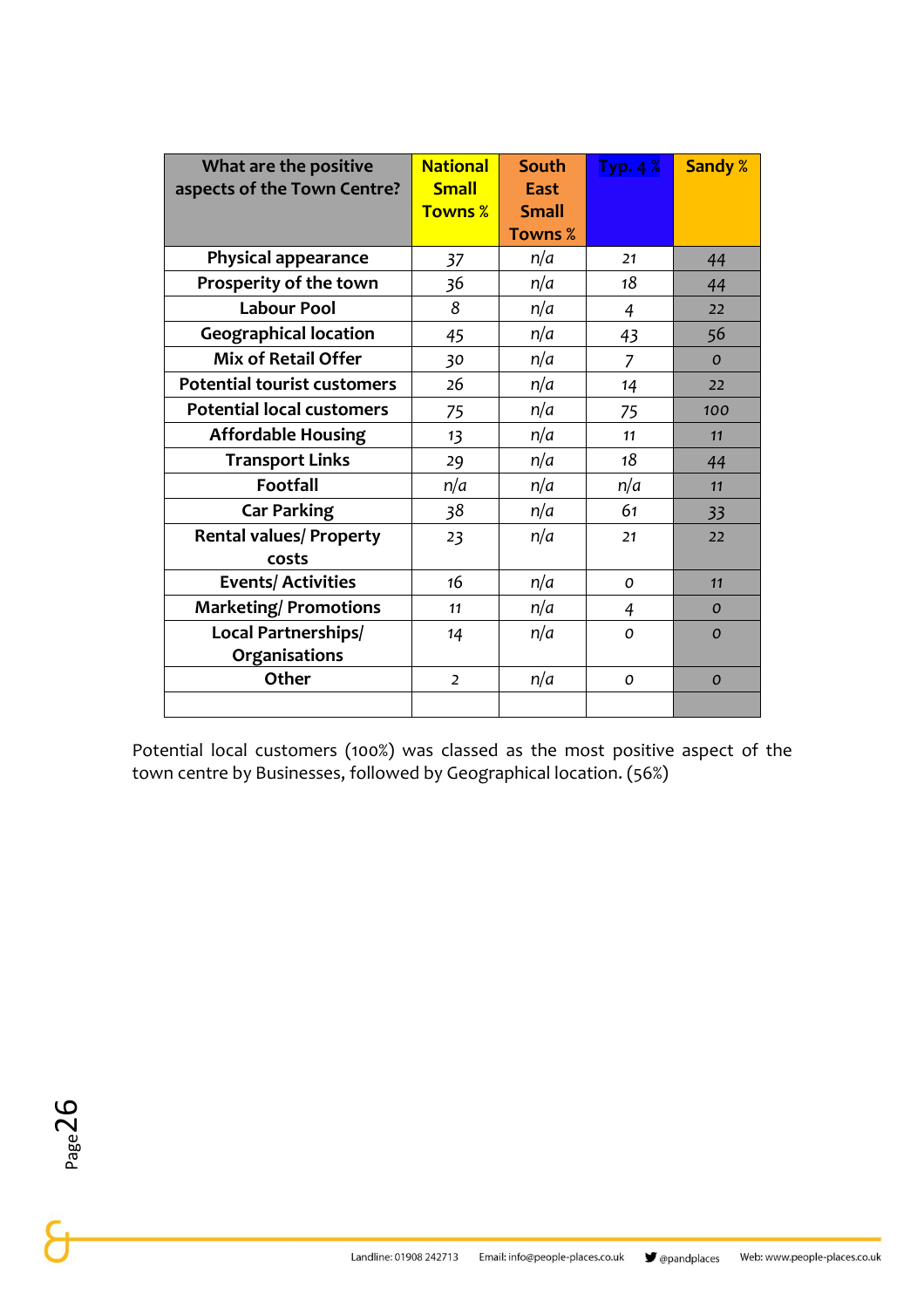| What are the positive aspects of the Town Centre? | National Small Towns % | South East Small Towns % | Typ. 4 % | Sandy % |
|---|---|---|---|---|
| Physical appearance | 37 | n/a | 21 | 44 |
| Prosperity of the town | 36 | n/a | 18 | 44 |
| Labour Pool | 8 | n/a | 4 | 22 |
| Geographical location | 45 | n/a | 43 | 56 |
| Mix of Retail Offer | 30 | n/a | 7 | 0 |
| Potential tourist customers | 26 | n/a | 14 | 22 |
| Potential local customers | 75 | n/a | 75 | 100 |
| Affordable Housing | 13 | n/a | 11 | 11 |
| Transport Links | 29 | n/a | 18 | 44 |
| Footfall | n/a | n/a | n/a | 11 |
| Car Parking | 38 | n/a | 61 | 33 |
| Rental values/ Property costs | 23 | n/a | 21 | 22 |
| Events/ Activities | 16 | n/a | 0 | 11 |
| Marketing/ Promotions | 11 | n/a | 4 | 0 |
| Local Partnerships/ Organisations | 14 | n/a | 0 | 0 |
| Other | 2 | n/a | 0 | 0 |
| | | | | |

Potential local customers (100%) was classed as the most positive aspect of the town centre by Businesses, followed by Geographical location. (56%)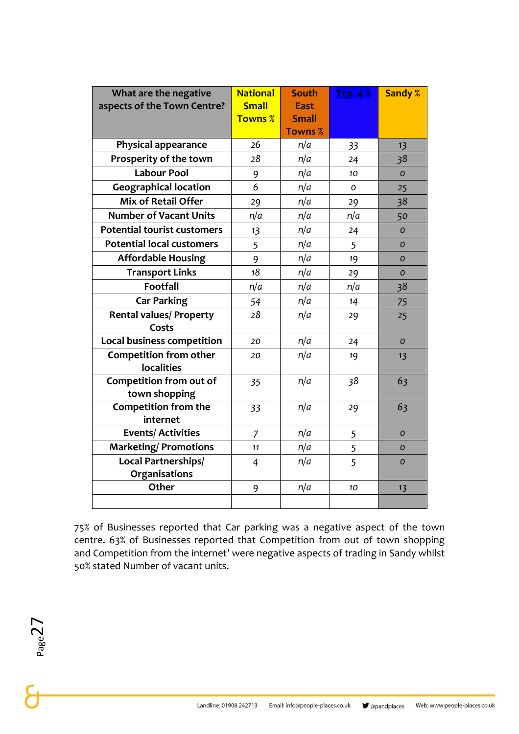| What are the negative aspects of the Town Centre? | National Small Towns % | South East Small Towns % | Typ. 4 % | Sandy % |
|---|---|---|---|---|
| Physical appearance | 26 | n/a | 33 | 13 |
| Prosperity of the town | 28 | n/a | 24 | 38 |
| Labour Pool | 9 | n/a | 10 | 0 |
| Geographical location | 6 | n/a | 0 | 25 |
| Mix of Retail Offer | 29 | n/a | 29 | 38 |
| Number of Vacant Units | n/a | n/a | n/a | 50 |
| Potential tourist customers | 13 | n/a | 24 | 0 |
| Potential local customers | 5 | n/a | 5 | 0 |
| Affordable Housing | 9 | n/a | 19 | 0 |
| Transport Links | 18 | n/a | 29 | 0 |
| Footfall | n/a | n/a | n/a | 38 |
| Car Parking | 54 | n/a | 14 | 75 |
| Rental values/ Property Costs | 28 | n/a | 29 | 25 |
| Local business competition | 20 | n/a | 24 | 0 |
| Competition from other localities | 20 | n/a | 19 | 13 |
| Competition from out of town shopping | 35 | n/a | 38 | 63 |
| Competition from the internet | 33 | n/a | 29 | 63 |
| Events/ Activities | 7 | n/a | 5 | 0 |
| Marketing/ Promotions | 11 | n/a | 5 | 0 |
| Local Partnerships/ Organisations | 4 | n/a | 5 | 0 |
| Other | 9 | n/a | 10 | 13 |
| | | | | |

75% of Businesses reported that Car parking was a negative aspect of the town centre. 63% of Businesses reported that Competition from out of town shopping and Competition from the internet' were negative aspects of trading in Sandy whilst 50% stated Number of vacant units.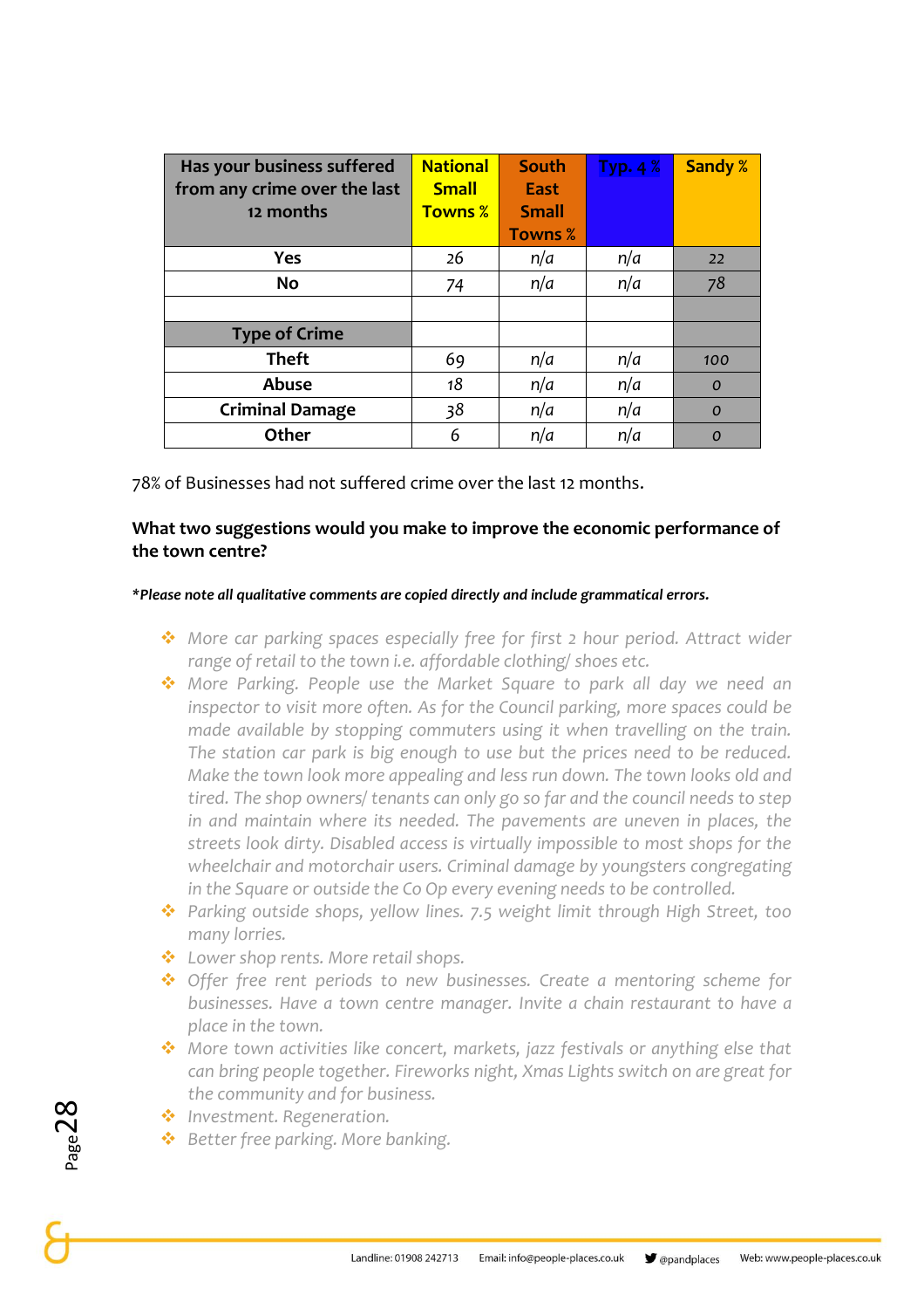| Has your business suffered from any crime over the last 12 months | National Small Towns % | South East Small Towns % | Typ. 4 % | Sandy % |
|---|---|---|---|---|
| Yes | 26 | n/a | n/a | 22 |
| No | 74 | n/a | n/a | 78 |
| | | | | |
| Type of Crime | | | | |
| Theft | 69 | n/a | n/a | 100 |
| Abuse | 18 | n/a | n/a | 0 |
| Criminal Damage | 38 | n/a | n/a | 0 |
| Other | 6 | n/a | n/a | 0 |

78% of Businesses had not suffered crime over the last 12 months.

**What two suggestions would you make to improve the economic performance of the town centre?**

***Please note all qualitative comments are copied directly and include grammatical errors.**

- *More car parking spaces especially free for first 2 hour period. Attract wider range of retail to the town i.e. affordable clothing/ shoes etc.*
- *More Parking. People use the Market Square to park all day we need an inspector to visit more often. As for the Council parking, more spaces could be made available by stopping commuters using it when travelling on the train. The station car park is big enough to use but the prices need to be reduced. Make the town look more appealing and less run down. The town looks old and tired. The shop owners/ tenants can only go so far and the council needs to step in and maintain where its needed. The pavements are uneven in places, the streets look dirty. Disabled access is virtually impossible to most shops for the wheelchair and motorchair users. Criminal damage by youngsters congregating in the Square or outside the Co Op every evening needs to be controlled.*
- *Parking outside shops, yellow lines. 7.5 weight limit through High Street, too many lorries.*
- *Lower shop rents. More retail shops.*
- *Offer free rent periods to new businesses. Create a mentoring scheme for businesses. Have a town centre manager. Invite a chain restaurant to have a place in the town.*
- *More town activities like concert, markets, jazz festivals or anything else that can bring people together. Fireworks night, Xmas Lights switch on are great for the community and for business.*
- *Investment. Regeneration.*
- *Better free parking. More banking.*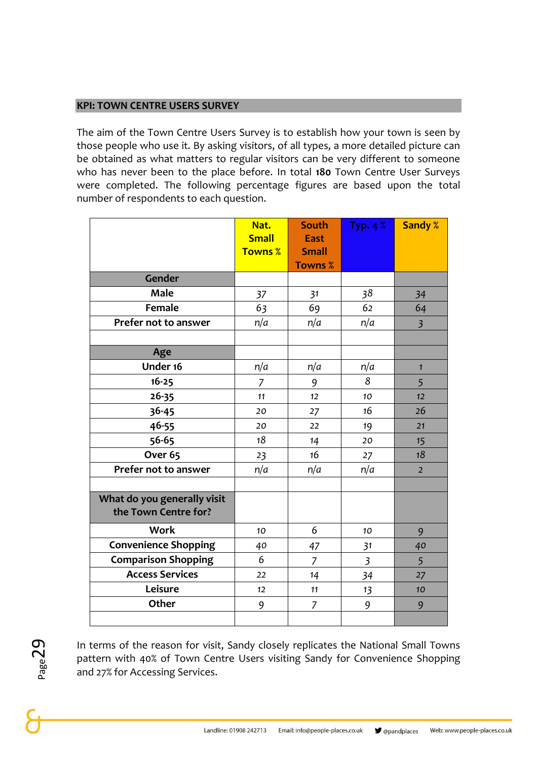## KPI: TOWN CENTRE USERS SURVEY

The aim of the Town Centre Users Survey is to establish how your town is seen by those people who use it. By asking visitors, of all types, a more detailed picture can be obtained as what matters to regular visitors can be very different to someone who has never been to the place before. In total **180** Town Centre User Surveys were completed. The following percentage figures are based upon the total number of respondents to each question.

| | Nat. Small Towns % | South East Small Towns % | Typ. 4 % | Sandy % |
|---|---|---|---|---|
| **Gender** | | | | |
| **Male** | 37 | 31 | 38 | 34 |
| **Female** | 63 | 69 | 62 | 64 |
| **Prefer not to answer** | n/a | n/a | n/a | 3 |
| | | | | |
| **Age** | | | | |
| **Under 16** | n/a | n/a | n/a | 1 |
| **16-25** | 7 | 9 | 8 | 5 |
| **26-35** | 11 | 12 | 10 | 12 |
| **36-45** | 20 | 27 | 16 | 26 |
| **46-55** | 20 | 22 | 19 | 21 |
| **56-65** | 18 | 14 | 20 | 15 |
| **Over 65** | 23 | 16 | 27 | 18 |
| **Prefer not to answer** | n/a | n/a | n/a | 2 |
| | | | | |
| **What do you generally visit the Town Centre for?** | | | | |
| **Work** | 10 | 6 | 10 | 9 |
| **Convenience Shopping** | 40 | 47 | 31 | 40 |
| **Comparison Shopping** | 6 | 7 | 3 | 5 |
| **Access Services** | 22 | 14 | 34 | 27 |
| **Leisure** | 12 | 11 | 13 | 10 |
| **Other** | 9 | 7 | 9 | 9 |
| | | | | |

In terms of the reason for visit, Sandy closely replicates the National Small Towns pattern with 40% of Town Centre Users visiting Sandy for Convenience Shopping and 27% for Accessing Services.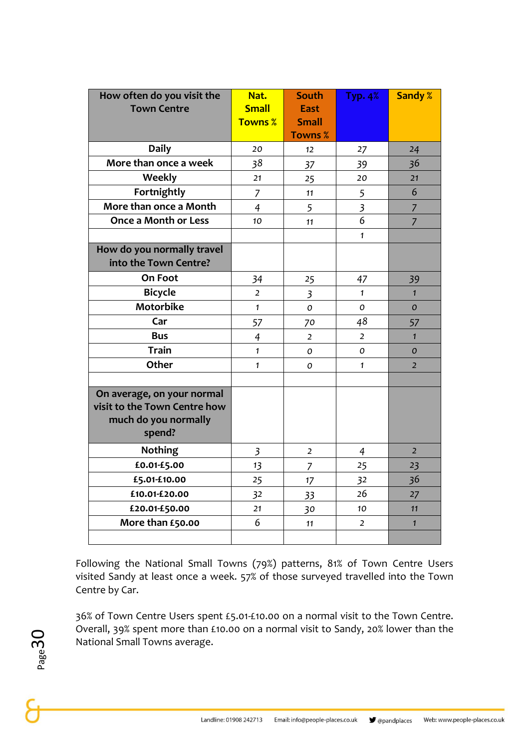| How often do you visit the Town Centre | Nat. Small Towns % | South East Small Towns % | Typ. 4% | Sandy % |
|---|---|---|---|---|
| Daily | 20 | 12 | 27 | 24 |
| More than once a week | 38 | 37 | 39 | 36 |
| Weekly | 21 | 25 | 20 | 21 |
| Fortnightly | 7 | 11 | 5 | 6 |
| More than once a Month | 4 | 5 | 3 | 7 |
| Once a Month or Less | 10 | 11 | 6 | 7 |
| | | | 1 | |
| **How do you normally travel into the Town Centre?** | | | | |
| On Foot | 34 | 25 | 47 | 39 |
| Bicycle | 2 | 3 | 1 | 1 |
| Motorbike | 1 | 0 | 0 | 0 |
| Car | 57 | 70 | 48 | 57 |
| Bus | 4 | 2 | 2 | 1 |
| Train | 1 | 0 | 0 | 0 |
| Other | 1 | 0 | 1 | 2 |
| | | | | |
| **On average, on your normal visit to the Town Centre how much do you normally spend?** | | | | |
| Nothing | 3 | 2 | 4 | 2 |
| £0.01-£5.00 | 13 | 7 | 25 | 23 |
| £5.01-£10.00 | 25 | 17 | 32 | 36 |
| £10.01-£20.00 | 32 | 33 | 26 | 27 |
| £20.01-£50.00 | 21 | 30 | 10 | 11 |
| More than £50.00 | 6 | 11 | 2 | 1 |
| | | | | |

Following the National Small Towns (79%) patterns, 81% of Town Centre Users visited Sandy at least once a week. 57% of those surveyed travelled into the Town Centre by Car.

36% of Town Centre Users spent £5.01-£10.00 on a normal visit to the Town Centre. Overall, 39% spent more than £10.00 on a normal visit to Sandy, 20% lower than the National Small Towns average.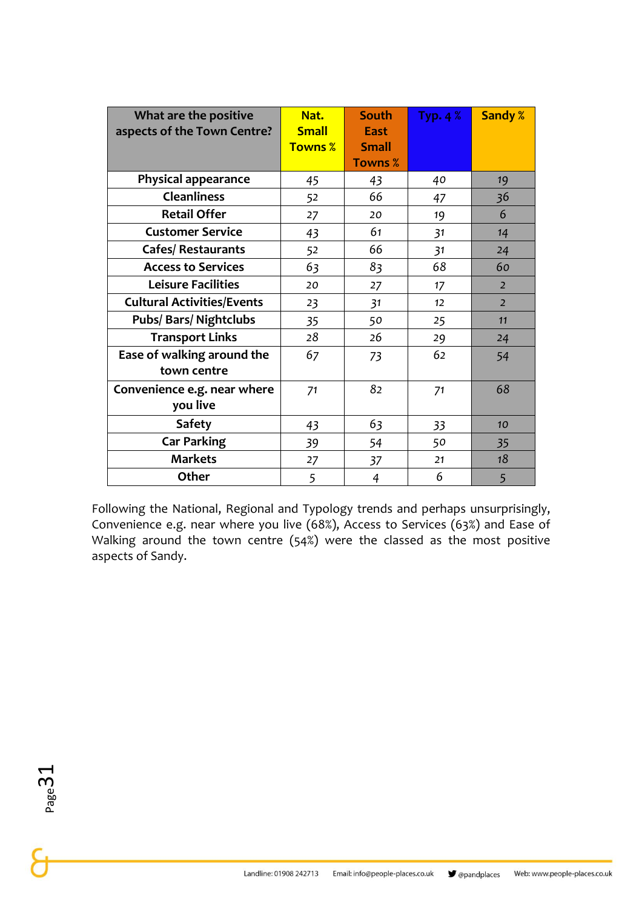| What are the positive aspects of the Town Centre? | Nat. Small Towns % | South East Small Towns % | Typ. 4 % | Sandy % |
|---|---|---|---|---|
| Physical appearance | 45 | 43 | 40 | 19 |
| Cleanliness | 52 | 66 | 47 | 36 |
| Retail Offer | 27 | 20 | 19 | 6 |
| Customer Service | 43 | 61 | 31 | 14 |
| Cafes/ Restaurants | 52 | 66 | 31 | 24 |
| Access to Services | 63 | 83 | 68 | 60 |
| Leisure Facilities | 20 | 27 | 17 | 2 |
| Cultural Activities/Events | 23 | 31 | 12 | 2 |
| Pubs/ Bars/ Nightclubs | 35 | 50 | 25 | 11 |
| Transport Links | 28 | 26 | 29 | 24 |
| Ease of walking around the town centre | 67 | 73 | 62 | 54 |
| Convenience e.g. near where you live | 71 | 82 | 71 | 68 |
| Safety | 43 | 63 | 33 | 10 |
| Car Parking | 39 | 54 | 50 | 35 |
| Markets | 27 | 37 | 21 | 18 |
| Other | 5 | 4 | 6 | 5 |

Following the National, Regional and Typology trends and perhaps unsurprisingly, Convenience e.g. near where you live (68%), Access to Services (63%) and Ease of Walking around the town centre (54%) were the classed as the most positive aspects of Sandy.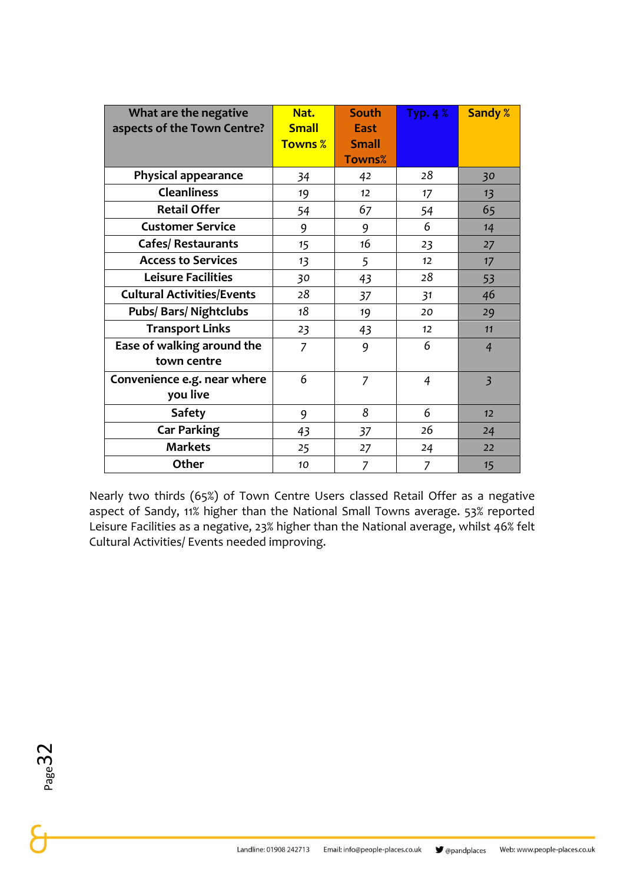| What are the negative aspects of the Town Centre? | Nat. Small Towns % | South East Small Towns% | Typ. 4 % | Sandy % |
|---|---|---|---|---|
| Physical appearance | 34 | 42 | 28 | 30 |
| Cleanliness | 19 | 12 | 17 | 13 |
| Retail Offer | 54 | 67 | 54 | 65 |
| Customer Service | 9 | 9 | 6 | 14 |
| Cafes/ Restaurants | 15 | 16 | 23 | 27 |
| Access to Services | 13 | 5 | 12 | 17 |
| Leisure Facilities | 30 | 43 | 28 | 53 |
| Cultural Activities/Events | 28 | 37 | 31 | 46 |
| Pubs/ Bars/ Nightclubs | 18 | 19 | 20 | 29 |
| Transport Links | 23 | 43 | 12 | 11 |
| Ease of walking around the town centre | 7 | 9 | 6 | 4 |
| Convenience e.g. near where you live | 6 | 7 | 4 | 3 |
| Safety | 9 | 8 | 6 | 12 |
| Car Parking | 43 | 37 | 26 | 24 |
| Markets | 25 | 27 | 24 | 22 |
| Other | 10 | 7 | 7 | 15 |

Nearly two thirds (65%) of Town Centre Users classed Retail Offer as a negative aspect of Sandy, 11% higher than the National Small Towns average. 53% reported Leisure Facilities as a negative, 23% higher than the National average, whilst 46% felt Cultural Activities/ Events needed improving.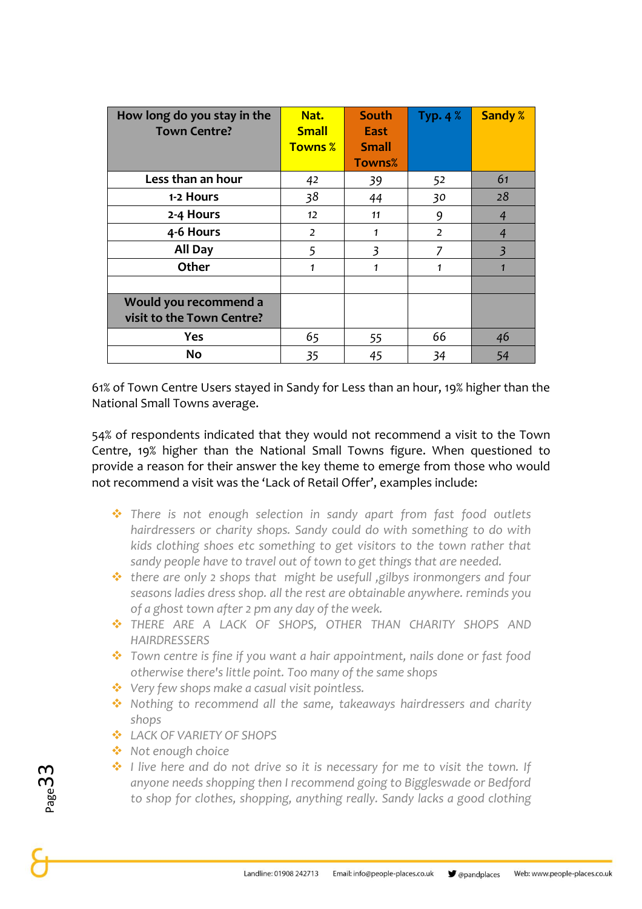| How long do you stay in the Town Centre? | Nat. Small Towns % | South East Small Towns% | Typ. 4 % | Sandy % |
|---|---|---|---|---|
| Less than an hour | 42 | 39 | 52 | 61 |
| 1-2 Hours | 38 | 44 | 30 | 28 |
| 2-4 Hours | 12 | 11 | 9 | 4 |
| 4-6 Hours | 2 | 1 | 2 | 4 |
| All Day | 5 | 3 | 7 | 3 |
| Other | 1 | 1 | 1 | 1 |
| | | | | |
| **Would you recommend a visit to the Town Centre?** | | | | |
| Yes | 65 | 55 | 66 | 46 |
| No | 35 | 45 | 34 | 54 |

61% of Town Centre Users stayed in Sandy for Less than an hour, 19% higher than the National Small Towns average.

54% of respondents indicated that they would not recommend a visit to the Town Centre, 19% higher than the National Small Towns figure. When questioned to provide a reason for their answer the key theme to emerge from those who would not recommend a visit was the 'Lack of Retail Offer', examples include:

- *There is not enough selection in sandy apart from fast food outlets hairdressers or charity shops. Sandy could do with something to do with kids clothing shoes etc something to get visitors to the town rather that sandy people have to travel out of town to get things that are needed.*
- *there are only 2 shops that might be usefull ,gilbys ironmongers and four seasons ladies dress shop. all the rest are obtainable anywhere. reminds you of a ghost town after 2 pm any day of the week.*
- *THERE ARE A LACK OF SHOPS, OTHER THAN CHARITY SHOPS AND HAIRDRESSERS*
- *Town centre is fine if you want a hair appointment, nails done or fast food otherwise there's little point. Too many of the same shops*
- *Very few shops make a casual visit pointless.*
- *Nothing to recommend all the same, takeaways hairdressers and charity shops*
- *LACK OF VARIETY OF SHOPS*
- *Not enough choice*
- *I live here and do not drive so it is necessary for me to visit the town. If anyone needs shopping then I recommend going to Biggleswade or Bedford to shop for clothes, shopping, anything really. Sandy lacks a good clothing*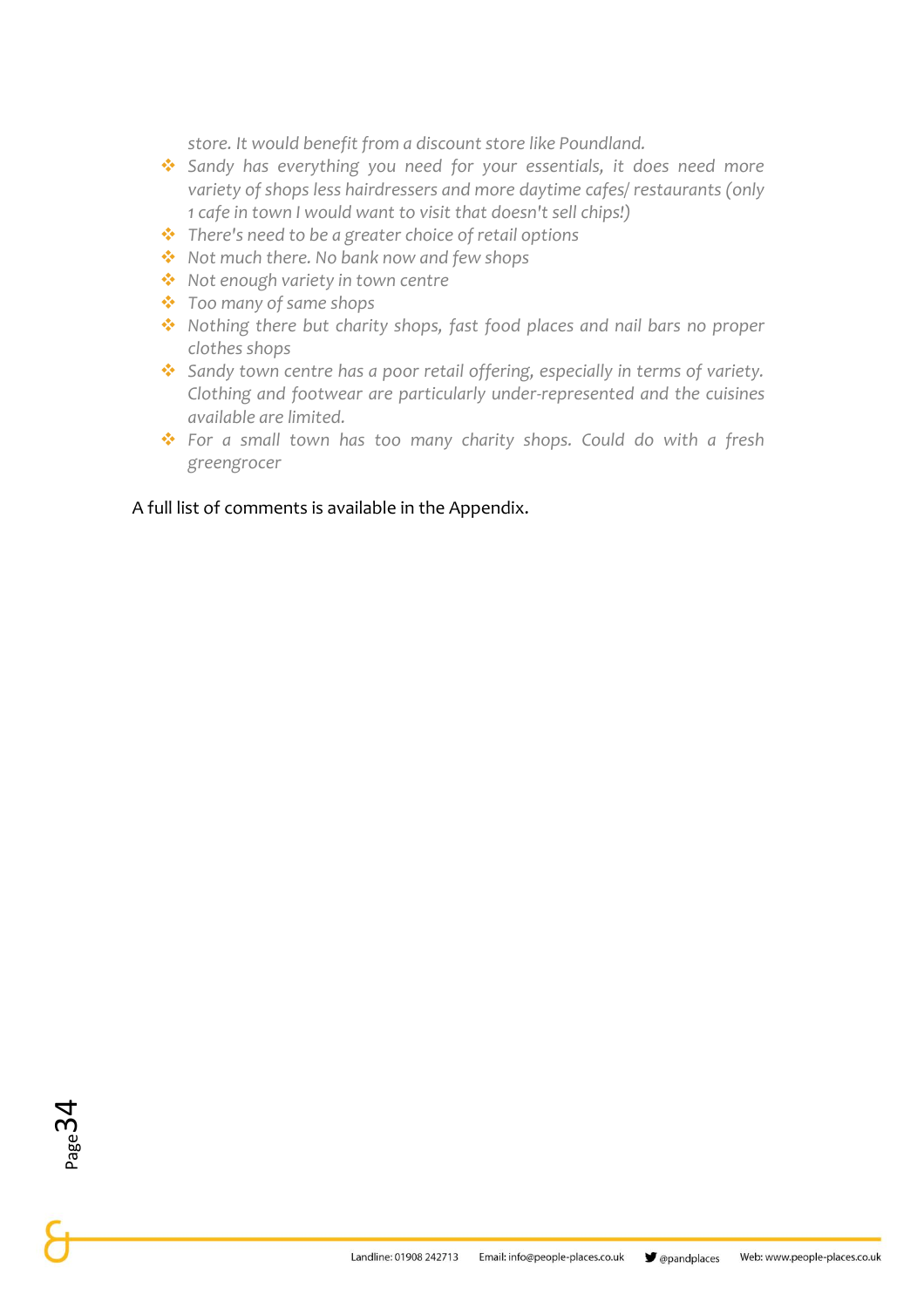*store. It would benefit from a discount store like Poundland.*

- *Sandy has everything you need for your essentials, it does need more variety of shops less hairdressers and more daytime cafes/ restaurants (only 1 cafe in town I would want to visit that doesn't sell chips!)*
- *There's need to be a greater choice of retail options*
- *Not much there. No bank now and few shops*
- *Not enough variety in town centre*
- *Too many of same shops*
- *Nothing there but charity shops, fast food places and nail bars no proper clothes shops*
- *Sandy town centre has a poor retail offering, especially in terms of variety. Clothing and footwear are particularly under-represented and the cuisines available are limited.*
- *For a small town has too many charity shops. Could do with a fresh greengrocer*

A full list of comments is available in the Appendix.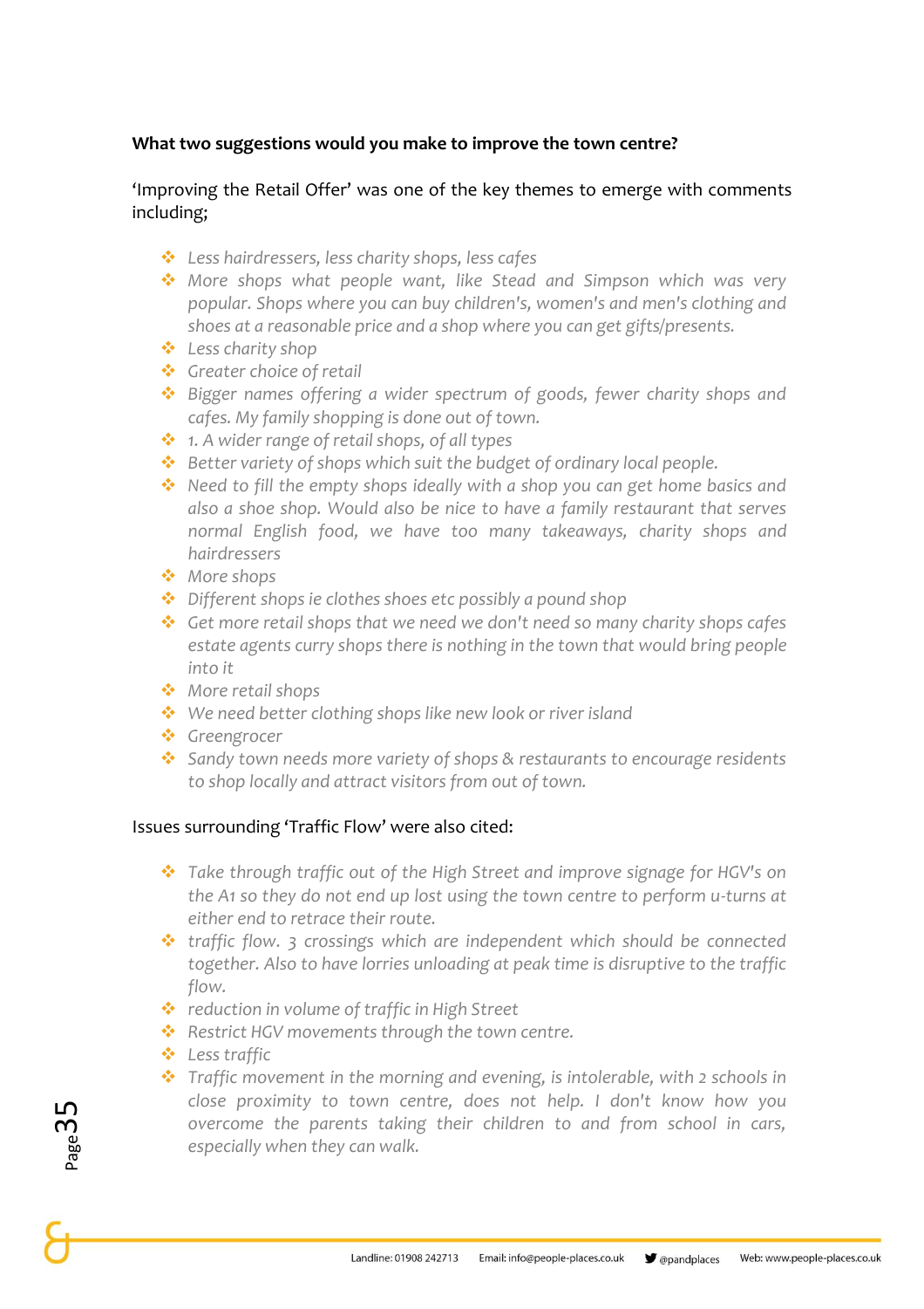**What two suggestions would you make to improve the town centre?**

'Improving the Retail Offer' was one of the key themes to emerge with comments including;

- *Less hairdressers, less charity shops, less cafes*
- *More shops what people want, like Stead and Simpson which was very popular. Shops where you can buy children's, women's and men's clothing and shoes at a reasonable price and a shop where you can get gifts/presents.*
- *Less charity shop*
- *Greater choice of retail*
- *Bigger names offering a wider spectrum of goods, fewer charity shops and cafes. My family shopping is done out of town.*
- *1. A wider range of retail shops, of all types*
- *Better variety of shops which suit the budget of ordinary local people.*
- *Need to fill the empty shops ideally with a shop you can get home basics and also a shoe shop. Would also be nice to have a family restaurant that serves normal English food, we have too many takeaways, charity shops and hairdressers*
- *More shops*
- *Different shops ie clothes shoes etc possibly a pound shop*
- *Get more retail shops that we need we don't need so many charity shops cafes estate agents curry shops there is nothing in the town that would bring people into it*
- *More retail shops*
- *We need better clothing shops like new look or river island*
- *Greengrocer*
- *Sandy town needs more variety of shops & restaurants to encourage residents to shop locally and attract visitors from out of town.*

Issues surrounding 'Traffic Flow' were also cited:

- *Take through traffic out of the High Street and improve signage for HGV's on the A1 so they do not end up lost using the town centre to perform u-turns at either end to retrace their route.*
- *traffic flow. 3 crossings which are independent which should be connected together. Also to have lorries unloading at peak time is disruptive to the traffic flow.*
- *reduction in volume of traffic in High Street*
- *Restrict HGV movements through the town centre.*
- *Less traffic*
- *Traffic movement in the morning and evening, is intolerable, with 2 schools in close proximity to town centre, does not help. I don't know how you overcome the parents taking their children to and from school in cars, especially when they can walk.*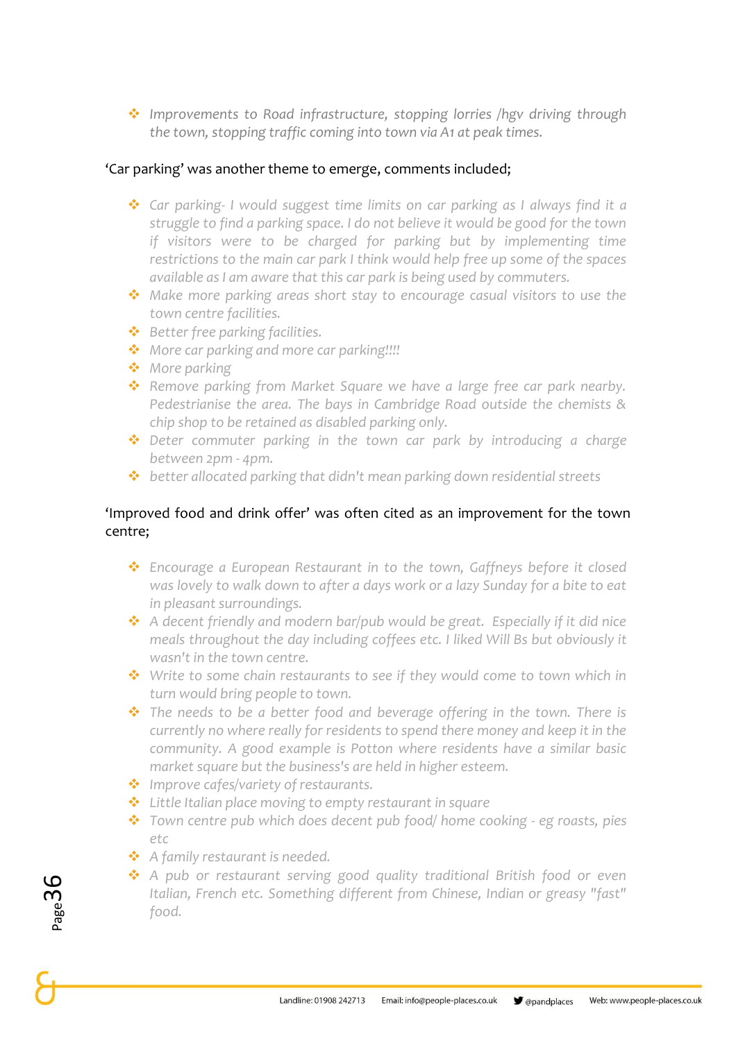- *Improvements to Road infrastructure, stopping lorries /hgv driving through the town, stopping traffic coming into town via A1 at peak times.*

'Car parking' was another theme to emerge, comments included;

- *Car parking- I would suggest time limits on car parking as I always find it a struggle to find a parking space. I do not believe it would be good for the town if visitors were to be charged for parking but by implementing time restrictions to the main car park I think would help free up some of the spaces available as I am aware that this car park is being used by commuters.*
- *Make more parking areas short stay to encourage casual visitors to use the town centre facilities.*
- *Better free parking facilities.*
- *More car parking and more car parking!!!!*
- *More parking*
- *Remove parking from Market Square we have a large free car park nearby. Pedestrianise the area. The bays in Cambridge Road outside the chemists & chip shop to be retained as disabled parking only.*
- *Deter commuter parking in the town car park by introducing a charge between 2pm - 4pm.*
- *better allocated parking that didn't mean parking down residential streets*

'Improved food and drink offer' was often cited as an improvement for the town centre;

- *Encourage a European Restaurant in to the town, Gaffneys before it closed was lovely to walk down to after a days work or a lazy Sunday for a bite to eat in pleasant surroundings.*
- *A decent friendly and modern bar/pub would be great. Especially if it did nice meals throughout the day including coffees etc. I liked Will Bs but obviously it wasn't in the town centre.*
- *Write to some chain restaurants to see if they would come to town which in turn would bring people to town.*
- *The needs to be a better food and beverage offering in the town. There is currently no where really for residents to spend there money and keep it in the community. A good example is Potton where residents have a similar basic market square but the business's are held in higher esteem.*
- *Improve cafes/variety of restaurants.*
- *Little Italian place moving to empty restaurant in square*
- *Town centre pub which does decent pub food/ home cooking - eg roasts, pies etc*
- *A family restaurant is needed.*
- *A pub or restaurant serving good quality traditional British food or even Italian, French etc. Something different from Chinese, Indian or greasy "fast" food.*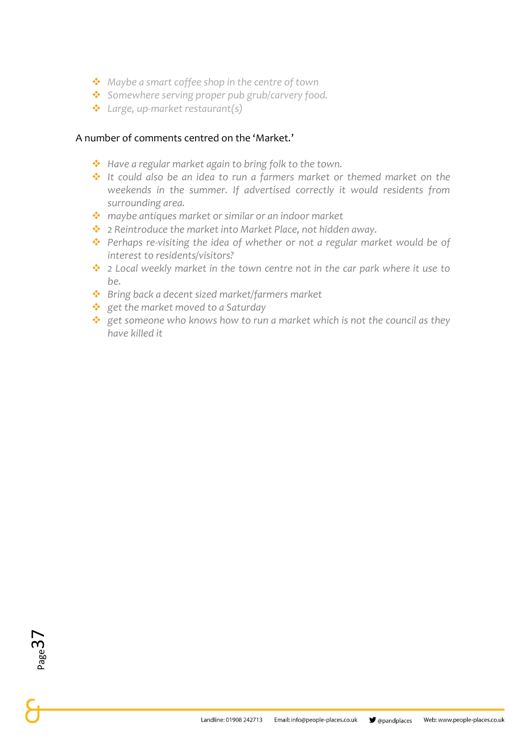- *Maybe a smart coffee shop in the centre of town*
- *Somewhere serving proper pub grub/carvery food.*
- *Large, up-market restaurant(s)*

A number of comments centred on the 'Market.'

- *Have a regular market again to bring folk to the town.*
- *It could also be an idea to run a farmers market or themed market on the weekends in the summer. If advertised correctly it would residents from surrounding area.*
- *maybe antiques market or similar or an indoor market*
- *2 Reintroduce the market into Market Place, not hidden away.*
- *Perhaps re-visiting the idea of whether or not a regular market would be of interest to residents/visitors?*
- *2 Local weekly market in the town centre not in the car park where it use to be.*
- *Bring back a decent sized market/farmers market*
- *get the market moved to a Saturday*
- *get someone who knows how to run a market which is not the council as they have killed it*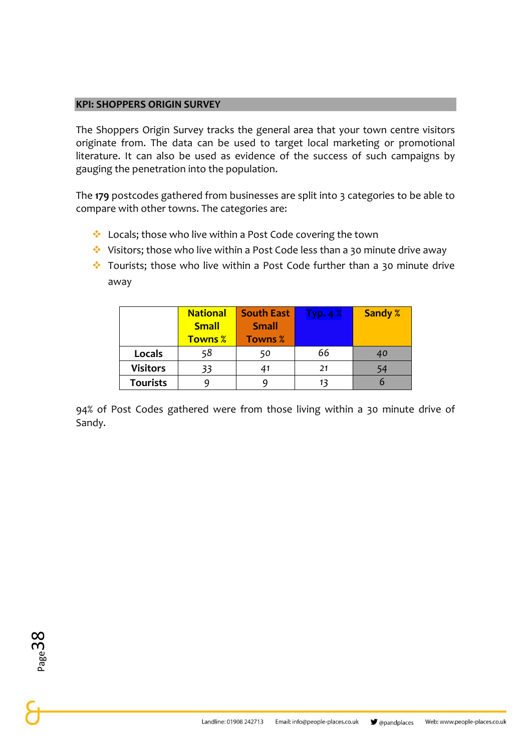## KPI: SHOPPERS ORIGIN SURVEY

The Shoppers Origin Survey tracks the general area that your town centre visitors originate from. The data can be used to target local marketing or promotional literature. It can also be used as evidence of the success of such campaigns by gauging the penetration into the population.

The **179** postcodes gathered from businesses are split into 3 categories to be able to compare with other towns. The categories are:

- Locals; those who live within a Post Code covering the town
- Visitors; those who live within a Post Code less than a 30 minute drive away
- Tourists; those who live within a Post Code further than a 30 minute drive away

| | National Small Towns % | South East Small Towns % | Typ. 4 % | Sandy % |
|---|---|---|---|---|
| **Locals** | 58 | 50 | 66 | 40 |
| **Visitors** | 33 | 41 | 21 | 54 |
| **Tourists** | 9 | 9 | 13 | 6 |

94% of Post Codes gathered were from those living within a 30 minute drive of Sandy.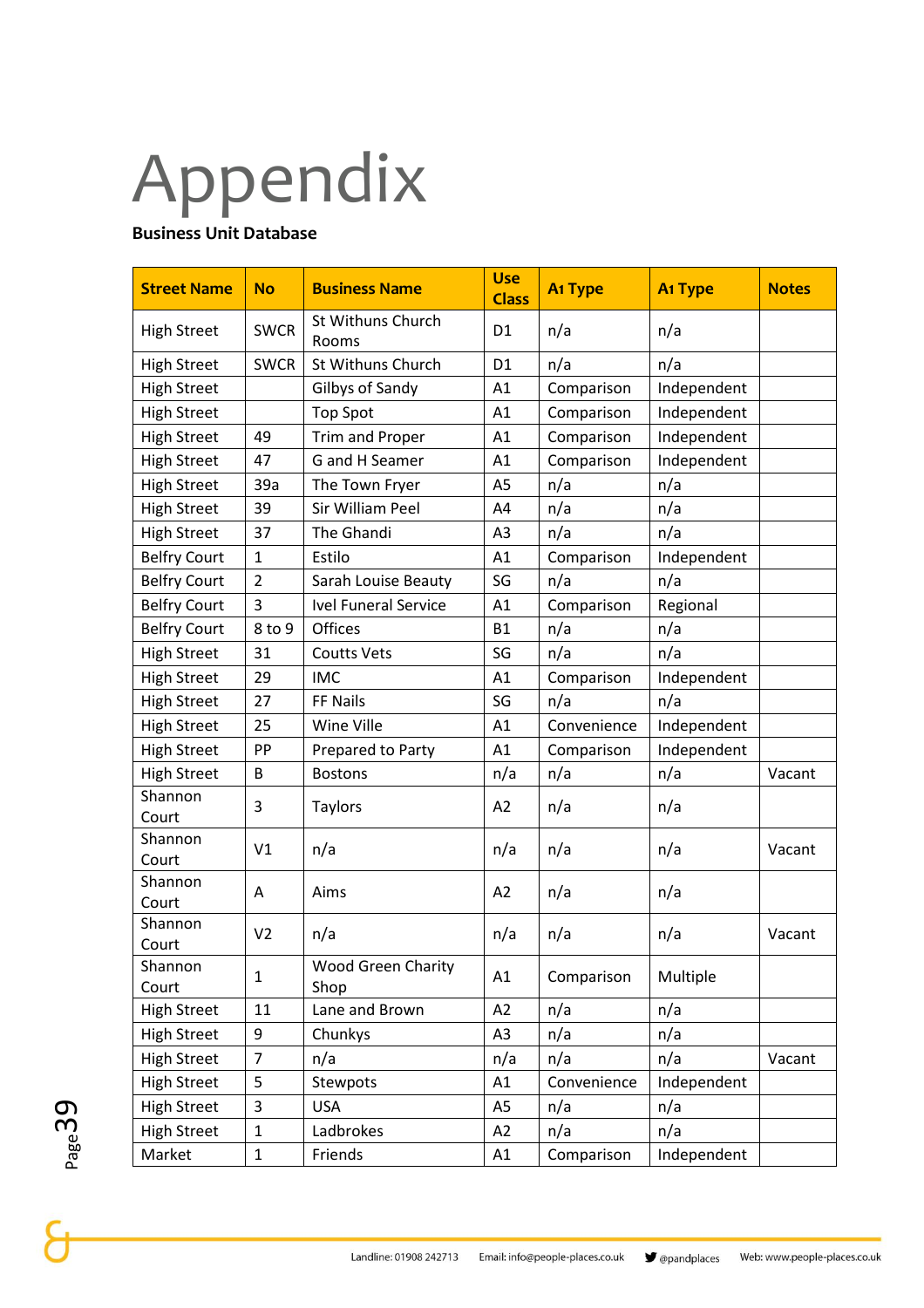# Appendix

**Business Unit Database**

| Street Name | No | Business Name | Use Class | A1 Type | A1 Type | Notes |
|---|---|---|---|---|---|---|
| High Street | SWCR | St Withuns Church Rooms | D1 | n/a | n/a | |
| High Street | SWCR | St Withuns Church | D1 | n/a | n/a | |
| High Street | | Gilbys of Sandy | A1 | Comparison | Independent | |
| High Street | | Top Spot | A1 | Comparison | Independent | |
| High Street | 49 | Trim and Proper | A1 | Comparison | Independent | |
| High Street | 47 | G and H Seamer | A1 | Comparison | Independent | |
| High Street | 39a | The Town Fryer | A5 | n/a | n/a | |
| High Street | 39 | Sir William Peel | A4 | n/a | n/a | |
| High Street | 37 | The Ghandi | A3 | n/a | n/a | |
| Belfry Court | 1 | Estilo | A1 | Comparison | Independent | |
| Belfry Court | 2 | Sarah Louise Beauty | SG | n/a | n/a | |
| Belfry Court | 3 | Ivel Funeral Service | A1 | Comparison | Regional | |
| Belfry Court | 8 to 9 | Offices | B1 | n/a | n/a | |
| High Street | 31 | Coutts Vets | SG | n/a | n/a | |
| High Street | 29 | IMC | A1 | Comparison | Independent | |
| High Street | 27 | FF Nails | SG | n/a | n/a | |
| High Street | 25 | Wine Ville | A1 | Convenience | Independent | |
| High Street | PP | Prepared to Party | A1 | Comparison | Independent | |
| High Street | B | Bostons | n/a | n/a | n/a | Vacant |
| Shannon Court | 3 | Taylors | A2 | n/a | n/a | |
| Shannon Court | V1 | n/a | n/a | n/a | n/a | Vacant |
| Shannon Court | A | Aims | A2 | n/a | n/a | |
| Shannon Court | V2 | n/a | n/a | n/a | n/a | Vacant |
| Shannon Court | 1 | Wood Green Charity Shop | A1 | Comparison | Multiple | |
| High Street | 11 | Lane and Brown | A2 | n/a | n/a | |
| High Street | 9 | Chunkys | A3 | n/a | n/a | |
| High Street | 7 | n/a | n/a | n/a | n/a | Vacant |
| High Street | 5 | Stewpots | A1 | Convenience | Independent | |
| High Street | 3 | USA | A5 | n/a | n/a | |
| High Street | 1 | Ladbrokes | A2 | n/a | n/a | |
| Market | 1 | Friends | A1 | Comparison | Independent | |

Landline: 01908 242713 Email: info@people-places.co.uk @pandplaces Web: www.people-places.co.uk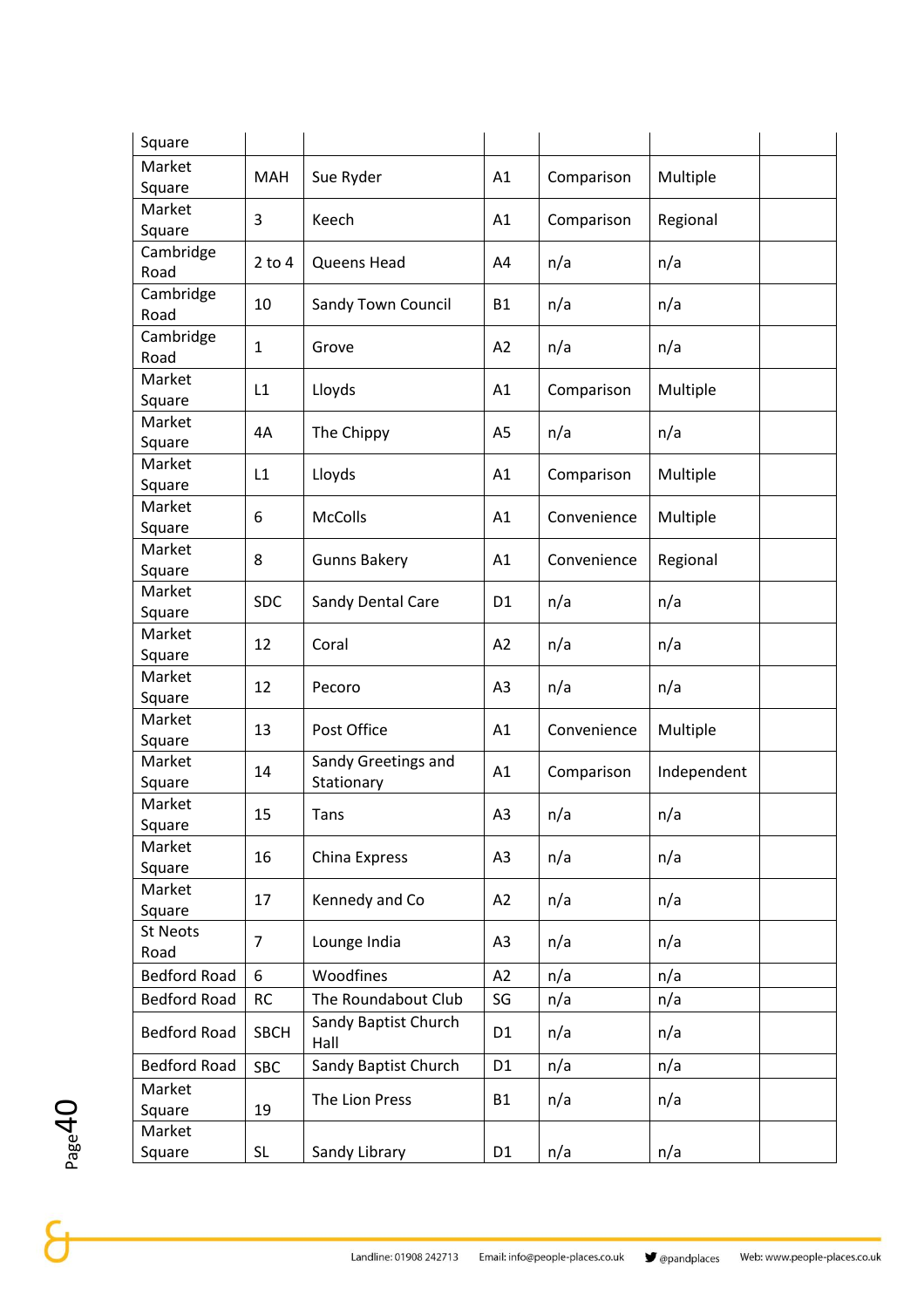| Square | | | | | | |
|---|---|---|---|---|---|---|
| Market Square | MAH | Sue Ryder | A1 | Comparison | Multiple | |
| Market Square | 3 | Keech | A1 | Comparison | Regional | |
| Cambridge Road | 2 to 4 | Queens Head | A4 | n/a | n/a | |
| Cambridge Road | 10 | Sandy Town Council | B1 | n/a | n/a | |
| Cambridge Road | 1 | Grove | A2 | n/a | n/a | |
| Market Square | L1 | Lloyds | A1 | Comparison | Multiple | |
| Market Square | 4A | The Chippy | A5 | n/a | n/a | |
| Market Square | L1 | Lloyds | A1 | Comparison | Multiple | |
| Market Square | 6 | McColls | A1 | Convenience | Multiple | |
| Market Square | 8 | Gunns Bakery | A1 | Convenience | Regional | |
| Market Square | SDC | Sandy Dental Care | D1 | n/a | n/a | |
| Market Square | 12 | Coral | A2 | n/a | n/a | |
| Market Square | 12 | Pecoro | A3 | n/a | n/a | |
| Market Square | 13 | Post Office | A1 | Convenience | Multiple | |
| Market Square | 14 | Sandy Greetings and Stationary | A1 | Comparison | Independent | |
| Market Square | 15 | Tans | A3 | n/a | n/a | |
| Market Square | 16 | China Express | A3 | n/a | n/a | |
| Market Square | 17 | Kennedy and Co | A2 | n/a | n/a | |
| St Neots Road | 7 | Lounge India | A3 | n/a | n/a | |
| Bedford Road | 6 | Woodfines | A2 | n/a | n/a | |
| Bedford Road | RC | The Roundabout Club | SG | n/a | n/a | |
| Bedford Road | SBCH | Sandy Baptist Church Hall | D1 | n/a | n/a | |
| Bedford Road | SBC | Sandy Baptist Church | D1 | n/a | n/a | |
| Market Square | 19 | The Lion Press | B1 | n/a | n/a | |
| Market Square | SL | Sandy Library | D1 | n/a | n/a | |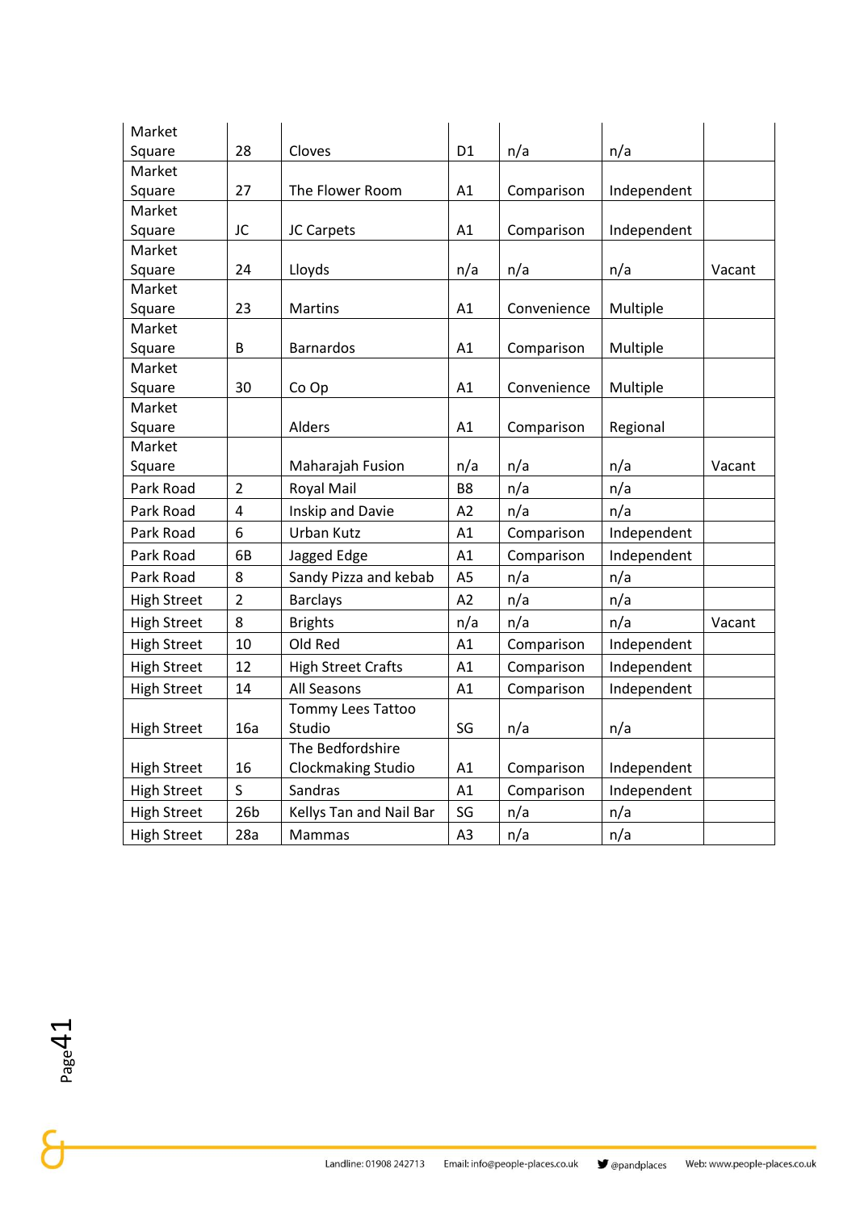| | | | | | | |
|---|---|---|---|---|---|---|
| Market Square | 28 | Cloves | D1 | n/a | n/a | |
| Market Square | 27 | The Flower Room | A1 | Comparison | Independent | |
| Market Square | JC | JC Carpets | A1 | Comparison | Independent | |
| Market Square | 24 | Lloyds | n/a | n/a | n/a | Vacant |
| Market Square | 23 | Martins | A1 | Convenience | Multiple | |
| Market Square | B | Barnardos | A1 | Comparison | Multiple | |
| Market Square | 30 | Co Op | A1 | Convenience | Multiple | |
| Market Square | | Alders | A1 | Comparison | Regional | |
| Market Square | | Maharajah Fusion | n/a | n/a | n/a | Vacant |
| Park Road | 2 | Royal Mail | B8 | n/a | n/a | |
| Park Road | 4 | Inskip and Davie | A2 | n/a | n/a | |
| Park Road | 6 | Urban Kutz | A1 | Comparison | Independent | |
| Park Road | 6B | Jagged Edge | A1 | Comparison | Independent | |
| Park Road | 8 | Sandy Pizza and kebab | A5 | n/a | n/a | |
| High Street | 2 | Barclays | A2 | n/a | n/a | |
| High Street | 8 | Brights | n/a | n/a | n/a | Vacant |
| High Street | 10 | Old Red | A1 | Comparison | Independent | |
| High Street | 12 | High Street Crafts | A1 | Comparison | Independent | |
| High Street | 14 | All Seasons | A1 | Comparison | Independent | |
| High Street | 16a | Tommy Lees Tattoo Studio | SG | n/a | n/a | |
| High Street | 16 | The Bedfordshire Clockmaking Studio | A1 | Comparison | Independent | |
| High Street | S | Sandras | A1 | Comparison | Independent | |
| High Street | 26b | Kellys Tan and Nail Bar | SG | n/a | n/a | |
| High Street | 28a | Mammas | A3 | n/a | n/a | |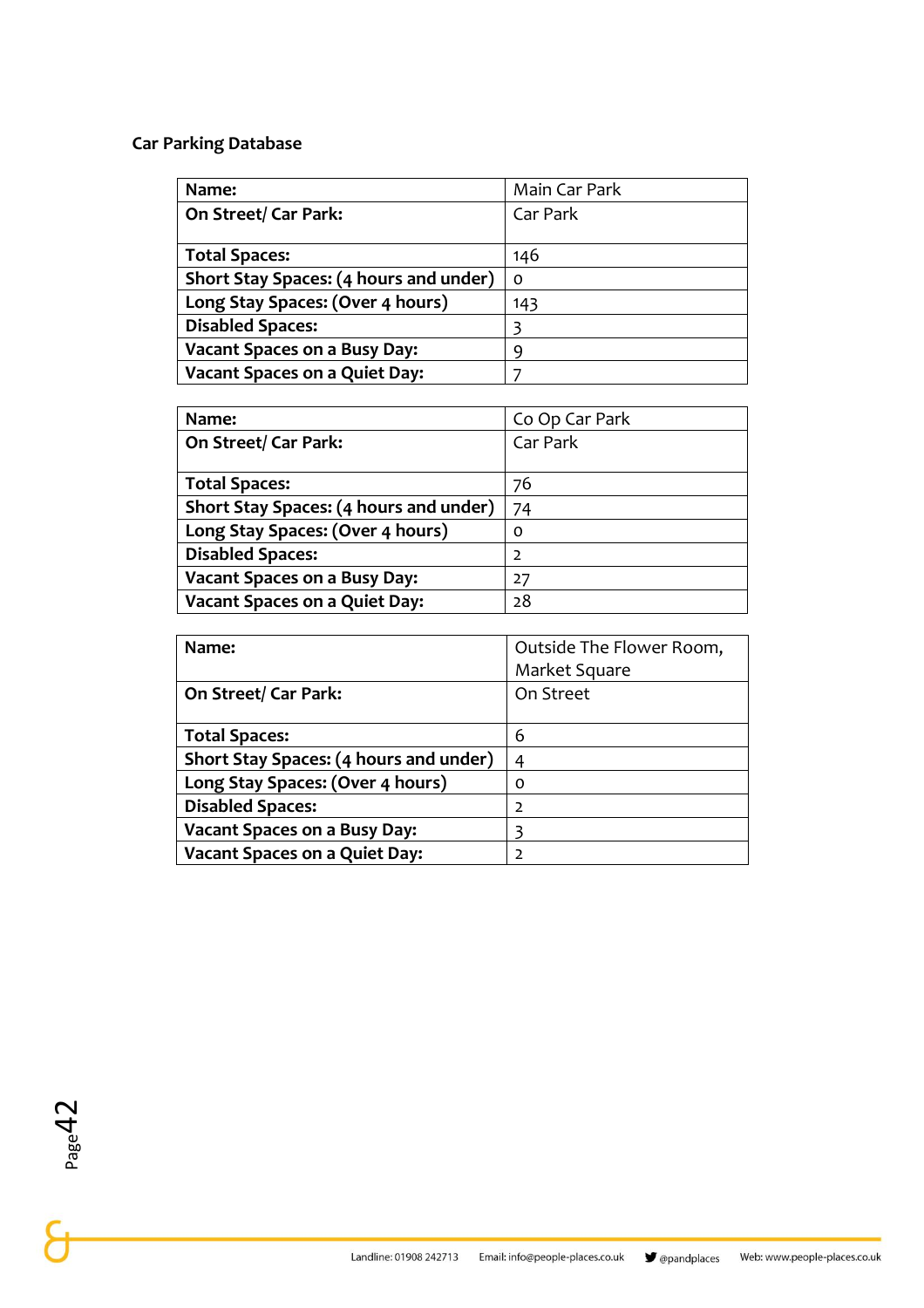**Car Parking Database**

| Name: | Main Car Park |
|---|---|
| On Street/ Car Park: | Car Park |
| Total Spaces: | 146 |
| Short Stay Spaces: (4 hours and under) | 0 |
| Long Stay Spaces: (Over 4 hours) | 143 |
| Disabled Spaces: | 3 |
| Vacant Spaces on a Busy Day: | 9 |
| Vacant Spaces on a Quiet Day: | 7 |

| Name: | Co Op Car Park |
|---|---|
| On Street/ Car Park: | Car Park |
| Total Spaces: | 76 |
| Short Stay Spaces: (4 hours and under) | 74 |
| Long Stay Spaces: (Over 4 hours) | 0 |
| Disabled Spaces: | 2 |
| Vacant Spaces on a Busy Day: | 27 |
| Vacant Spaces on a Quiet Day: | 28 |

| Name: | Outside The Flower Room, Market Square |
|---|---|
| On Street/ Car Park: | On Street |
| Total Spaces: | 6 |
| Short Stay Spaces: (4 hours and under) | 4 |
| Long Stay Spaces: (Over 4 hours) | 0 |
| Disabled Spaces: | 2 |
| Vacant Spaces on a Busy Day: | 3 |
| Vacant Spaces on a Quiet Day: | 2 |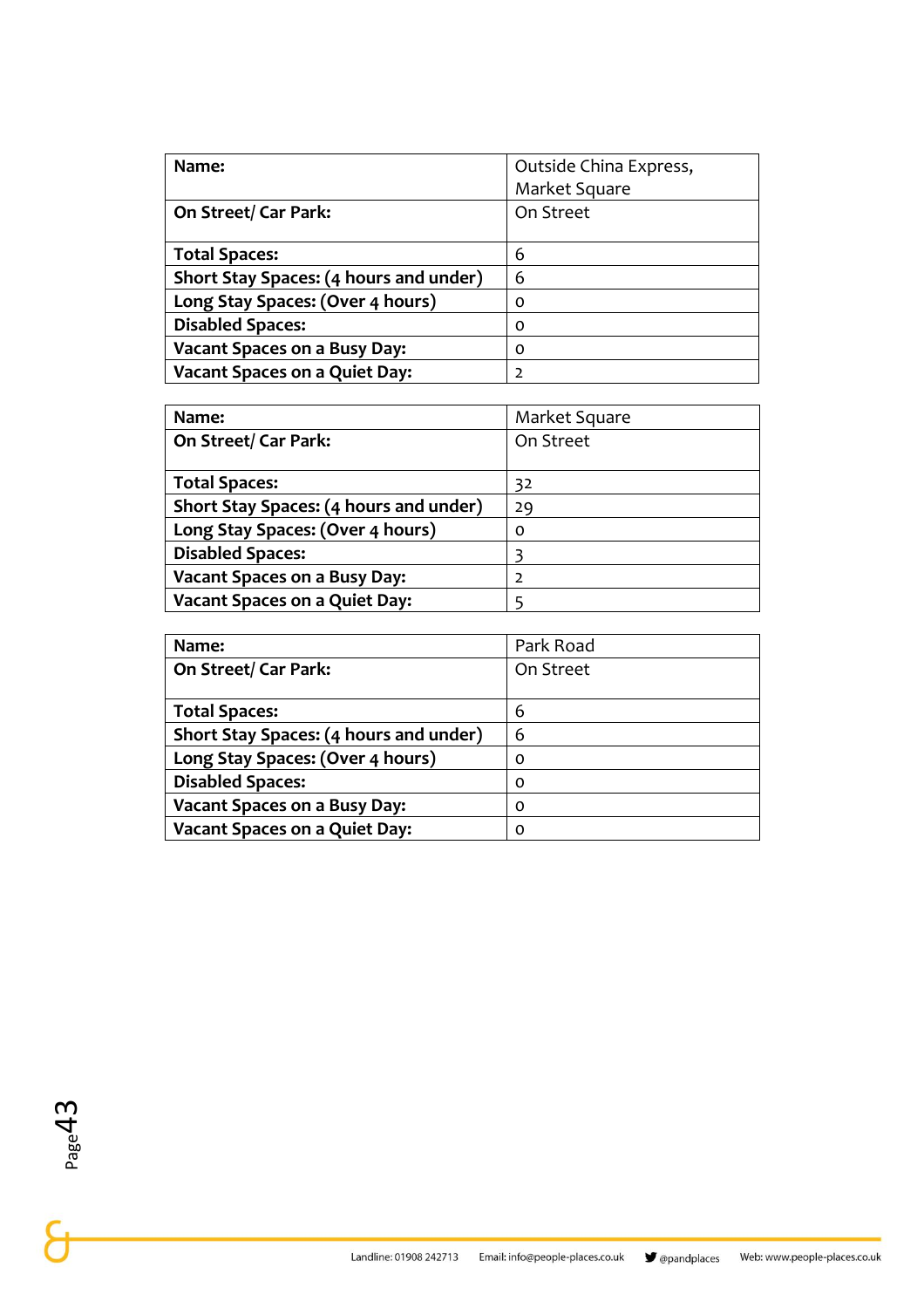| Name: | Outside China Express, Market Square |
|---|---|
| On Street/ Car Park: | On Street |
| Total Spaces: | 6 |
| Short Stay Spaces: (4 hours and under) | 6 |
| Long Stay Spaces: (Over 4 hours) | 0 |
| Disabled Spaces: | 0 |
| Vacant Spaces on a Busy Day: | 0 |
| Vacant Spaces on a Quiet Day: | 2 |

| Name: | Market Square |
|---|---|
| On Street/ Car Park: | On Street |
| Total Spaces: | 32 |
| Short Stay Spaces: (4 hours and under) | 29 |
| Long Stay Spaces: (Over 4 hours) | 0 |
| Disabled Spaces: | 3 |
| Vacant Spaces on a Busy Day: | 2 |
| Vacant Spaces on a Quiet Day: | 5 |

| Name: | Park Road |
|---|---|
| On Street/ Car Park: | On Street |
| Total Spaces: | 6 |
| Short Stay Spaces: (4 hours and under) | 6 |
| Long Stay Spaces: (Over 4 hours) | 0 |
| Disabled Spaces: | 0 |
| Vacant Spaces on a Busy Day: | 0 |
| Vacant Spaces on a Quiet Day: | 0 |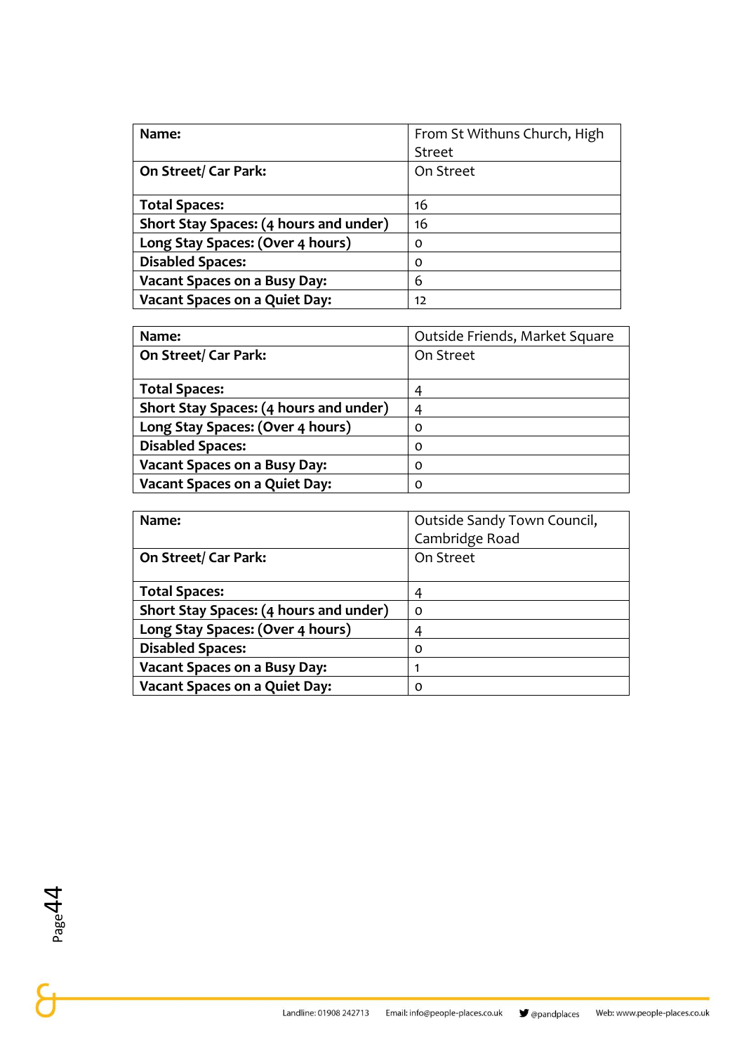| Name: | From St Withuns Church, High Street |
|---|---|
| On Street/ Car Park: | On Street |
| Total Spaces: | 16 |
| Short Stay Spaces: (4 hours and under) | 16 |
| Long Stay Spaces: (Over 4 hours) | 0 |
| Disabled Spaces: | 0 |
| Vacant Spaces on a Busy Day: | 6 |
| Vacant Spaces on a Quiet Day: | 12 |

| Name: | Outside Friends, Market Square |
|---|---|
| On Street/ Car Park: | On Street |
| Total Spaces: | 4 |
| Short Stay Spaces: (4 hours and under) | 4 |
| Long Stay Spaces: (Over 4 hours) | 0 |
| Disabled Spaces: | 0 |
| Vacant Spaces on a Busy Day: | 0 |
| Vacant Spaces on a Quiet Day: | 0 |

| Name: | Outside Sandy Town Council, Cambridge Road |
|---|---|
| On Street/ Car Park: | On Street |
| Total Spaces: | 4 |
| Short Stay Spaces: (4 hours and under) | 0 |
| Long Stay Spaces: (Over 4 hours) | 4 |
| Disabled Spaces: | 0 |
| Vacant Spaces on a Busy Day: | 1 |
| Vacant Spaces on a Quiet Day: | 0 |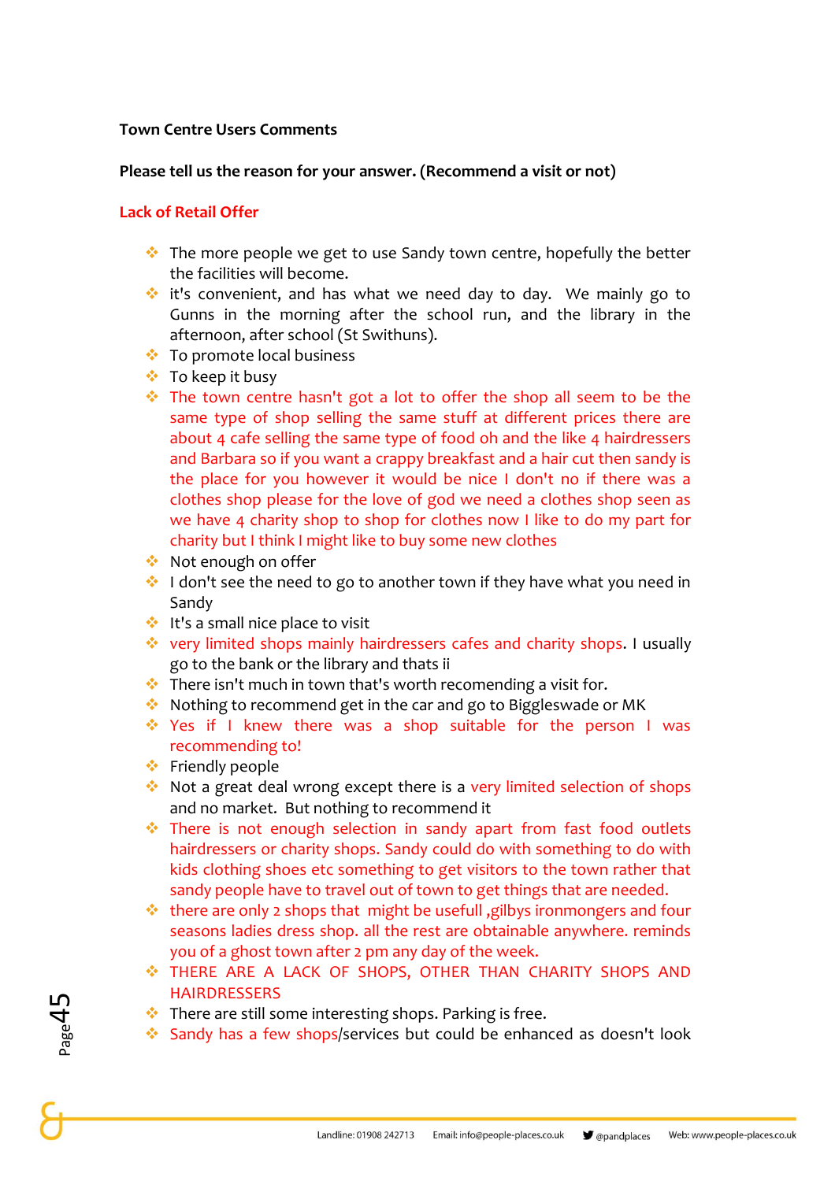**Town Centre Users Comments**

**Please tell us the reason for your answer. (Recommend a visit or not)**

**Lack of Retail Offer**

- The more people we get to use Sandy town centre, hopefully the better the facilities will become.
- it's convenient, and has what we need day to day. We mainly go to Gunns in the morning after the school run, and the library in the afternoon, after school (St Swithuns).
- To promote local business
- To keep it busy
- The town centre hasn't got a lot to offer the shop all seem to be the same type of shop selling the same stuff at different prices there are about 4 cafe selling the same type of food oh and the like 4 hairdressers and Barbara so if you want a crappy breakfast and a hair cut then sandy is the place for you however it would be nice I don't no if there was a clothes shop please for the love of god we need a clothes shop seen as we have 4 charity shop to shop for clothes now I like to do my part for charity but I think I might like to buy some new clothes
- Not enough on offer
- I don't see the need to go to another town if they have what you need in Sandy
- It's a small nice place to visit
- very limited shops mainly hairdressers cafes and charity shops. I usually go to the bank or the library and thats ii
- There isn't much in town that's worth recomending a visit for.
- Nothing to recommend get in the car and go to Biggleswade or MK
- Yes if I knew there was a shop suitable for the person I was recommending to!
- Friendly people
- Not a great deal wrong except there is a very limited selection of shops and no market. But nothing to recommend it
- There is not enough selection in sandy apart from fast food outlets hairdressers or charity shops. Sandy could do with something to do with kids clothing shoes etc something to get visitors to the town rather that sandy people have to travel out of town to get things that are needed.
- there are only 2 shops that might be usefull ,gilbys ironmongers and four seasons ladies dress shop. all the rest are obtainable anywhere. reminds you of a ghost town after 2 pm any day of the week.
- THERE ARE A LACK OF SHOPS, OTHER THAN CHARITY SHOPS AND HAIRDRESSERS
- There are still some interesting shops. Parking is free.
- Sandy has a few shops/services but could be enhanced as doesn't look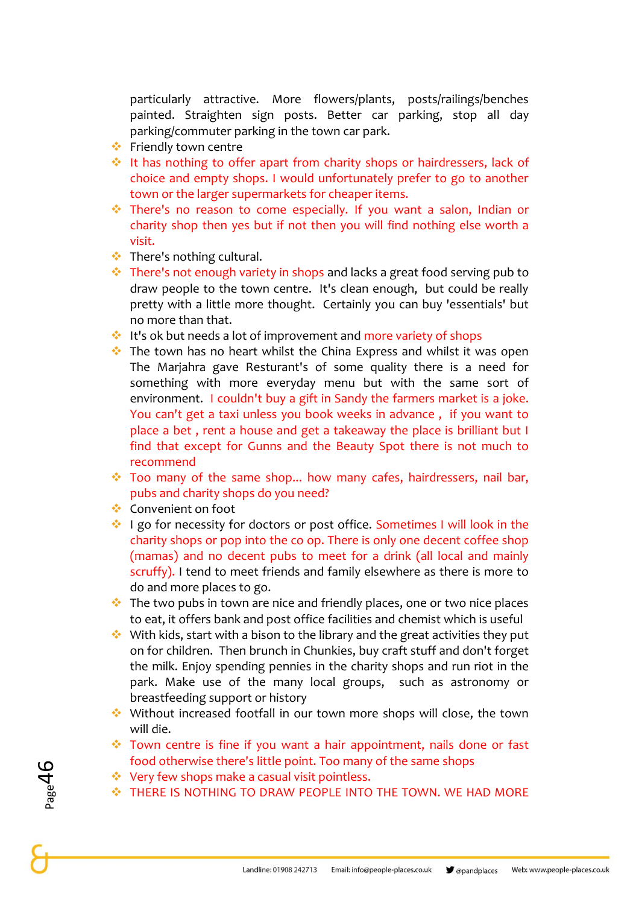particularly attractive. More flowers/plants, posts/railings/benches painted. Straighten sign posts. Better car parking, stop all day parking/commuter parking in the town car park.

- Friendly town centre
- It has nothing to offer apart from charity shops or hairdressers, lack of choice and empty shops. I would unfortunately prefer to go to another town or the larger supermarkets for cheaper items.
- There's no reason to come especially. If you want a salon, Indian or charity shop then yes but if not then you will find nothing else worth a visit.
- There's nothing cultural.
- There's not enough variety in shops and lacks a great food serving pub to draw people to the town centre. It's clean enough, but could be really pretty with a little more thought. Certainly you can buy 'essentials' but no more than that.
- It's ok but needs a lot of improvement and more variety of shops
- The town has no heart whilst the China Express and whilst it was open The Marjahra gave Resturant's of some quality there is a need for something with more everyday menu but with the same sort of environment. I couldn't buy a gift in Sandy the farmers market is a joke. You can't get a taxi unless you book weeks in advance , if you want to place a bet , rent a house and get a takeaway the place is brilliant but I find that except for Gunns and the Beauty Spot there is not much to recommend
- Too many of the same shop... how many cafes, hairdressers, nail bar, pubs and charity shops do you need?
- Convenient on foot
- I go for necessity for doctors or post office. Sometimes I will look in the charity shops or pop into the co op. There is only one decent coffee shop (mamas) and no decent pubs to meet for a drink (all local and mainly scruffy). I tend to meet friends and family elsewhere as there is more to do and more places to go.
- The two pubs in town are nice and friendly places, one or two nice places to eat, it offers bank and post office facilities and chemist which is useful
- With kids, start with a bison to the library and the great activities they put on for children. Then brunch in Chunkies, buy craft stuff and don't forget the milk. Enjoy spending pennies in the charity shops and run riot in the park. Make use of the many local groups, such as astronomy or breastfeeding support or history
- Without increased footfall in our town more shops will close, the town will die.
- Town centre is fine if you want a hair appointment, nails done or fast food otherwise there's little point. Too many of the same shops
- Very few shops make a casual visit pointless.
- THERE IS NOTHING TO DRAW PEOPLE INTO THE TOWN. WE HAD MORE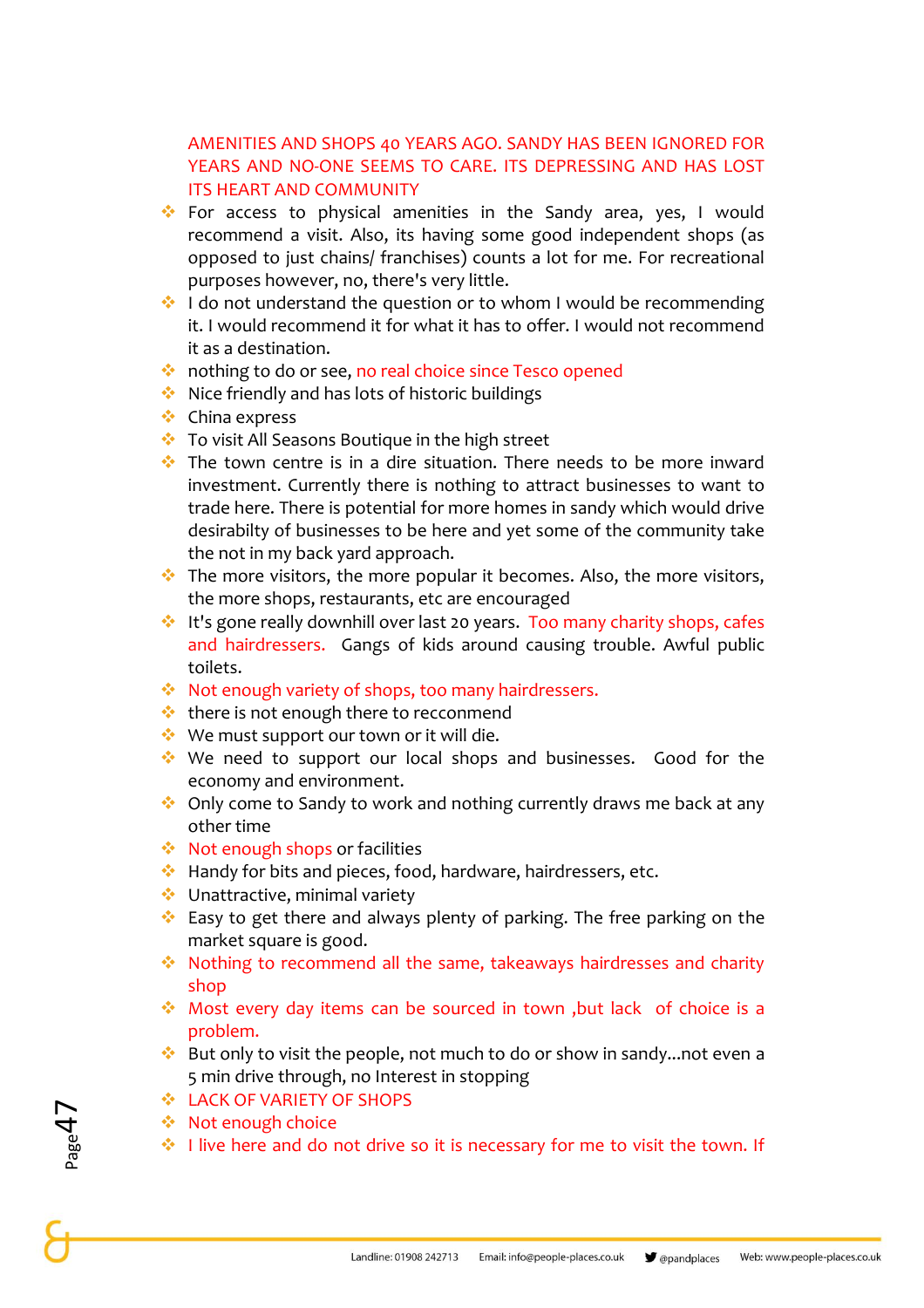AMENITIES AND SHOPS 40 YEARS AGO. SANDY HAS BEEN IGNORED FOR YEARS AND NO-ONE SEEMS TO CARE. ITS DEPRESSING AND HAS LOST ITS HEART AND COMMUNITY

- For access to physical amenities in the Sandy area, yes, I would recommend a visit. Also, its having some good independent shops (as opposed to just chains/ franchises) counts a lot for me. For recreational purposes however, no, there's very little.
- I do not understand the question or to whom I would be recommending it. I would recommend it for what it has to offer. I would not recommend it as a destination.
- nothing to do or see, no real choice since Tesco opened
- Nice friendly and has lots of historic buildings
- China express
- To visit All Seasons Boutique in the high street
- The town centre is in a dire situation. There needs to be more inward investment. Currently there is nothing to attract businesses to want to trade here. There is potential for more homes in sandy which would drive desirabilty of businesses to be here and yet some of the community take the not in my back yard approach.
- The more visitors, the more popular it becomes. Also, the more visitors, the more shops, restaurants, etc are encouraged
- It's gone really downhill over last 20 years. Too many charity shops, cafes and hairdressers. Gangs of kids around causing trouble. Awful public toilets.
- Not enough variety of shops, too many hairdressers.
- there is not enough there to reccommend
- We must support our town or it will die.
- We need to support our local shops and businesses. Good for the economy and environment.
- Only come to Sandy to work and nothing currently draws me back at any other time
- Not enough shops or facilities
- Handy for bits and pieces, food, hardware, hairdressers, etc.
- Unattractive, minimal variety
- Easy to get there and always plenty of parking. The free parking on the market square is good.
- Nothing to recommend all the same, takeaways hairdresses and charity shop
- Most every day items can be sourced in town ,but lack of choice is a problem.
- But only to visit the people, not much to do or show in sandy...not even a 5 min drive through, no Interest in stopping
- LACK OF VARIETY OF SHOPS
- Not enough choice
- I live here and do not drive so it is necessary for me to visit the town. If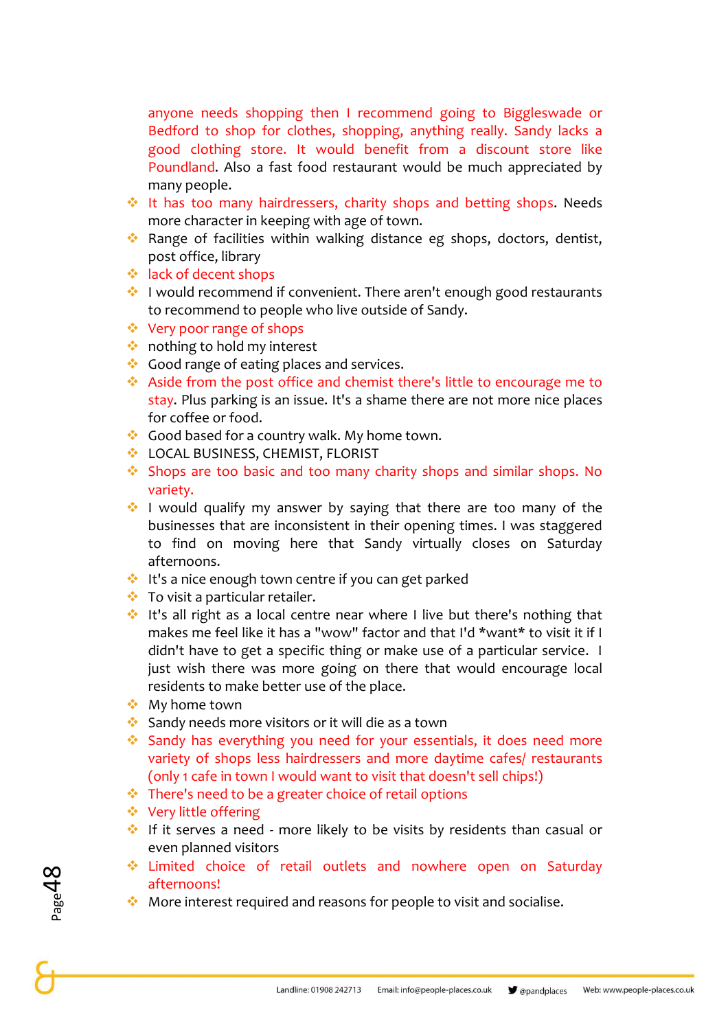anyone needs shopping then I recommend going to Biggleswade or Bedford to shop for clothes, shopping, anything really. Sandy lacks a good clothing store. It would benefit from a discount store like Poundland. Also a fast food restaurant would be much appreciated by many people.

- It has too many hairdressers, charity shops and betting shops. Needs more character in keeping with age of town.
- Range of facilities within walking distance eg shops, doctors, dentist, post office, library
- lack of decent shops
- I would recommend if convenient. There aren't enough good restaurants to recommend to people who live outside of Sandy.
- Very poor range of shops
- nothing to hold my interest
- Good range of eating places and services.
- Aside from the post office and chemist there's little to encourage me to stay. Plus parking is an issue. It's a shame there are not more nice places for coffee or food.
- Good based for a country walk. My home town.
- LOCAL BUSINESS, CHEMIST, FLORIST
- Shops are too basic and too many charity shops and similar shops. No variety.
- I would qualify my answer by saying that there are too many of the businesses that are inconsistent in their opening times. I was staggered to find on moving here that Sandy virtually closes on Saturday afternoons.
- It's a nice enough town centre if you can get parked
- To visit a particular retailer.
- It's all right as a local centre near where I live but there's nothing that makes me feel like it has a "wow" factor and that I'd *want* to visit it if I didn't have to get a specific thing or make use of a particular service. I just wish there was more going on there that would encourage local residents to make better use of the place.
- My home town
- Sandy needs more visitors or it will die as a town
- Sandy has everything you need for your essentials, it does need more variety of shops less hairdressers and more daytime cafes/ restaurants (only 1 cafe in town I would want to visit that doesn't sell chips!)
- There's need to be a greater choice of retail options
- Very little offering
- If it serves a need - more likely to be visits by residents than casual or even planned visitors
- Limited choice of retail outlets and nowhere open on Saturday afternoons!
- More interest required and reasons for people to visit and socialise.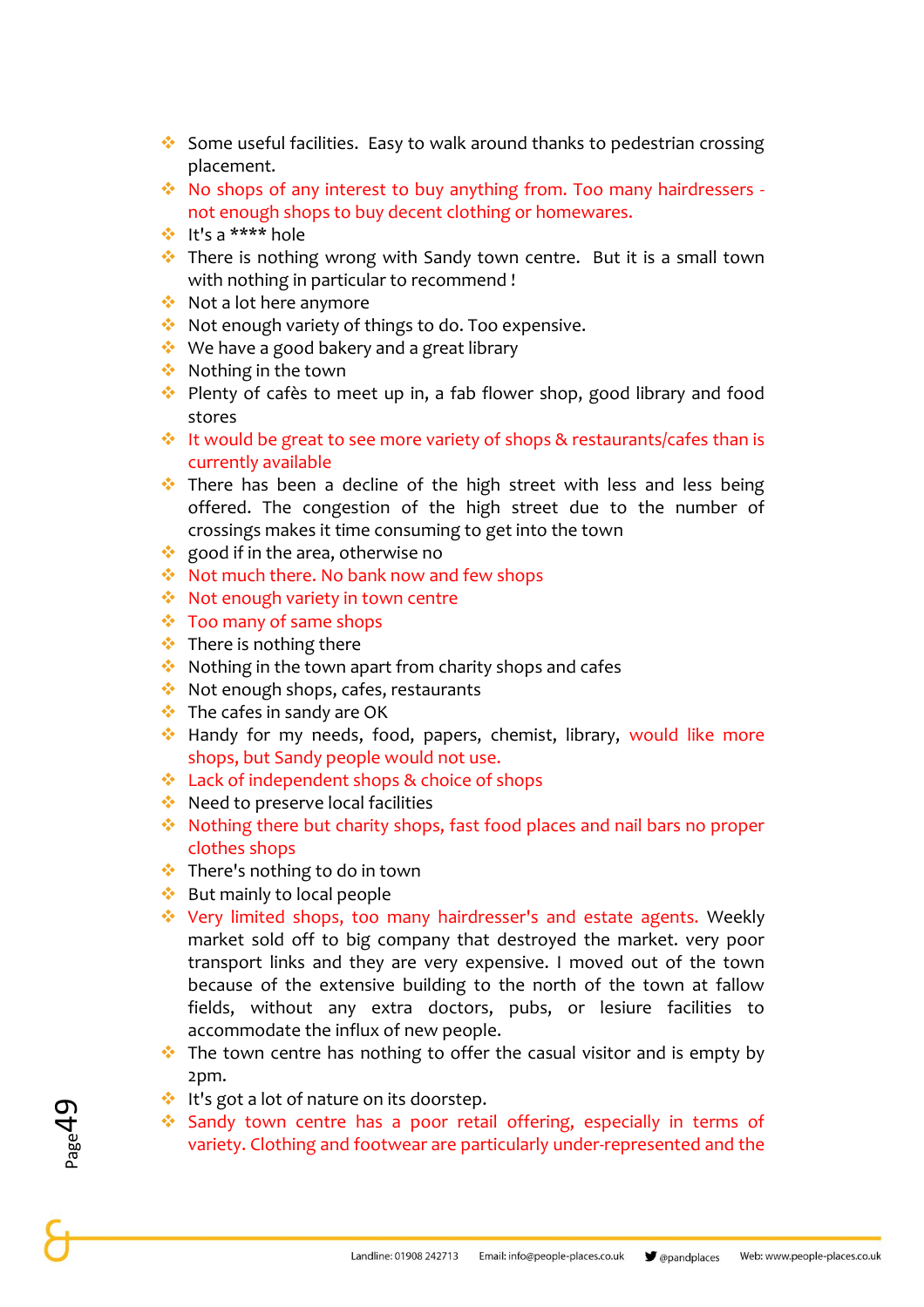- Some useful facilities. Easy to walk around thanks to pedestrian crossing placement.
- No shops of any interest to buy anything from. Too many hairdressers - not enough shops to buy decent clothing or homewares.
- It's a **** hole
- There is nothing wrong with Sandy town centre. But it is a small town with nothing in particular to recommend !
- Not a lot here anymore
- Not enough variety of things to do. Too expensive.
- We have a good bakery and a great library
- Nothing in the town
- Plenty of cafès to meet up in, a fab flower shop, good library and food stores
- It would be great to see more variety of shops & restaurants/cafes than is currently available
- There has been a decline of the high street with less and less being offered. The congestion of the high street due to the number of crossings makes it time consuming to get into the town
- good if in the area, otherwise no
- Not much there. No bank now and few shops
- Not enough variety in town centre
- Too many of same shops
- There is nothing there
- Nothing in the town apart from charity shops and cafes
- Not enough shops, cafes, restaurants
- The cafes in sandy are OK
- Handy for my needs, food, papers, chemist, library, would like more shops, but Sandy people would not use.
- Lack of independent shops & choice of shops
- Need to preserve local facilities
- Nothing there but charity shops, fast food places and nail bars no proper clothes shops
- There's nothing to do in town
- But mainly to local people
- Very limited shops, too many hairdresser's and estate agents. Weekly market sold off to big company that destroyed the market. very poor transport links and they are very expensive. I moved out of the town because of the extensive building to the north of the town at fallow fields, without any extra doctors, pubs, or lesiure facilities to accommodate the influx of new people.
- The town centre has nothing to offer the casual visitor and is empty by 2pm.
- It's got a lot of nature on its doorstep.
- Sandy town centre has a poor retail offering, especially in terms of variety. Clothing and footwear are particularly under-represented and the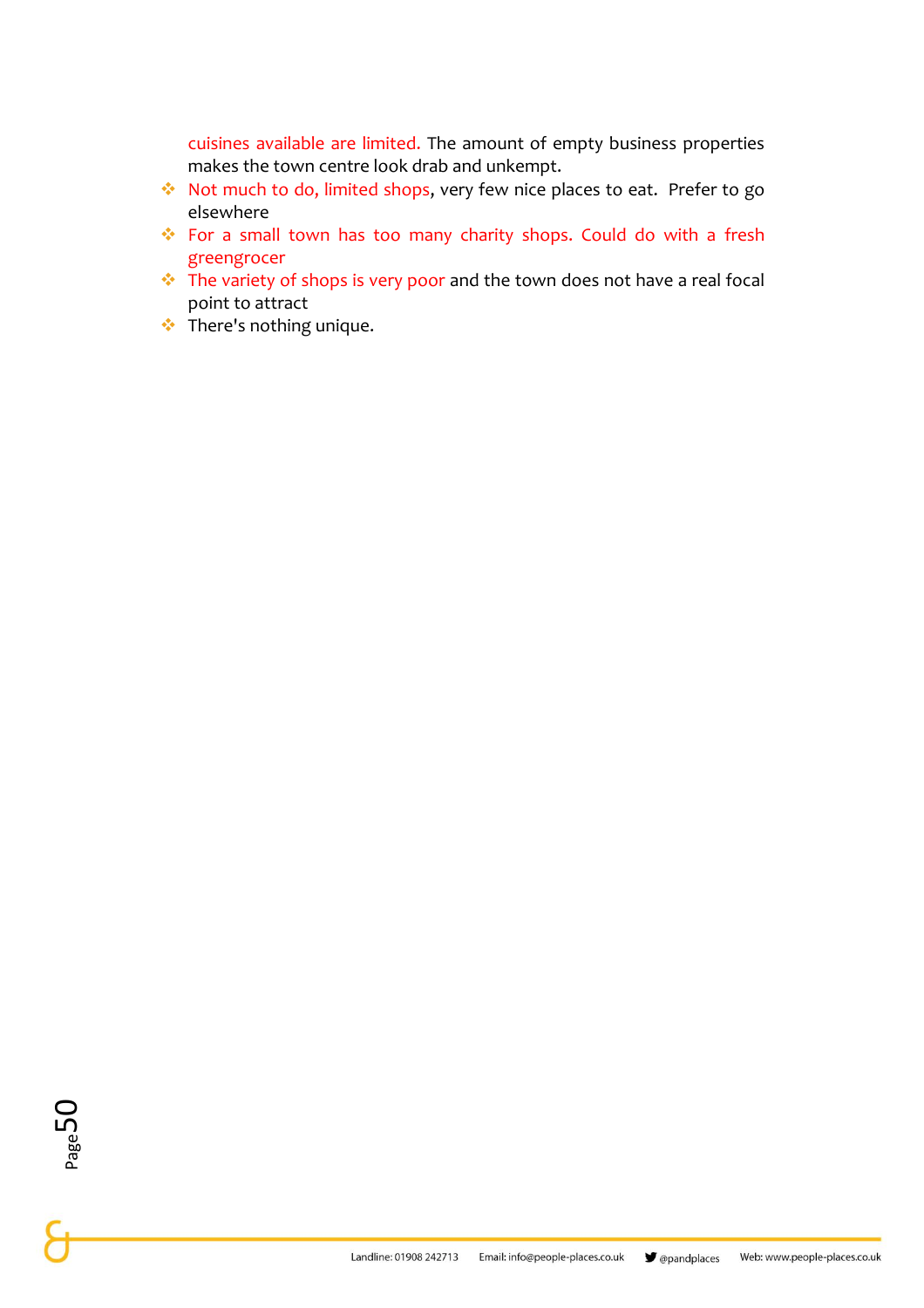cuisines available are limited. The amount of empty business properties makes the town centre look drab and unkempt.

- Not much to do, limited shops, very few nice places to eat. Prefer to go elsewhere
- For a small town has too many charity shops. Could do with a fresh greengrocer
- The variety of shops is very poor and the town does not have a real focal point to attract
- There's nothing unique.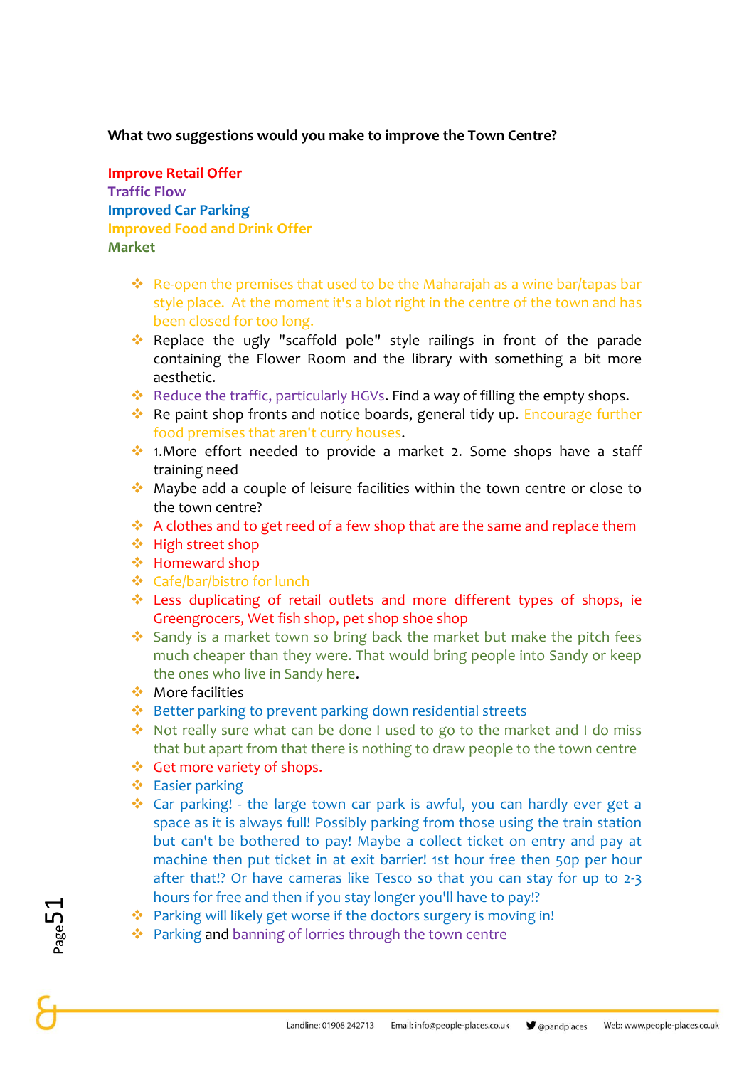**What two suggestions would you make to improve the Town Centre?**

**Improve Retail Offer**
**Traffic Flow**
**Improved Car Parking**
**Improved Food and Drink Offer**
**Market**

- Re-open the premises that used to be the Maharajah as a wine bar/tapas bar style place. At the moment it's a blot right in the centre of the town and has been closed for too long.
- Replace the ugly "scaffold pole" style railings in front of the parade containing the Flower Room and the library with something a bit more aesthetic.
- Reduce the traffic, particularly HGVs. Find a way of filling the empty shops.
- Re paint shop fronts and notice boards, general tidy up. Encourage further food premises that aren't curry houses.
- 1.More effort needed to provide a market 2. Some shops have a staff training need
- Maybe add a couple of leisure facilities within the town centre or close to the town centre?
- A clothes and to get reed of a few shop that are the same and replace them
- High street shop
- Homeward shop
- Cafe/bar/bistro for lunch
- Less duplicating of retail outlets and more different types of shops, ie Greengrocers, Wet fish shop, pet shop shoe shop
- Sandy is a market town so bring back the market but make the pitch fees much cheaper than they were. That would bring people into Sandy or keep the ones who live in Sandy here.
- More facilities
- Better parking to prevent parking down residential streets
- Not really sure what can be done I used to go to the market and I do miss that but apart from that there is nothing to draw people to the town centre
- Get more variety of shops.
- Easier parking
- Car parking! - the large town car park is awful, you can hardly ever get a space as it is always full! Possibly parking from those using the train station but can't be bothered to pay! Maybe a collect ticket on entry and pay at machine then put ticket in at exit barrier! 1st hour free then 50p per hour after that!? Or have cameras like Tesco so that you can stay for up to 2-3 hours for free and then if you stay longer you'll have to pay!?
- Parking will likely get worse if the doctors surgery is moving in!
- Parking and banning of lorries through the town centre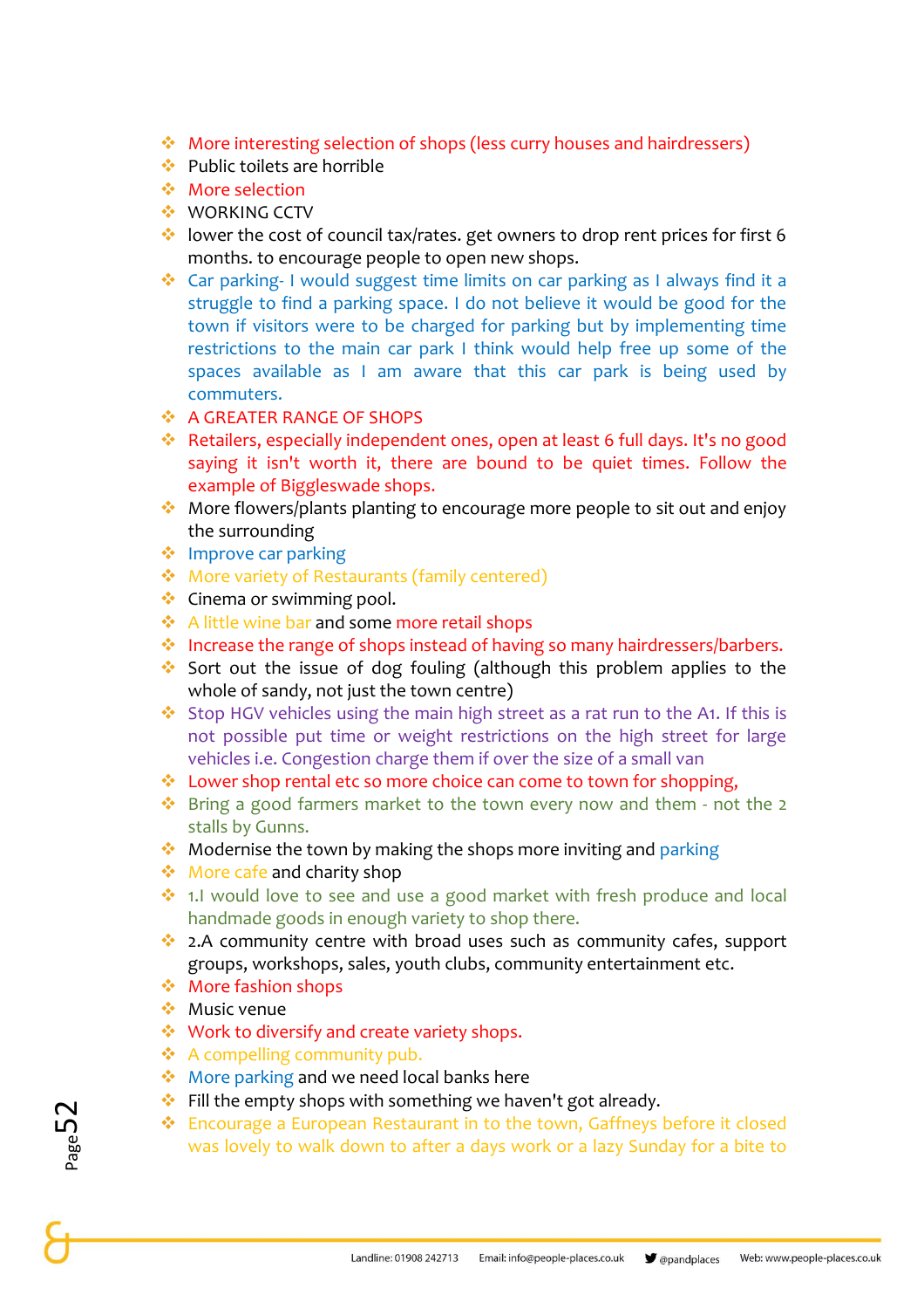- More interesting selection of shops (less curry houses and hairdressers)
- Public toilets are horrible
- More selection
- WORKING CCTV
- lower the cost of council tax/rates. get owners to drop rent prices for first 6 months. to encourage people to open new shops.
- Car parking- I would suggest time limits on car parking as I always find it a struggle to find a parking space. I do not believe it would be good for the town if visitors were to be charged for parking but by implementing time restrictions to the main car park I think would help free up some of the spaces available as I am aware that this car park is being used by commuters.
- A GREATER RANGE OF SHOPS
- Retailers, especially independent ones, open at least 6 full days. It's no good saying it isn't worth it, there are bound to be quiet times. Follow the example of Biggleswade shops.
- More flowers/plants planting to encourage more people to sit out and enjoy the surrounding
- Improve car parking
- More variety of Restaurants (family centered)
- Cinema or swimming pool.
- A little wine bar and some more retail shops
- Increase the range of shops instead of having so many hairdressers/barbers.
- Sort out the issue of dog fouling (although this problem applies to the whole of sandy, not just the town centre)
- Stop HGV vehicles using the main high street as a rat run to the A1. If this is not possible put time or weight restrictions on the high street for large vehicles i.e. Congestion charge them if over the size of a small van
- Lower shop rental etc so more choice can come to town for shopping,
- Bring a good farmers market to the town every now and them - not the 2 stalls by Gunns.
- Modernise the town by making the shops more inviting and parking
- More cafe and charity shop
- 1.I would love to see and use a good market with fresh produce and local handmade goods in enough variety to shop there.
- 2.A community centre with broad uses such as community cafes, support groups, workshops, sales, youth clubs, community entertainment etc.
- More fashion shops
- Music venue
- Work to diversify and create variety shops.
- A compelling community pub.
- More parking and we need local banks here
- Fill the empty shops with something we haven't got already.
- Encourage a European Restaurant in to the town, Gaffneys before it closed was lovely to walk down to after a days work or a lazy Sunday for a bite to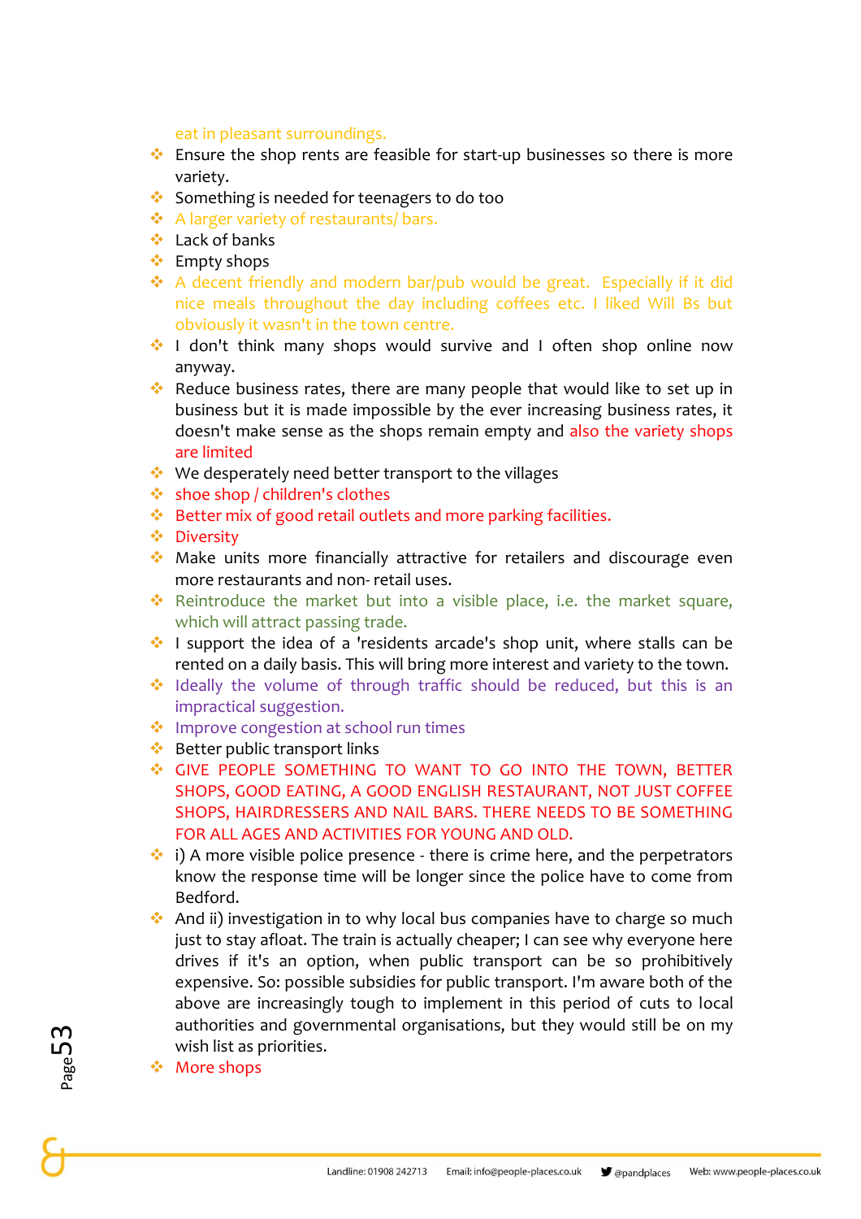eat in pleasant surroundings.

- Ensure the shop rents are feasible for start-up businesses so there is more variety.
- Something is needed for teenagers to do too
- A larger variety of restaurants/ bars.
- Lack of banks
- Empty shops
- A decent friendly and modern bar/pub would be great. Especially if it did nice meals throughout the day including coffees etc. I liked Will Bs but obviously it wasn't in the town centre.
- I don't think many shops would survive and I often shop online now anyway.
- Reduce business rates, there are many people that would like to set up in business but it is made impossible by the ever increasing business rates, it doesn't make sense as the shops remain empty and also the variety shops are limited
- We desperately need better transport to the villages
- shoe shop / children's clothes
- Better mix of good retail outlets and more parking facilities.
- Diversity
- Make units more financially attractive for retailers and discourage even more restaurants and non- retail uses.
- Reintroduce the market but into a visible place, i.e. the market square, which will attract passing trade.
- I support the idea of a 'residents arcade's shop unit, where stalls can be rented on a daily basis. This will bring more interest and variety to the town.
- Ideally the volume of through traffic should be reduced, but this is an impractical suggestion.
- Improve congestion at school run times
- Better public transport links
- GIVE PEOPLE SOMETHING TO WANT TO GO INTO THE TOWN, BETTER SHOPS, GOOD EATING, A GOOD ENGLISH RESTAURANT, NOT JUST COFFEE SHOPS, HAIRDRESSERS AND NAIL BARS. THERE NEEDS TO BE SOMETHING FOR ALL AGES AND ACTIVITIES FOR YOUNG AND OLD.
- i) A more visible police presence - there is crime here, and the perpetrators know the response time will be longer since the police have to come from Bedford.
- And ii) investigation in to why local bus companies have to charge so much just to stay afloat. The train is actually cheaper; I can see why everyone here drives if it's an option, when public transport can be so prohibitively expensive. So: possible subsidies for public transport. I'm aware both of the above are increasingly tough to implement in this period of cuts to local authorities and governmental organisations, but they would still be on my wish list as priorities.
- More shops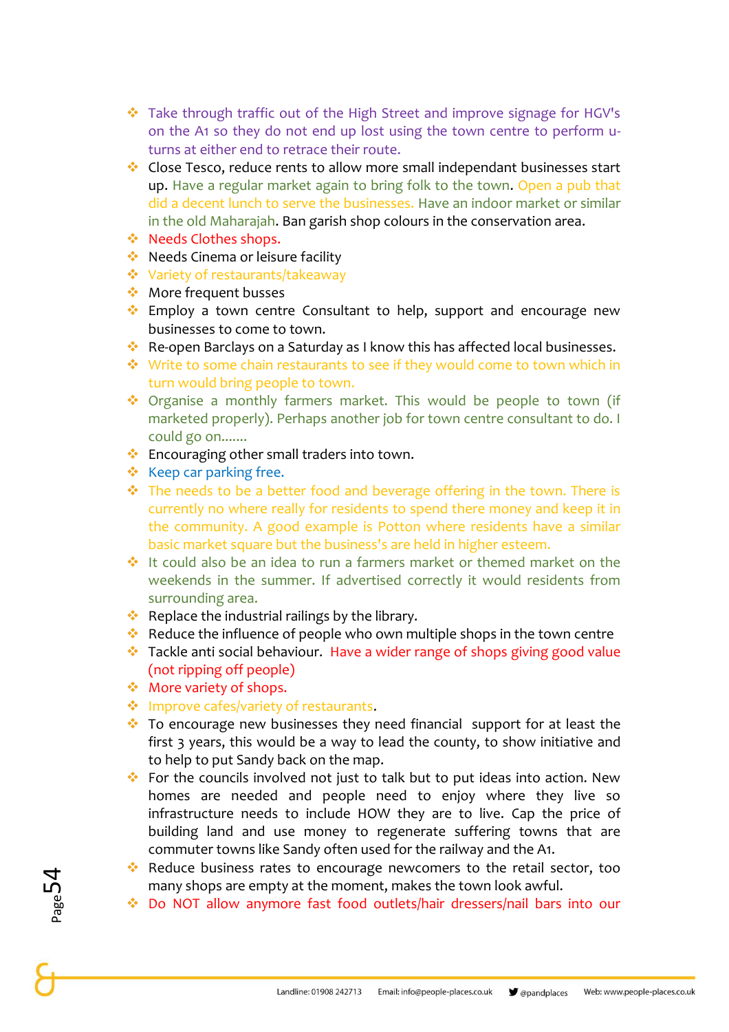- Take through traffic out of the High Street and improve signage for HGV's on the A1 so they do not end up lost using the town centre to perform u-turns at either end to retrace their route.
- Close Tesco, reduce rents to allow more small independant businesses start up. Have a regular market again to bring folk to the town. Open a pub that did a decent lunch to serve the businesses. Have an indoor market or similar in the old Maharajah. Ban garish shop colours in the conservation area.
- Needs Clothes shops.
- Needs Cinema or leisure facility
- Variety of restaurants/takeaway
- More frequent busses
- Employ a town centre Consultant to help, support and encourage new businesses to come to town.
- Re-open Barclays on a Saturday as I know this has affected local businesses.
- Write to some chain restaurants to see if they would come to town which in turn would bring people to town.
- Organise a monthly farmers market. This would be people to town (if marketed properly). Perhaps another job for town centre consultant to do. I could go on.......
- Encouraging other small traders into town.
- Keep car parking free.
- The needs to be a better food and beverage offering in the town. There is currently no where really for residents to spend there money and keep it in the community. A good example is Potton where residents have a similar basic market square but the business's are held in higher esteem.
- It could also be an idea to run a farmers market or themed market on the weekends in the summer. If advertised correctly it would residents from surrounding area.
- Replace the industrial railings by the library.
- Reduce the influence of people who own multiple shops in the town centre
- Tackle anti social behaviour. Have a wider range of shops giving good value (not ripping off people)
- More variety of shops.
- Improve cafes/variety of restaurants.
- To encourage new businesses they need financial support for at least the first 3 years, this would be a way to lead the county, to show initiative and to help to put Sandy back on the map.
- For the councils involved not just to talk but to put ideas into action. New homes are needed and people need to enjoy where they live so infrastructure needs to include HOW they are to live. Cap the price of building land and use money to regenerate suffering towns that are commuter towns like Sandy often used for the railway and the A1.
- Reduce business rates to encourage newcomers to the retail sector, too many shops are empty at the moment, makes the town look awful.
- Do NOT allow anymore fast food outlets/hair dressers/nail bars into our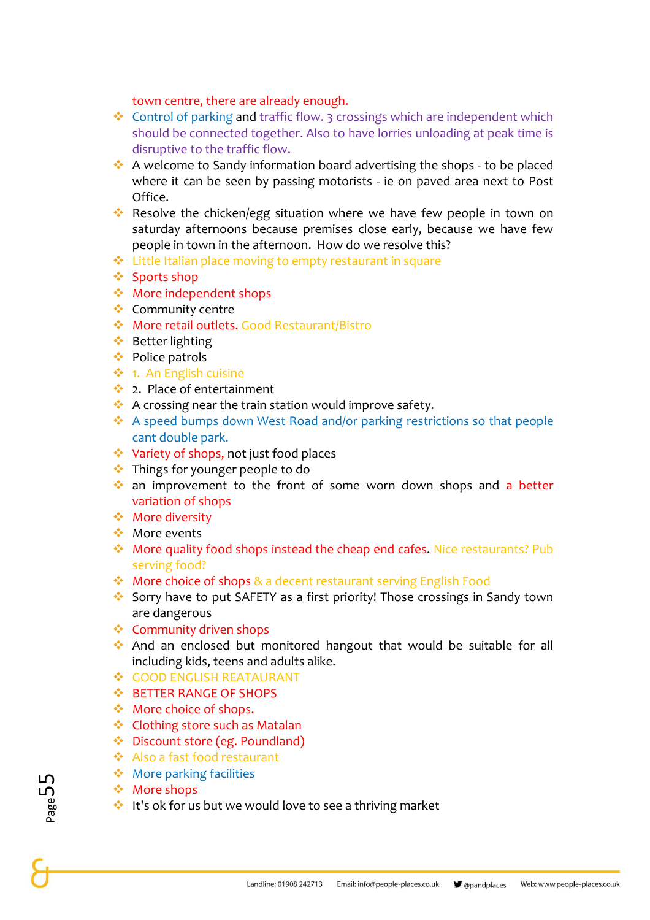town centre, there are already enough.

- Control of parking and traffic flow. 3 crossings which are independent which should be connected together. Also to have lorries unloading at peak time is disruptive to the traffic flow.
- A welcome to Sandy information board advertising the shops - to be placed where it can be seen by passing motorists - ie on paved area next to Post Office.
- Resolve the chicken/egg situation where we have few people in town on saturday afternoons because premises close early, because we have few people in town in the afternoon. How do we resolve this?
- Little Italian place moving to empty restaurant in square
- Sports shop
- More independent shops
- Community centre
- More retail outlets. Good Restaurant/Bistro
- Better lighting
- Police patrols
- 1. An English cuisine
- 2. Place of entertainment
- A crossing near the train station would improve safety.
- A speed bumps down West Road and/or parking restrictions so that people cant double park.
- Variety of shops, not just food places
- Things for younger people to do
- an improvement to the front of some worn down shops and a better variation of shops
- More diversity
- More events
- More quality food shops instead the cheap end cafes. Nice restaurants? Pub serving food?
- More choice of shops & a decent restaurant serving English Food
- Sorry have to put SAFETY as a first priority! Those crossings in Sandy town are dangerous
- Community driven shops
- And an enclosed but monitored hangout that would be suitable for all including kids, teens and adults alike.
- GOOD ENGLISH REATAURANT
- BETTER RANGE OF SHOPS
- More choice of shops.
- Clothing store such as Matalan
- Discount store (eg. Poundland)
- Also a fast food restaurant
- More parking facilities
- More shops
- It's ok for us but we would love to see a thriving market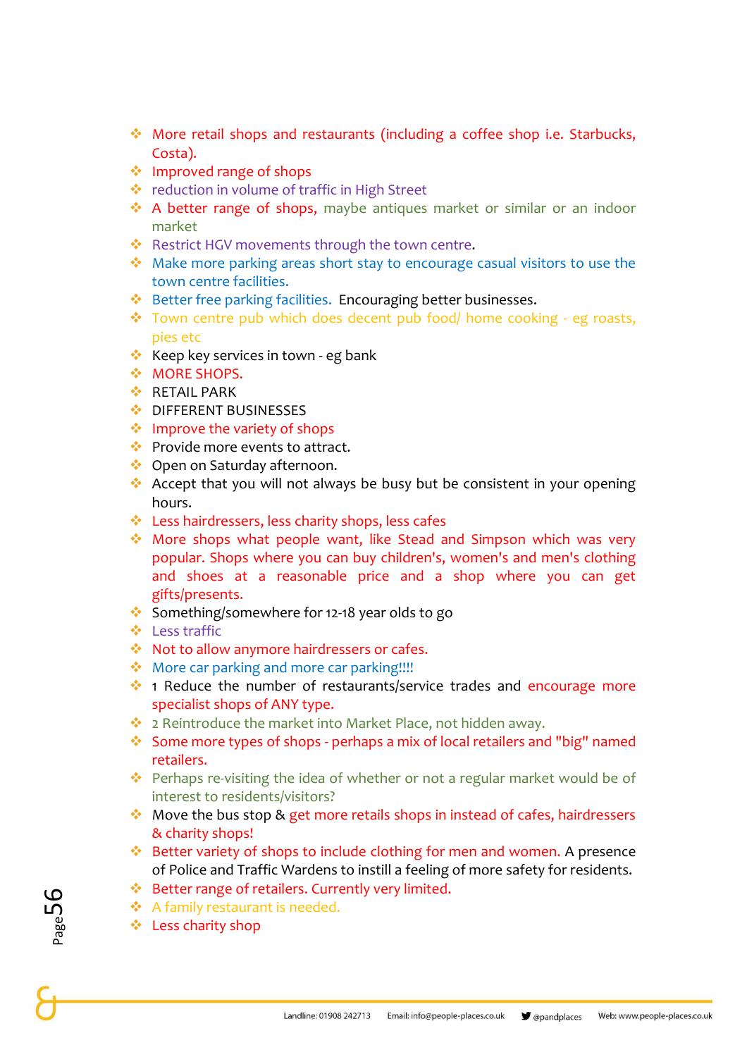- More retail shops and restaurants (including a coffee shop i.e. Starbucks, Costa).
- Improved range of shops
- reduction in volume of traffic in High Street
- A better range of shops, maybe antiques market or similar or an indoor market
- Restrict HGV movements through the town centre.
- Make more parking areas short stay to encourage casual visitors to use the town centre facilities.
- Better free parking facilities. Encouraging better businesses.
- Town centre pub which does decent pub food/ home cooking - eg roasts, pies etc
- Keep key services in town - eg bank
- MORE SHOPS.
- RETAIL PARK
- DIFFERENT BUSINESSES
- Improve the variety of shops
- Provide more events to attract.
- Open on Saturday afternoon.
- Accept that you will not always be busy but be consistent in your opening hours.
- Less hairdressers, less charity shops, less cafes
- More shops what people want, like Stead and Simpson which was very popular. Shops where you can buy children's, women's and men's clothing and shoes at a reasonable price and a shop where you can get gifts/presents.
- Something/somewhere for 12-18 year olds to go
- Less traffic
- Not to allow anymore hairdressers or cafes.
- More car parking and more car parking!!!!
- 1 Reduce the number of restaurants/service trades and encourage more specialist shops of ANY type.
- 2 Reintroduce the market into Market Place, not hidden away.
- Some more types of shops - perhaps a mix of local retailers and "big" named retailers.
- Perhaps re-visiting the idea of whether or not a regular market would be of interest to residents/visitors?
- Move the bus stop & get more retails shops in instead of cafes, hairdressers & charity shops!
- Better variety of shops to include clothing for men and women. A presence of Police and Traffic Wardens to instill a feeling of more safety for residents.
- Better range of retailers. Currently very limited.
- A family restaurant is needed.
- Less charity shop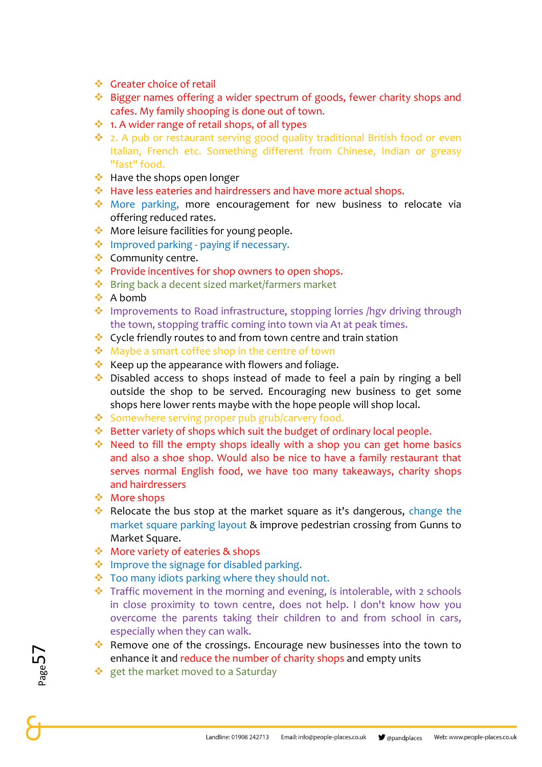- Greater choice of retail
- Bigger names offering a wider spectrum of goods, fewer charity shops and cafes. My family shooping is done out of town.
- 1. A wider range of retail shops, of all types
- 2. A pub or restaurant serving good quality traditional British food or even Italian, French etc. Something different from Chinese, Indian or greasy "fast" food.
- Have the shops open longer
- Have less eateries and hairdressers and have more actual shops.
- More parking, more encouragement for new business to relocate via offering reduced rates.
- More leisure facilities for young people.
- Improved parking - paying if necessary.
- Community centre.
- Provide incentives for shop owners to open shops.
- Bring back a decent sized market/farmers market
- A bomb
- Improvements to Road infrastructure, stopping lorries /hgv driving through the town, stopping traffic coming into town via A1 at peak times.
- Cycle friendly routes to and from town centre and train station
- Maybe a smart coffee shop in the centre of town
- Keep up the appearance with flowers and foliage.
- Disabled access to shops instead of made to feel a pain by ringing a bell outside the shop to be served. Encouraging new business to get some shops here lower rents maybe with the hope people will shop local.
- Somewhere serving proper pub grub/carvery food.
- Better variety of shops which suit the budget of ordinary local people.
- Need to fill the empty shops ideally with a shop you can get home basics and also a shoe shop. Would also be nice to have a family restaurant that serves normal English food, we have too many takeaways, charity shops and hairdressers
- More shops
- Relocate the bus stop at the market square as it's dangerous, change the market square parking layout & improve pedestrian crossing from Gunns to Market Square.
- More variety of eateries & shops
- Improve the signage for disabled parking.
- Too many idiots parking where they should not.
- Traffic movement in the morning and evening, is intolerable, with 2 schools in close proximity to town centre, does not help. I don't know how you overcome the parents taking their children to and from school in cars, especially when they can walk.
- Remove one of the crossings. Encourage new businesses into the town to enhance it and reduce the number of charity shops and empty units
- get the market moved to a Saturday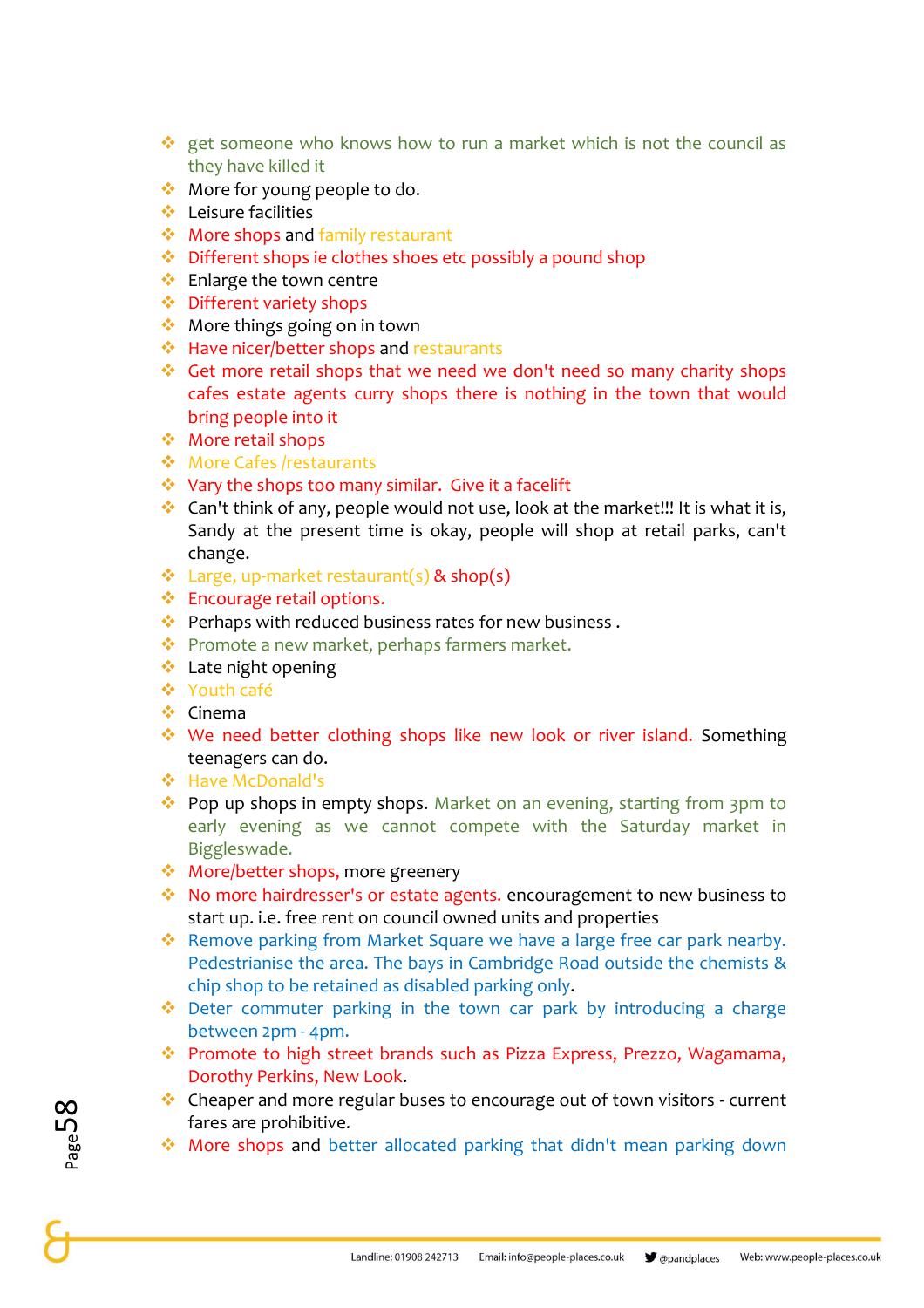- get someone who knows how to run a market which is not the council as they have killed it
- More for young people to do.
- Leisure facilities
- More shops and family restaurant
- Different shops ie clothes shoes etc possibly a pound shop
- Enlarge the town centre
- Different variety shops
- More things going on in town
- Have nicer/better shops and restaurants
- Get more retail shops that we need we don't need so many charity shops cafes estate agents curry shops there is nothing in the town that would bring people into it
- More retail shops
- More Cafes /restaurants
- Vary the shops too many similar. Give it a facelift
- Can't think of any, people would not use, look at the market!!! It is what it is, Sandy at the present time is okay, people will shop at retail parks, can't change.
- Large, up-market restaurant(s) & shop(s)
- Encourage retail options.
- Perhaps with reduced business rates for new business .
- Promote a new market, perhaps farmers market.
- Late night opening
- Youth café
- Cinema
- We need better clothing shops like new look or river island. Something teenagers can do.
- Have McDonald's
- Pop up shops in empty shops. Market on an evening, starting from 3pm to early evening as we cannot compete with the Saturday market in Biggleswade.
- More/better shops, more greenery
- No more hairdresser's or estate agents. encouragement to new business to start up. i.e. free rent on council owned units and properties
- Remove parking from Market Square we have a large free car park nearby. Pedestrianise the area. The bays in Cambridge Road outside the chemists & chip shop to be retained as disabled parking only.
- Deter commuter parking in the town car park by introducing a charge between 2pm - 4pm.
- Promote to high street brands such as Pizza Express, Prezzo, Wagamama, Dorothy Perkins, New Look.
- Cheaper and more regular buses to encourage out of town visitors - current fares are prohibitive.
- More shops and better allocated parking that didn't mean parking down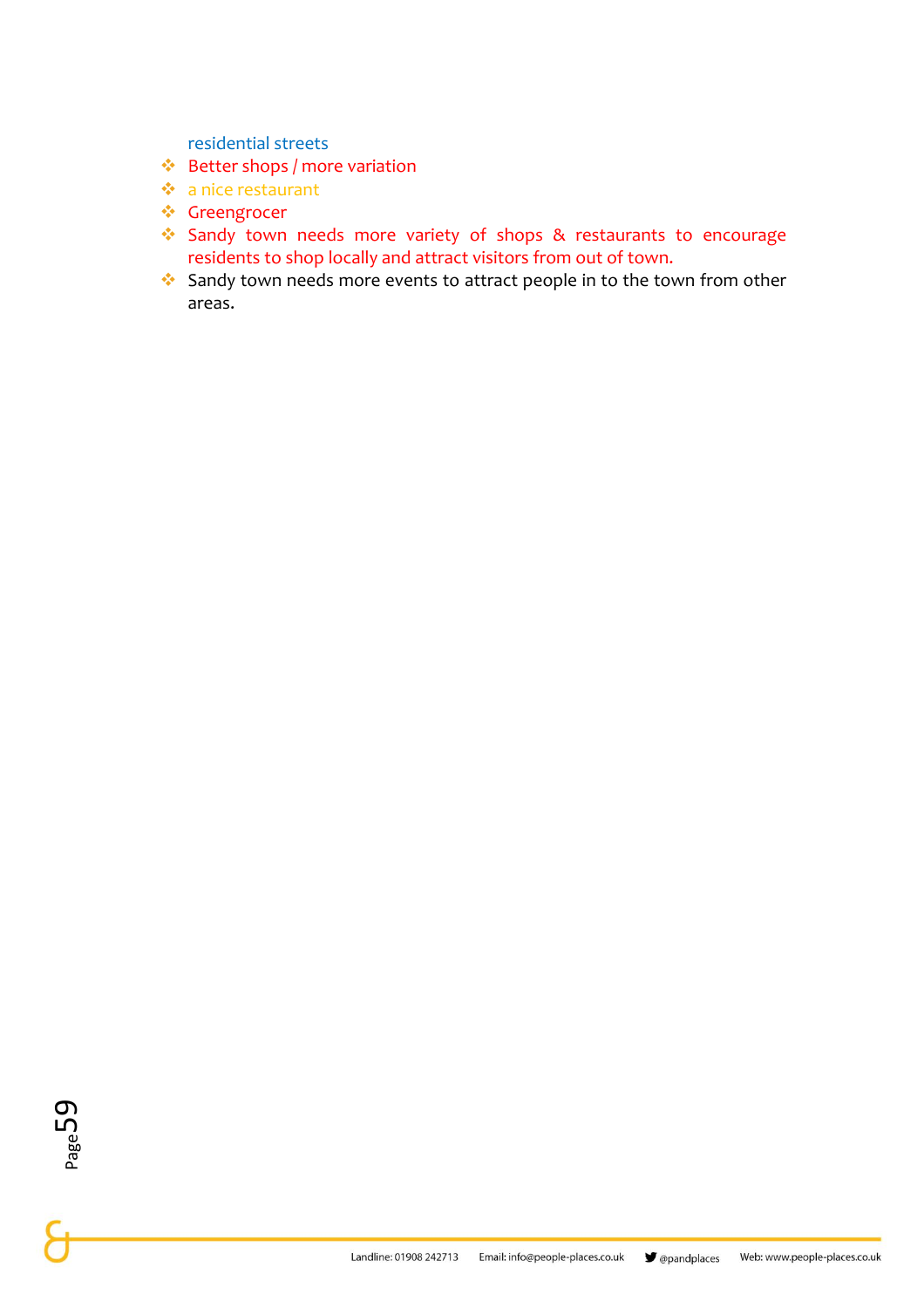residential streets

- Better shops / more variation
- a nice restaurant
- Greengrocer
- Sandy town needs more variety of shops & restaurants to encourage residents to shop locally and attract visitors from out of town.
- Sandy town needs more events to attract people in to the town from other areas.